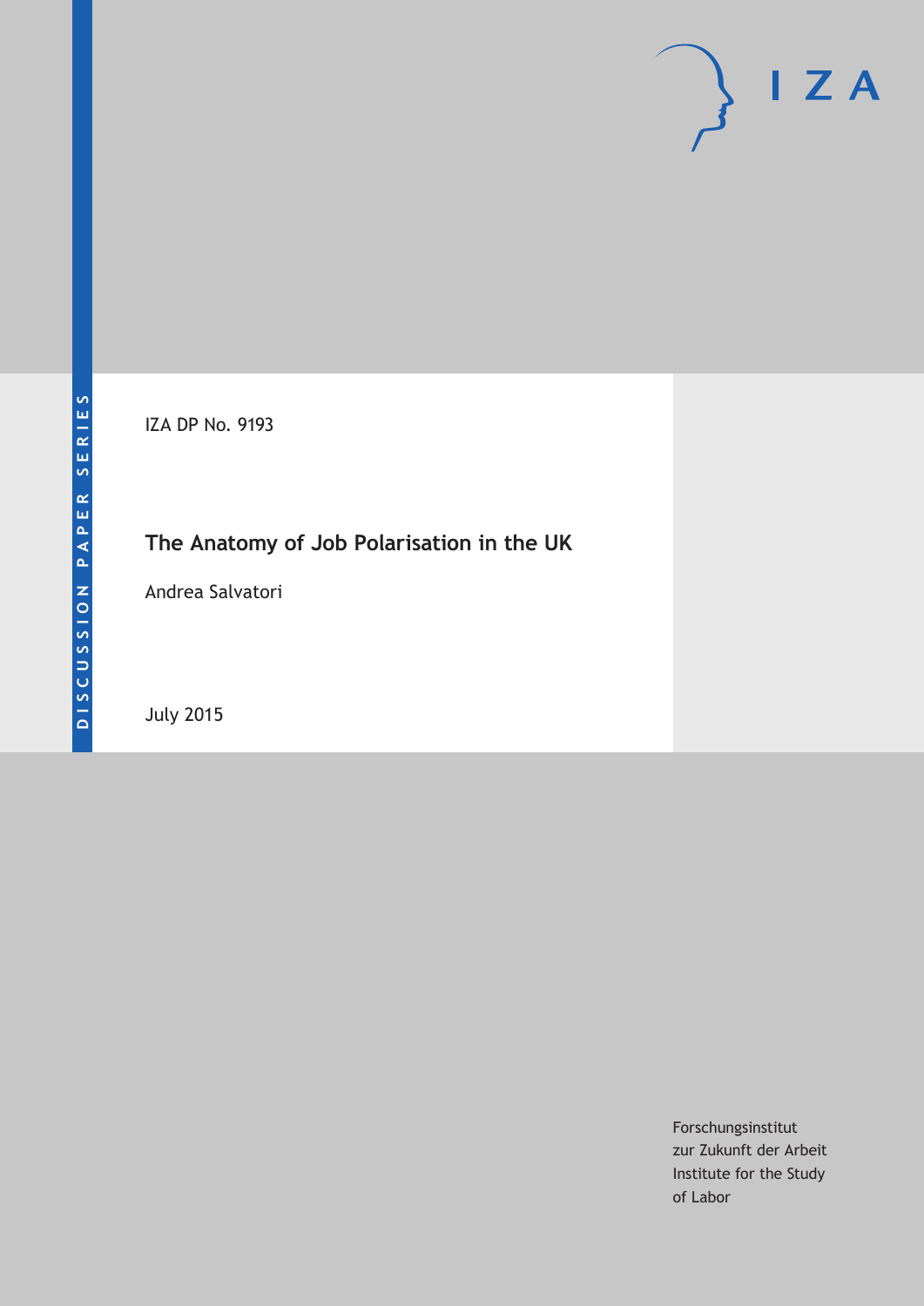DISCUSSION PAPER SERIES

IZA

IZA DP No. 9193

# The Anatomy of Job Polarisation in the UK

Andrea Salvatori

July 2015

Forschungsinstitut
zur Zukunft der Arbeit
Institute for the Study
of Labor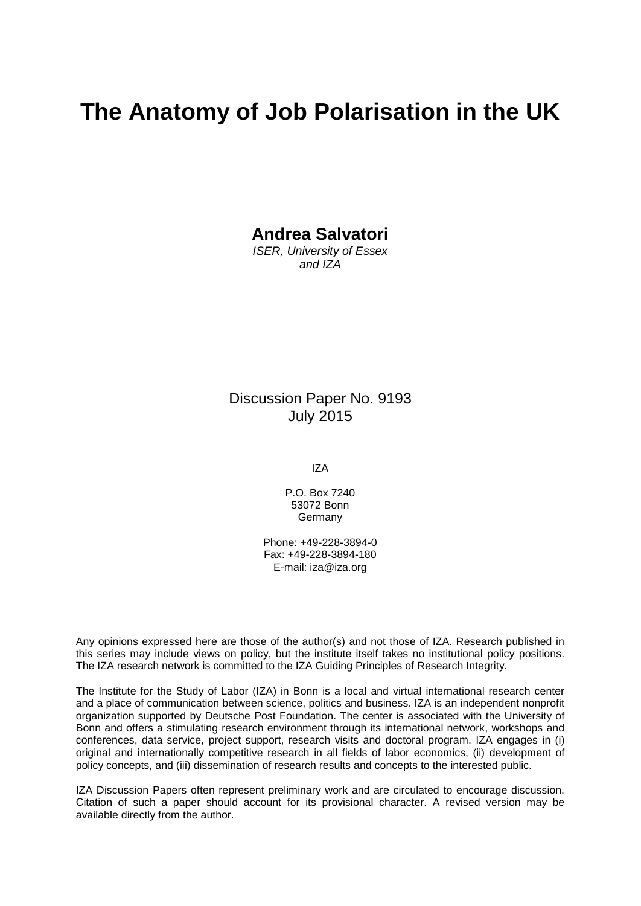# The Anatomy of Job Polarisation in the UK

**Andrea Salvatori**
*ISER, University of Essex*
*and IZA*

Discussion Paper No. 9193
July 2015

IZA

P.O. Box 7240
53072 Bonn
Germany

Phone: +49-228-3894-0
Fax: +49-228-3894-180
E-mail: iza@iza.org

Any opinions expressed here are those of the author(s) and not those of IZA. Research published in this series may include views on policy, but the institute itself takes no institutional policy positions. The IZA research network is committed to the IZA Guiding Principles of Research Integrity.

The Institute for the Study of Labor (IZA) in Bonn is a local and virtual international research center and a place of communication between science, politics and business. IZA is an independent nonprofit organization supported by Deutsche Post Foundation. The center is associated with the University of Bonn and offers a stimulating research environment through its international network, workshops and conferences, data service, project support, research visits and doctoral program. IZA engages in (i) original and internationally competitive research in all fields of labor economics, (ii) development of policy concepts, and (iii) dissemination of research results and concepts to the interested public.

IZA Discussion Papers often represent preliminary work and are circulated to encourage discussion. Citation of such a paper should account for its provisional character. A revised version may be available directly from the author.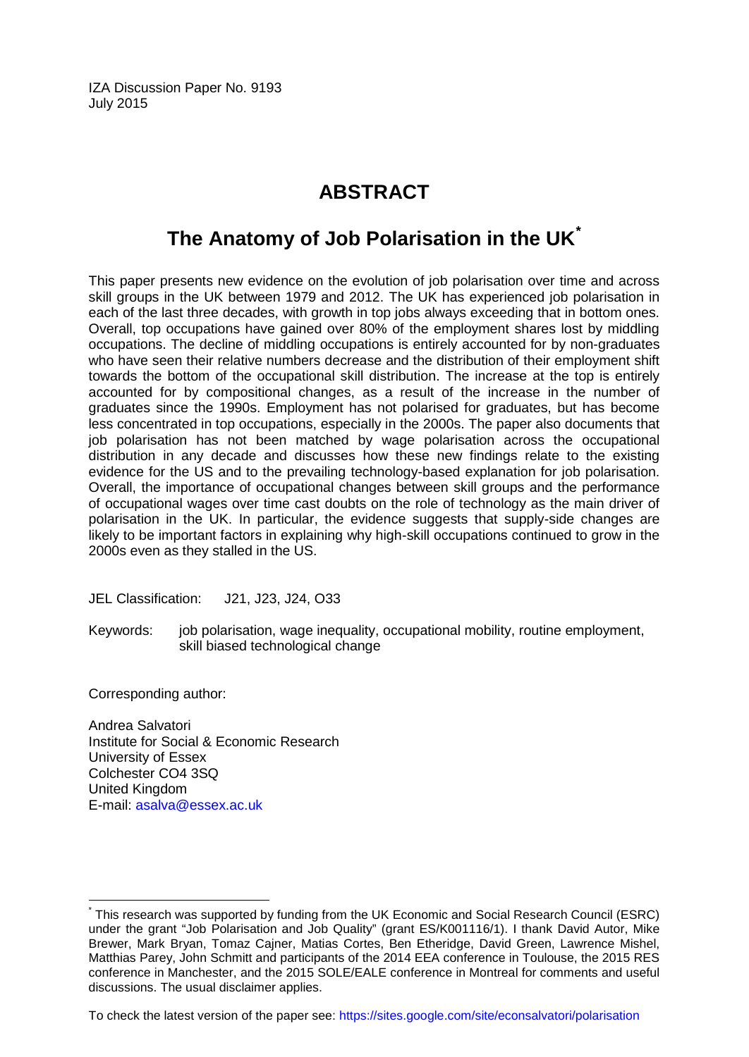IZA Discussion Paper No. 9193
July 2015

# ABSTRACT

## The Anatomy of Job Polarisation in the UK[*]

This paper presents new evidence on the evolution of job polarisation over time and across skill groups in the UK between 1979 and 2012. The UK has experienced job polarisation in each of the last three decades, with growth in top jobs always exceeding that in bottom ones. Overall, top occupations have gained over 80% of the employment shares lost by middling occupations. The decline of middling occupations is entirely accounted for by non-graduates who have seen their relative numbers decrease and the distribution of their employment shift towards the bottom of the occupational skill distribution. The increase at the top is entirely accounted for by compositional changes, as a result of the increase in the number of graduates since the 1990s. Employment has not polarised for graduates, but has become less concentrated in top occupations, especially in the 2000s. The paper also documents that job polarisation has not been matched by wage polarisation across the occupational distribution in any decade and discusses how these new findings relate to the existing evidence for the US and to the prevailing technology-based explanation for job polarisation. Overall, the importance of occupational changes between skill groups and the performance of occupational wages over time cast doubts on the role of technology as the main driver of polarisation in the UK. In particular, the evidence suggests that supply-side changes are likely to be important factors in explaining why high-skill occupations continued to grow in the 2000s even as they stalled in the US.

JEL Classification: J21, J23, J24, O33

Keywords: job polarisation, wage inequality, occupational mobility, routine employment, skill biased technological change

Corresponding author:

Andrea Salvatori
Institute for Social & Economic Research
University of Essex
Colchester CO4 3SQ
United Kingdom
E-mail: asalva@essex.ac.uk

---

[*] This research was supported by funding from the UK Economic and Social Research Council (ESRC) under the grant "Job Polarisation and Job Quality" (grant ES/K001116/1). I thank David Autor, Mike Brewer, Mark Bryan, Tomaz Cajner, Matias Cortes, Ben Etheridge, David Green, Lawrence Mishel, Matthias Parey, John Schmitt and participants of the 2014 EEA conference in Toulouse, the 2015 RES conference in Manchester, and the 2015 SOLE/EALE conference in Montreal for comments and useful discussions. The usual disclaimer applies.

To check the latest version of the paper see: https://sites.google.com/site/econsalvatori/polarisation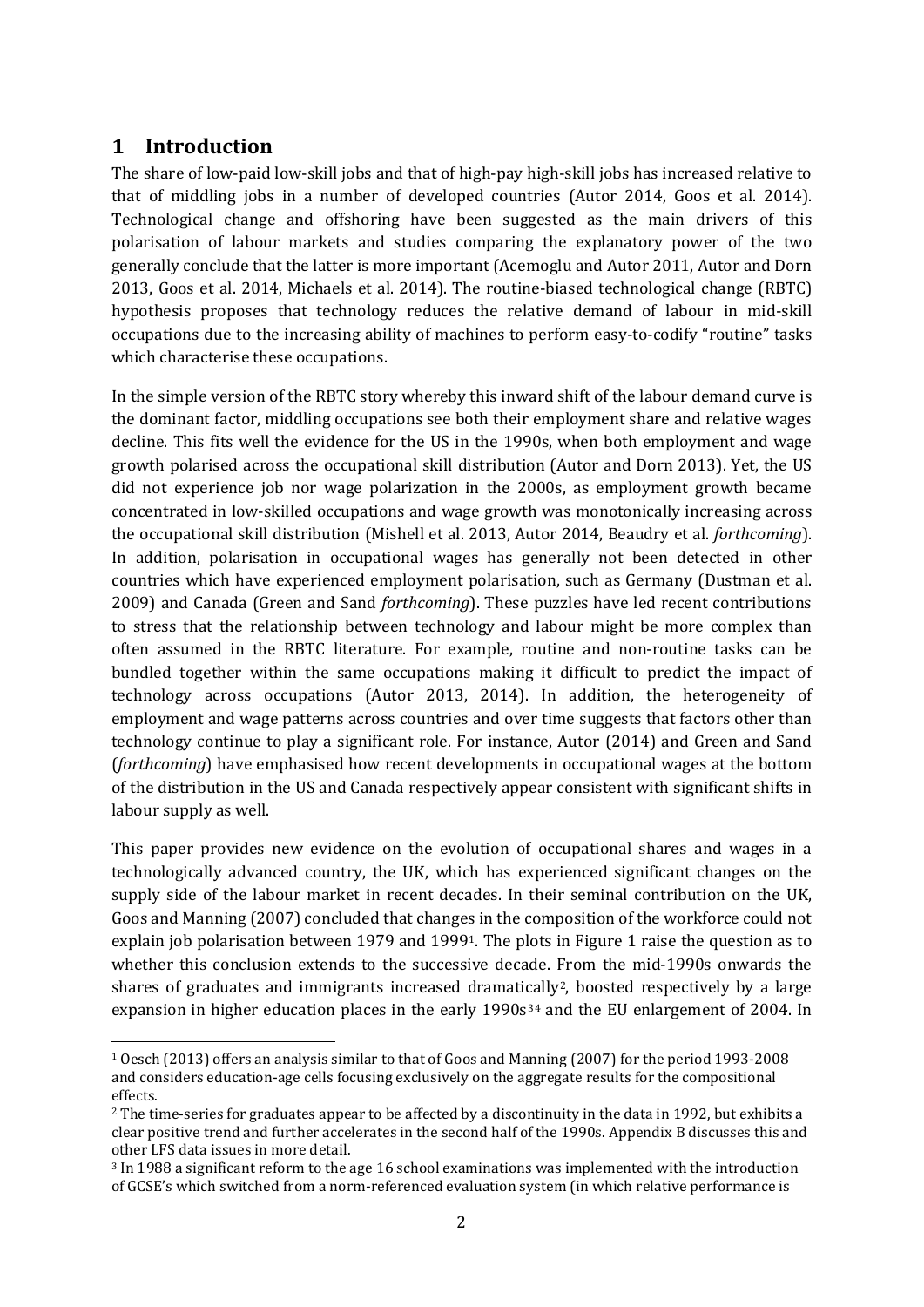## 1 Introduction

The share of low-paid low-skill jobs and that of high-pay high-skill jobs has increased relative to that of middling jobs in a number of developed countries (Autor 2014, Goos et al. 2014). Technological change and offshoring have been suggested as the main drivers of this polarisation of labour markets and studies comparing the explanatory power of the two generally conclude that the latter is more important (Acemoglu and Autor 2011, Autor and Dorn 2013, Goos et al. 2014, Michaels et al. 2014). The routine-biased technological change (RBTC) hypothesis proposes that technology reduces the relative demand of labour in mid-skill occupations due to the increasing ability of machines to perform easy-to-codify "routine" tasks which characterise these occupations.

In the simple version of the RBTC story whereby this inward shift of the labour demand curve is the dominant factor, middling occupations see both their employment share and relative wages decline. This fits well the evidence for the US in the 1990s, when both employment and wage growth polarised across the occupational skill distribution (Autor and Dorn 2013). Yet, the US did not experience job nor wage polarization in the 2000s, as employment growth became concentrated in low-skilled occupations and wage growth was monotonically increasing across the occupational skill distribution (Mishell et al. 2013, Autor 2014, Beaudry et al. *forthcoming*). In addition, polarisation in occupational wages has generally not been detected in other countries which have experienced employment polarisation, such as Germany (Dustman et al. 2009) and Canada (Green and Sand *forthcoming*). These puzzles have led recent contributions to stress that the relationship between technology and labour might be more complex than often assumed in the RBTC literature. For example, routine and non-routine tasks can be bundled together within the same occupations making it difficult to predict the impact of technology across occupations (Autor 2013, 2014). In addition, the heterogeneity of employment and wage patterns across countries and over time suggests that factors other than technology continue to play a significant role. For instance, Autor (2014) and Green and Sand (*forthcoming*) have emphasised how recent developments in occupational wages at the bottom of the distribution in the US and Canada respectively appear consistent with significant shifts in labour supply as well.

This paper provides new evidence on the evolution of occupational shares and wages in a technologically advanced country, the UK, which has experienced significant changes on the supply side of the labour market in recent decades. In their seminal contribution on the UK, Goos and Manning (2007) concluded that changes in the composition of the workforce could not explain job polarisation between 1979 and 1999[1]. The plots in Figure 1 raise the question as to whether this conclusion extends to the successive decade. From the mid-1990s onwards the shares of graduates and immigrants increased dramatically[2], boosted respectively by a large expansion in higher education places in the early 1990s[3][4] and the EU enlargement of 2004. In

---

[1] Oesch (2013) offers an analysis similar to that of Goos and Manning (2007) for the period 1993-2008 and considers education-age cells focusing exclusively on the aggregate results for the compositional effects.

[2] The time-series for graduates appear to be affected by a discontinuity in the data in 1992, but exhibits a clear positive trend and further accelerates in the second half of the 1990s. Appendix B discusses this and other LFS data issues in more detail.

[3] In 1988 a significant reform to the age 16 school examinations was implemented with the introduction of GCSE's which switched from a norm-referenced evaluation system (in which relative performance is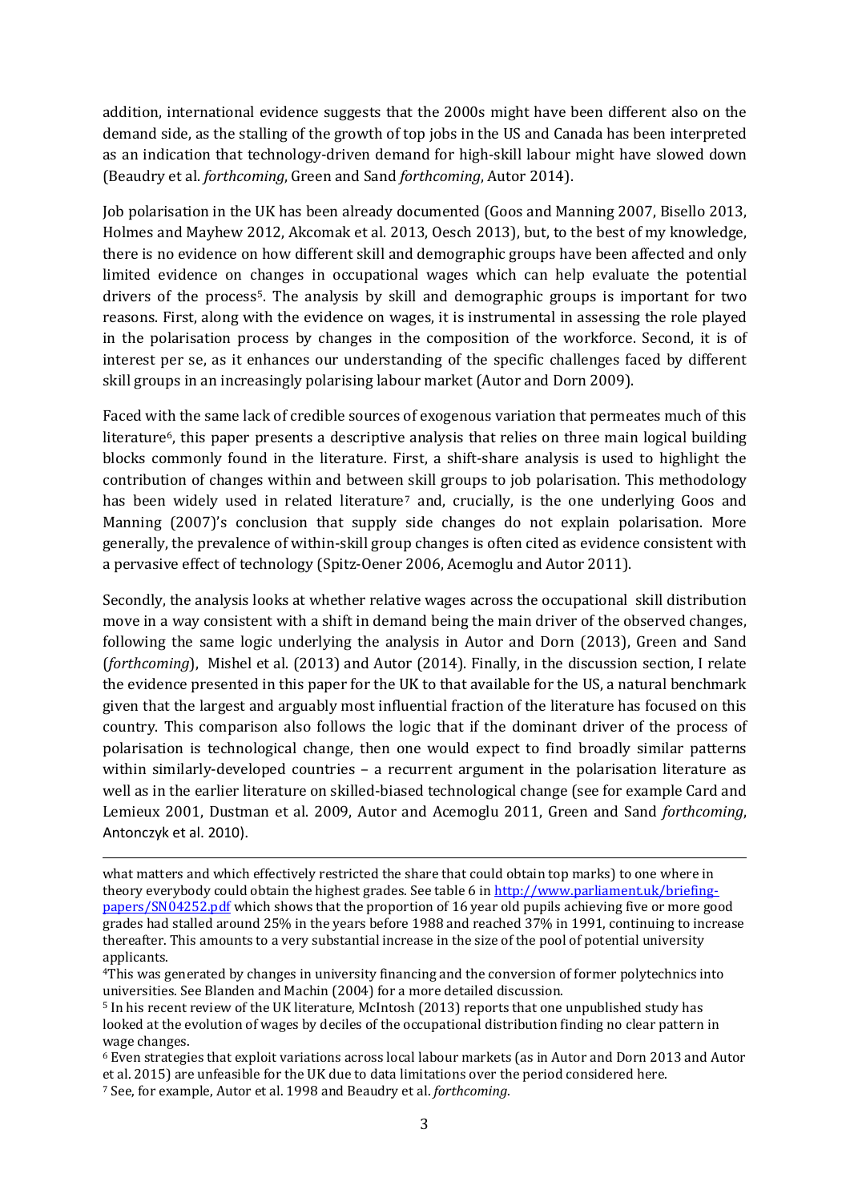addition, international evidence suggests that the 2000s might have been different also on the demand side, as the stalling of the growth of top jobs in the US and Canada has been interpreted as an indication that technology-driven demand for high-skill labour might have slowed down (Beaudry et al. *forthcoming*, Green and Sand *forthcoming*, Autor 2014).

Job polarisation in the UK has been already documented (Goos and Manning 2007, Bisello 2013, Holmes and Mayhew 2012, Akcomak et al. 2013, Oesch 2013), but, to the best of my knowledge, there is no evidence on how different skill and demographic groups have been affected and only limited evidence on changes in occupational wages which can help evaluate the potential drivers of the process[5]. The analysis by skill and demographic groups is important for two reasons. First, along with the evidence on wages, it is instrumental in assessing the role played in the polarisation process by changes in the composition of the workforce. Second, it is of interest per se, as it enhances our understanding of the specific challenges faced by different skill groups in an increasingly polarising labour market (Autor and Dorn 2009).

Faced with the same lack of credible sources of exogenous variation that permeates much of this literature[6], this paper presents a descriptive analysis that relies on three main logical building blocks commonly found in the literature. First, a shift-share analysis is used to highlight the contribution of changes within and between skill groups to job polarisation. This methodology has been widely used in related literature[7] and, crucially, is the one underlying Goos and Manning (2007)'s conclusion that supply side changes do not explain polarisation. More generally, the prevalence of within-skill group changes is often cited as evidence consistent with a pervasive effect of technology (Spitz-Oener 2006, Acemoglu and Autor 2011).

Secondly, the analysis looks at whether relative wages across the occupational skill distribution move in a way consistent with a shift in demand being the main driver of the observed changes, following the same logic underlying the analysis in Autor and Dorn (2013), Green and Sand (*forthcoming*), Mishel et al. (2013) and Autor (2014). Finally, in the discussion section, I relate the evidence presented in this paper for the UK to that available for the US, a natural benchmark given that the largest and arguably most influential fraction of the literature has focused on this country. This comparison also follows the logic that if the dominant driver of the process of polarisation is technological change, then one would expect to find broadly similar patterns within similarly-developed countries – a recurrent argument in the polarisation literature as well as in the earlier literature on skilled-biased technological change (see for example Card and Lemieux 2001, Dustman et al. 2009, Autor and Acemoglu 2011, Green and Sand *forthcoming*, Antonczyk et al. 2010).

---

what matters and which effectively restricted the share that could obtain top marks) to one where in theory everybody could obtain the highest grades. See table 6 in http://www.parliament.uk/briefing-papers/SN04252.pdf which shows that the proportion of 16 year old pupils achieving five or more good grades had stalled around 25% in the years before 1988 and reached 37% in 1991, continuing to increase thereafter. This amounts to a very substantial increase in the size of the pool of potential university applicants.

[4] This was generated by changes in university financing and the conversion of former polytechnics into universities. See Blanden and Machin (2004) for a more detailed discussion.

[5] In his recent review of the UK literature, McIntosh (2013) reports that one unpublished study has looked at the evolution of wages by deciles of the occupational distribution finding no clear pattern in wage changes.

[6] Even strategies that exploit variations across local labour markets (as in Autor and Dorn 2013 and Autor et al. 2015) are unfeasible for the UK due to data limitations over the period considered here.

[7] See, for example, Autor et al. 1998 and Beaudry et al. *forthcoming*.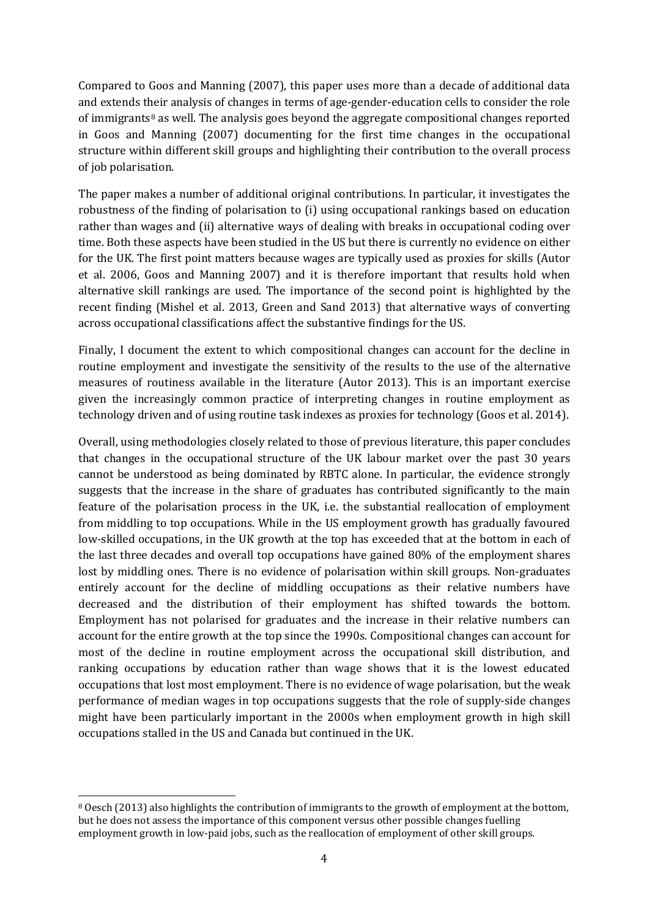Compared to Goos and Manning (2007), this paper uses more than a decade of additional data and extends their analysis of changes in terms of age-gender-education cells to consider the role of immigrants[8] as well. The analysis goes beyond the aggregate compositional changes reported in Goos and Manning (2007) documenting for the first time changes in the occupational structure within different skill groups and highlighting their contribution to the overall process of job polarisation.

The paper makes a number of additional original contributions. In particular, it investigates the robustness of the finding of polarisation to (i) using occupational rankings based on education rather than wages and (ii) alternative ways of dealing with breaks in occupational coding over time. Both these aspects have been studied in the US but there is currently no evidence on either for the UK. The first point matters because wages are typically used as proxies for skills (Autor et al. 2006, Goos and Manning 2007) and it is therefore important that results hold when alternative skill rankings are used. The importance of the second point is highlighted by the recent finding (Mishel et al. 2013, Green and Sand 2013) that alternative ways of converting across occupational classifications affect the substantive findings for the US.

Finally, I document the extent to which compositional changes can account for the decline in routine employment and investigate the sensitivity of the results to the use of the alternative measures of routiness available in the literature (Autor 2013). This is an important exercise given the increasingly common practice of interpreting changes in routine employment as technology driven and of using routine task indexes as proxies for technology (Goos et al. 2014).

Overall, using methodologies closely related to those of previous literature, this paper concludes that changes in the occupational structure of the UK labour market over the past 30 years cannot be understood as being dominated by RBTC alone. In particular, the evidence strongly suggests that the increase in the share of graduates has contributed significantly to the main feature of the polarisation process in the UK, i.e. the substantial reallocation of employment from middling to top occupations. While in the US employment growth has gradually favoured low-skilled occupations, in the UK growth at the top has exceeded that at the bottom in each of the last three decades and overall top occupations have gained 80% of the employment shares lost by middling ones. There is no evidence of polarisation within skill groups. Non-graduates entirely account for the decline of middling occupations as their relative numbers have decreased and the distribution of their employment has shifted towards the bottom. Employment has not polarised for graduates and the increase in their relative numbers can account for the entire growth at the top since the 1990s. Compositional changes can account for most of the decline in routine employment across the occupational skill distribution, and ranking occupations by education rather than wage shows that it is the lowest educated occupations that lost most employment. There is no evidence of wage polarisation, but the weak performance of median wages in top occupations suggests that the role of supply-side changes might have been particularly important in the 2000s when employment growth in high skill occupations stalled in the US and Canada but continued in the UK.

[8] Oesch (2013) also highlights the contribution of immigrants to the growth of employment at the bottom, but he does not assess the importance of this component versus other possible changes fuelling employment growth in low-paid jobs, such as the reallocation of employment of other skill groups.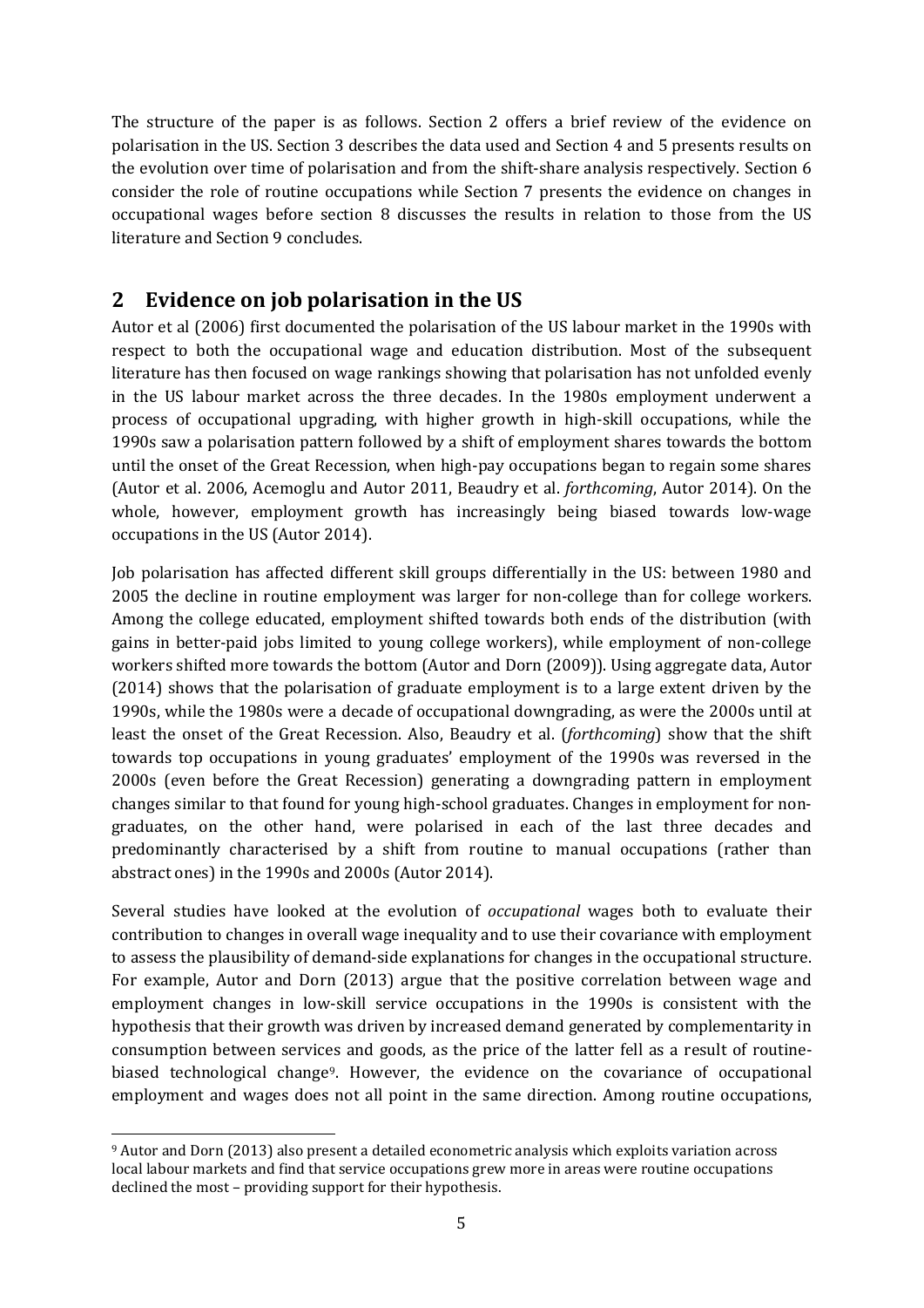The structure of the paper is as follows. Section 2 offers a brief review of the evidence on polarisation in the US. Section 3 describes the data used and Section 4 and 5 presents results on the evolution over time of polarisation and from the shift-share analysis respectively. Section 6 consider the role of routine occupations while Section 7 presents the evidence on changes in occupational wages before section 8 discusses the results in relation to those from the US literature and Section 9 concludes.

## 2 Evidence on job polarisation in the US

Autor et al (2006) first documented the polarisation of the US labour market in the 1990s with respect to both the occupational wage and education distribution. Most of the subsequent literature has then focused on wage rankings showing that polarisation has not unfolded evenly in the US labour market across the three decades. In the 1980s employment underwent a process of occupational upgrading, with higher growth in high-skill occupations, while the 1990s saw a polarisation pattern followed by a shift of employment shares towards the bottom until the onset of the Great Recession, when high-pay occupations began to regain some shares (Autor et al. 2006, Acemoglu and Autor 2011, Beaudry et al. *forthcoming*, Autor 2014). On the whole, however, employment growth has increasingly being biased towards low-wage occupations in the US (Autor 2014).

Job polarisation has affected different skill groups differentially in the US: between 1980 and 2005 the decline in routine employment was larger for non-college than for college workers. Among the college educated, employment shifted towards both ends of the distribution (with gains in better-paid jobs limited to young college workers), while employment of non-college workers shifted more towards the bottom (Autor and Dorn (2009)). Using aggregate data, Autor (2014) shows that the polarisation of graduate employment is to a large extent driven by the 1990s, while the 1980s were a decade of occupational downgrading, as were the 2000s until at least the onset of the Great Recession. Also, Beaudry et al. (*forthcoming*) show that the shift towards top occupations in young graduates' employment of the 1990s was reversed in the 2000s (even before the Great Recession) generating a downgrading pattern in employment changes similar to that found for young high-school graduates. Changes in employment for non-graduates, on the other hand, were polarised in each of the last three decades and predominantly characterised by a shift from routine to manual occupations (rather than abstract ones) in the 1990s and 2000s (Autor 2014).

Several studies have looked at the evolution of *occupational* wages both to evaluate their contribution to changes in overall wage inequality and to use their covariance with employment to assess the plausibility of demand-side explanations for changes in the occupational structure. For example, Autor and Dorn (2013) argue that the positive correlation between wage and employment changes in low-skill service occupations in the 1990s is consistent with the hypothesis that their growth was driven by increased demand generated by complementarity in consumption between services and goods, as the price of the latter fell as a result of routine-biased technological change[9]. However, the evidence on the covariance of occupational employment and wages does not all point in the same direction. Among routine occupations,

[9] Autor and Dorn (2013) also present a detailed econometric analysis which exploits variation across local labour markets and find that service occupations grew more in areas were routine occupations declined the most – providing support for their hypothesis.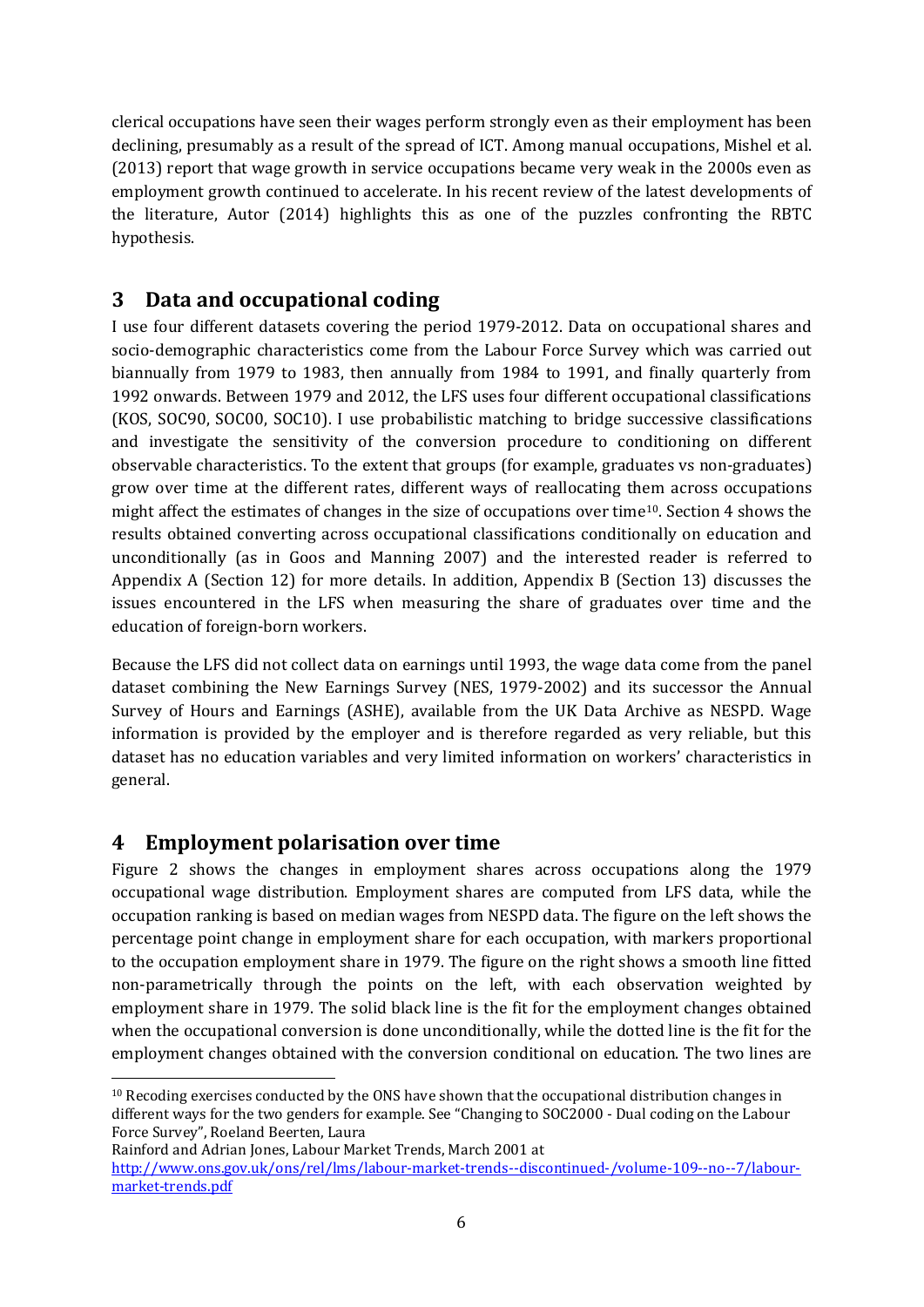clerical occupations have seen their wages perform strongly even as their employment has been declining, presumably as a result of the spread of ICT. Among manual occupations, Mishel et al. (2013) report that wage growth in service occupations became very weak in the 2000s even as employment growth continued to accelerate. In his recent review of the latest developments of the literature, Autor (2014) highlights this as one of the puzzles confronting the RBTC hypothesis.

## 3 Data and occupational coding

I use four different datasets covering the period 1979-2012. Data on occupational shares and socio-demographic characteristics come from the Labour Force Survey which was carried out biannually from 1979 to 1983, then annually from 1984 to 1991, and finally quarterly from 1992 onwards. Between 1979 and 2012, the LFS uses four different occupational classifications (KOS, SOC90, SOC00, SOC10). I use probabilistic matching to bridge successive classifications and investigate the sensitivity of the conversion procedure to conditioning on different observable characteristics. To the extent that groups (for example, graduates vs non-graduates) grow over time at the different rates, different ways of reallocating them across occupations might affect the estimates of changes in the size of occupations over time[10]. Section 4 shows the results obtained converting across occupational classifications conditionally on education and unconditionally (as in Goos and Manning 2007) and the interested reader is referred to Appendix A (Section 12) for more details. In addition, Appendix B (Section 13) discusses the issues encountered in the LFS when measuring the share of graduates over time and the education of foreign-born workers.

Because the LFS did not collect data on earnings until 1993, the wage data come from the panel dataset combining the New Earnings Survey (NES, 1979-2002) and its successor the Annual Survey of Hours and Earnings (ASHE), available from the UK Data Archive as NESPD. Wage information is provided by the employer and is therefore regarded as very reliable, but this dataset has no education variables and very limited information on workers' characteristics in general.

## 4 Employment polarisation over time

Figure 2 shows the changes in employment shares across occupations along the 1979 occupational wage distribution. Employment shares are computed from LFS data, while the occupation ranking is based on median wages from NESPD data. The figure on the left shows the percentage point change in employment share for each occupation, with markers proportional to the occupation employment share in 1979. The figure on the right shows a smooth line fitted non-parametrically through the points on the left, with each observation weighted by employment share in 1979. The solid black line is the fit for the employment changes obtained when the occupational conversion is done unconditionally, while the dotted line is the fit for the employment changes obtained with the conversion conditional on education. The two lines are

---

[10] Recoding exercises conducted by the ONS have shown that the occupational distribution changes in different ways for the two genders for example. See "Changing to SOC2000 - Dual coding on the Labour Force Survey", Roeland Beerten, Laura Rainford and Adrian Jones, Labour Market Trends, March 2001 at http://www.ons.gov.uk/ons/rel/lms/labour-market-trends--discontinued-/volume-109--no--7/labour-market-trends.pdf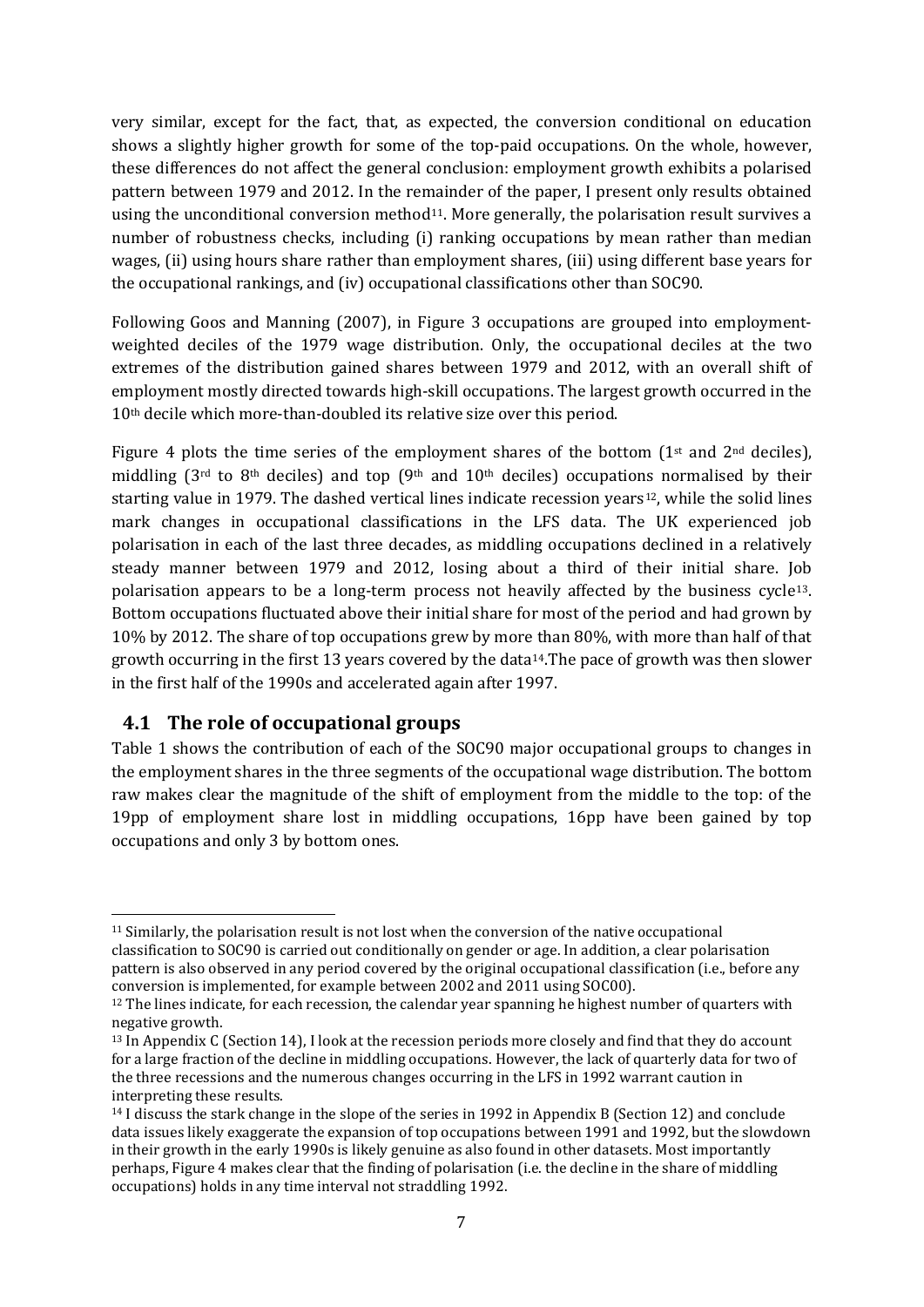very similar, except for the fact, that, as expected, the conversion conditional on education shows a slightly higher growth for some of the top-paid occupations. On the whole, however, these differences do not affect the general conclusion: employment growth exhibits a polarised pattern between 1979 and 2012. In the remainder of the paper, I present only results obtained using the unconditional conversion method[11]. More generally, the polarisation result survives a number of robustness checks, including (i) ranking occupations by mean rather than median wages, (ii) using hours share rather than employment shares, (iii) using different base years for the occupational rankings, and (iv) occupational classifications other than SOC90.

Following Goos and Manning (2007), in Figure 3 occupations are grouped into employment-weighted deciles of the 1979 wage distribution. Only, the occupational deciles at the two extremes of the distribution gained shares between 1979 and 2012, with an overall shift of employment mostly directed towards high-skill occupations. The largest growth occurred in the 10th decile which more-than-doubled its relative size over this period.

Figure 4 plots the time series of the employment shares of the bottom (1st and 2nd deciles), middling (3rd to 8th deciles) and top (9th and 10th deciles) occupations normalised by their starting value in 1979. The dashed vertical lines indicate recession years[12], while the solid lines mark changes in occupational classifications in the LFS data. The UK experienced job polarisation in each of the last three decades, as middling occupations declined in a relatively steady manner between 1979 and 2012, losing about a third of their initial share. Job polarisation appears to be a long-term process not heavily affected by the business cycle[13]. Bottom occupations fluctuated above their initial share for most of the period and had grown by 10% by 2012. The share of top occupations grew by more than 80%, with more than half of that growth occurring in the first 13 years covered by the data[14].The pace of growth was then slower in the first half of the 1990s and accelerated again after 1997.

## 4.1 The role of occupational groups

Table 1 shows the contribution of each of the SOC90 major occupational groups to changes in the employment shares in the three segments of the occupational wage distribution. The bottom raw makes clear the magnitude of the shift of employment from the middle to the top: of the 19pp of employment share lost in middling occupations, 16pp have been gained by top occupations and only 3 by bottom ones.

---

[11] Similarly, the polarisation result is not lost when the conversion of the native occupational classification to SOC90 is carried out conditionally on gender or age. In addition, a clear polarisation pattern is also observed in any period covered by the original occupational classification (i.e., before any conversion is implemented, for example between 2002 and 2011 using SOC00).

[12] The lines indicate, for each recession, the calendar year spanning he highest number of quarters with negative growth.

[13] In Appendix C (Section 14), I look at the recession periods more closely and find that they do account for a large fraction of the decline in middling occupations. However, the lack of quarterly data for two of the three recessions and the numerous changes occurring in the LFS in 1992 warrant caution in interpreting these results.

[14] I discuss the stark change in the slope of the series in 1992 in Appendix B (Section 12) and conclude data issues likely exaggerate the expansion of top occupations between 1991 and 1992, but the slowdown in their growth in the early 1990s is likely genuine as also found in other datasets. Most importantly perhaps, Figure 4 makes clear that the finding of polarisation (i.e. the decline in the share of middling occupations) holds in any time interval not straddling 1992.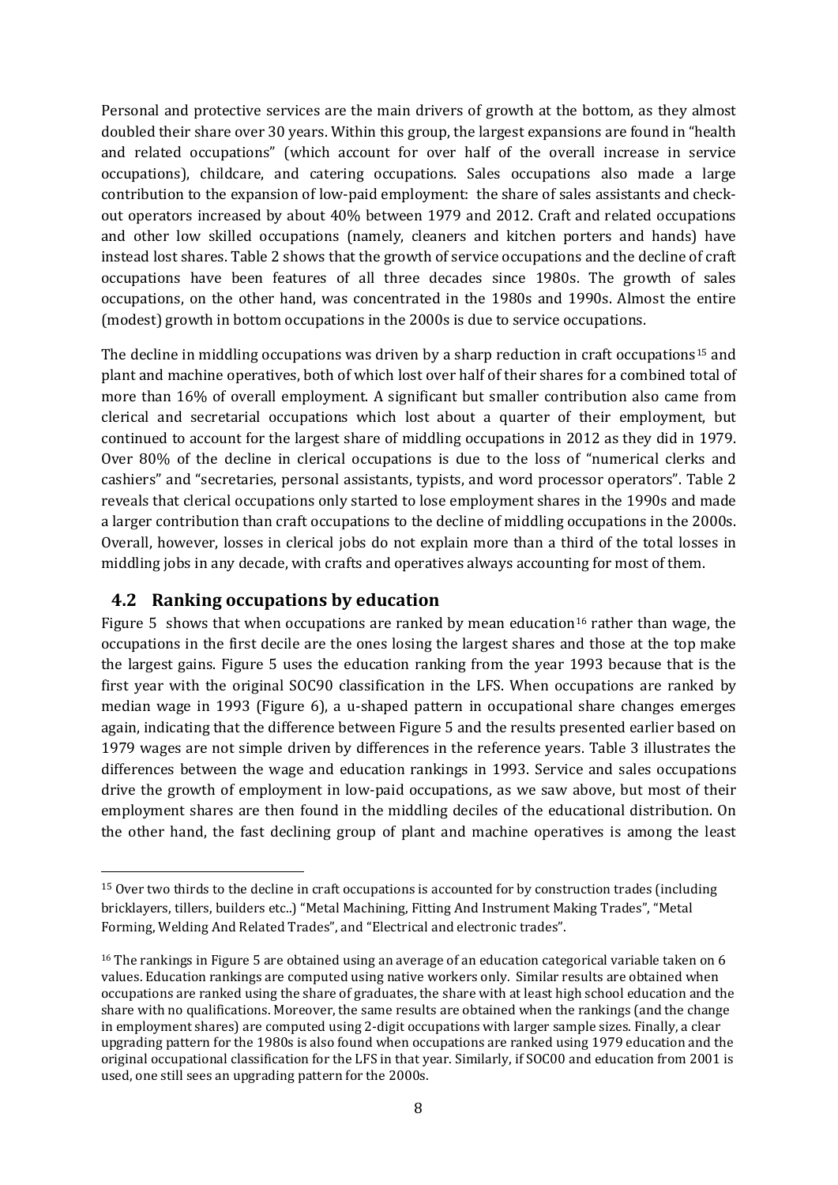Personal and protective services are the main drivers of growth at the bottom, as they almost doubled their share over 30 years. Within this group, the largest expansions are found in "health and related occupations" (which account for over half of the overall increase in service occupations), childcare, and catering occupations. Sales occupations also made a large contribution to the expansion of low-paid employment: the share of sales assistants and check-out operators increased by about 40% between 1979 and 2012. Craft and related occupations and other low skilled occupations (namely, cleaners and kitchen porters and hands) have instead lost shares. Table 2 shows that the growth of service occupations and the decline of craft occupations have been features of all three decades since 1980s. The growth of sales occupations, on the other hand, was concentrated in the 1980s and 1990s. Almost the entire (modest) growth in bottom occupations in the 2000s is due to service occupations.

The decline in middling occupations was driven by a sharp reduction in craft occupations[15] and plant and machine operatives, both of which lost over half of their shares for a combined total of more than 16% of overall employment. A significant but smaller contribution also came from clerical and secretarial occupations which lost about a quarter of their employment, but continued to account for the largest share of middling occupations in 2012 as they did in 1979. Over 80% of the decline in clerical occupations is due to the loss of "numerical clerks and cashiers" and "secretaries, personal assistants, typists, and word processor operators". Table 2 reveals that clerical occupations only started to lose employment shares in the 1990s and made a larger contribution than craft occupations to the decline of middling occupations in the 2000s. Overall, however, losses in clerical jobs do not explain more than a third of the total losses in middling jobs in any decade, with crafts and operatives always accounting for most of them.

## 4.2 Ranking occupations by education

Figure 5 shows that when occupations are ranked by mean education[16] rather than wage, the occupations in the first decile are the ones losing the largest shares and those at the top make the largest gains. Figure 5 uses the education ranking from the year 1993 because that is the first year with the original SOC90 classification in the LFS. When occupations are ranked by median wage in 1993 (Figure 6), a u-shaped pattern in occupational share changes emerges again, indicating that the difference between Figure 5 and the results presented earlier based on 1979 wages are not simple driven by differences in the reference years. Table 3 illustrates the differences between the wage and education rankings in 1993. Service and sales occupations drive the growth of employment in low-paid occupations, as we saw above, but most of their employment shares are then found in the middling deciles of the educational distribution. On the other hand, the fast declining group of plant and machine operatives is among the least

[15] Over two thirds to the decline in craft occupations is accounted for by construction trades (including bricklayers, tillers, builders etc..) "Metal Machining, Fitting And Instrument Making Trades", "Metal Forming, Welding And Related Trades", and "Electrical and electronic trades".

[16] The rankings in Figure 5 are obtained using an average of an education categorical variable taken on 6 values. Education rankings are computed using native workers only. Similar results are obtained when occupations are ranked using the share of graduates, the share with at least high school education and the share with no qualifications. Moreover, the same results are obtained when the rankings (and the change in employment shares) are computed using 2-digit occupations with larger sample sizes. Finally, a clear upgrading pattern for the 1980s is also found when occupations are ranked using 1979 education and the original occupational classification for the LFS in that year. Similarly, if SOC00 and education from 2001 is used, one still sees an upgrading pattern for the 2000s.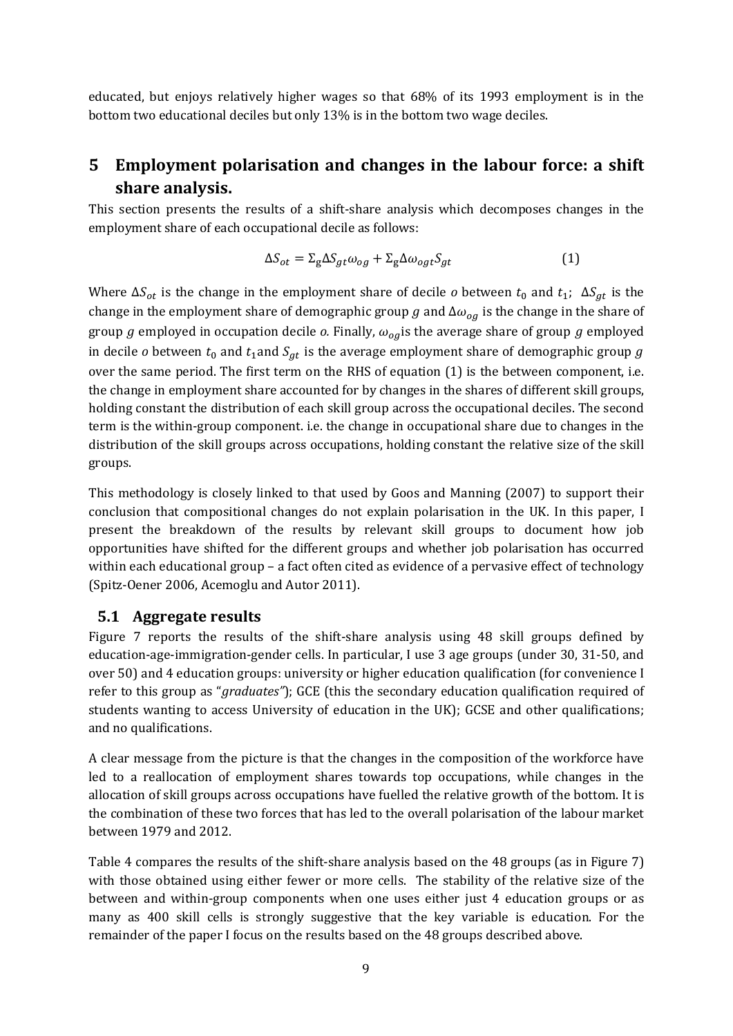educated, but enjoys relatively higher wages so that 68% of its 1993 employment is in the bottom two educational deciles but only 13% is in the bottom two wage deciles.

## 5 Employment polarisation and changes in the labour force: a shift share analysis.

This section presents the results of a shift-share analysis which decomposes changes in the employment share of each occupational decile as follows:

$$\Delta S_{ot} = \Sigma_g \Delta S_{gt} \omega_{og} + \Sigma_g \Delta \omega_{ogt} S_{gt} \quad (1)$$

Where $\Delta S_{ot}$ is the change in the employment share of decile *o* between $t_0$ and $t_1$; $\Delta S_{gt}$ is the change in the employment share of demographic group $g$ and $\Delta \omega_{og}$ is the change in the share of group $g$ employed in occupation decile *o.* Finally, $\omega_{og}$is the average share of group $g$ employed in decile *o* between $t_0$ and $t_1$and $S_{gt}$ is the average employment share of demographic group $g$ over the same period. The first term on the RHS of equation (1) is the between component, i.e. the change in employment share accounted for by changes in the shares of different skill groups, holding constant the distribution of each skill group across the occupational deciles. The second term is the within-group component. i.e. the change in occupational share due to changes in the distribution of the skill groups across occupations, holding constant the relative size of the skill groups.

This methodology is closely linked to that used by Goos and Manning (2007) to support their conclusion that compositional changes do not explain polarisation in the UK. In this paper, I present the breakdown of the results by relevant skill groups to document how job opportunities have shifted for the different groups and whether job polarisation has occurred within each educational group – a fact often cited as evidence of a pervasive effect of technology (Spitz-Oener 2006, Acemoglu and Autor 2011).

### 5.1 Aggregate results

Figure 7 reports the results of the shift-share analysis using 48 skill groups defined by education-age-immigration-gender cells. In particular, I use 3 age groups (under 30, 31-50, and over 50) and 4 education groups: university or higher education qualification (for convenience I refer to this group as "*graduates"*); GCE (this the secondary education qualification required of students wanting to access University of education in the UK); GCSE and other qualifications; and no qualifications.

A clear message from the picture is that the changes in the composition of the workforce have led to a reallocation of employment shares towards top occupations, while changes in the allocation of skill groups across occupations have fuelled the relative growth of the bottom. It is the combination of these two forces that has led to the overall polarisation of the labour market between 1979 and 2012.

Table 4 compares the results of the shift-share analysis based on the 48 groups (as in Figure 7) with those obtained using either fewer or more cells. The stability of the relative size of the between and within-group components when one uses either just 4 education groups or as many as 400 skill cells is strongly suggestive that the key variable is education. For the remainder of the paper I focus on the results based on the 48 groups described above.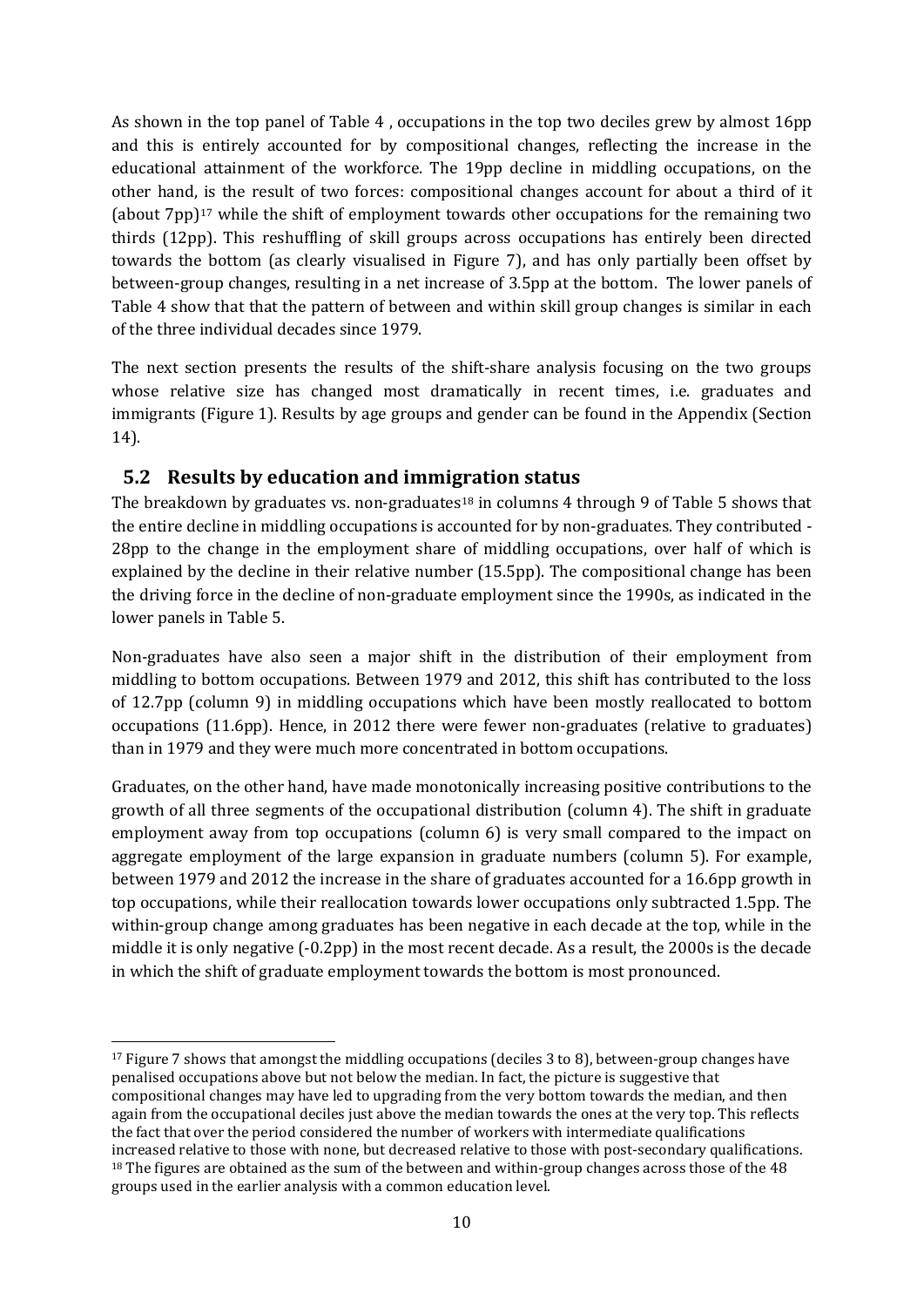As shown in the top panel of Table 4 , occupations in the top two deciles grew by almost 16pp and this is entirely accounted for by compositional changes, reflecting the increase in the educational attainment of the workforce. The 19pp decline in middling occupations, on the other hand, is the result of two forces: compositional changes account for about a third of it (about 7pp)[17] while the shift of employment towards other occupations for the remaining two thirds (12pp). This reshuffling of skill groups across occupations has entirely been directed towards the bottom (as clearly visualised in Figure 7), and has only partially been offset by between-group changes, resulting in a net increase of 3.5pp at the bottom. The lower panels of Table 4 show that that the pattern of between and within skill group changes is similar in each of the three individual decades since 1979.

The next section presents the results of the shift-share analysis focusing on the two groups whose relative size has changed most dramatically in recent times, i.e. graduates and immigrants (Figure 1). Results by age groups and gender can be found in the Appendix (Section 14).

## 5.2 Results by education and immigration status

The breakdown by graduates vs. non-graduates[18] in columns 4 through 9 of Table 5 shows that the entire decline in middling occupations is accounted for by non-graduates. They contributed -28pp to the change in the employment share of middling occupations, over half of which is explained by the decline in their relative number (15.5pp). The compositional change has been the driving force in the decline of non-graduate employment since the 1990s, as indicated in the lower panels in Table 5.

Non-graduates have also seen a major shift in the distribution of their employment from middling to bottom occupations. Between 1979 and 2012, this shift has contributed to the loss of 12.7pp (column 9) in middling occupations which have been mostly reallocated to bottom occupations (11.6pp). Hence, in 2012 there were fewer non-graduates (relative to graduates) than in 1979 and they were much more concentrated in bottom occupations.

Graduates, on the other hand, have made monotonically increasing positive contributions to the growth of all three segments of the occupational distribution (column 4). The shift in graduate employment away from top occupations (column 6) is very small compared to the impact on aggregate employment of the large expansion in graduate numbers (column 5). For example, between 1979 and 2012 the increase in the share of graduates accounted for a 16.6pp growth in top occupations, while their reallocation towards lower occupations only subtracted 1.5pp. The within-group change among graduates has been negative in each decade at the top, while in the middle it is only negative (-0.2pp) in the most recent decade. As a result, the 2000s is the decade in which the shift of graduate employment towards the bottom is most pronounced.

[17] Figure 7 shows that amongst the middling occupations (deciles 3 to 8), between-group changes have penalised occupations above but not below the median. In fact, the picture is suggestive that compositional changes may have led to upgrading from the very bottom towards the median, and then again from the occupational deciles just above the median towards the ones at the very top. This reflects the fact that over the period considered the number of workers with intermediate qualifications increased relative to those with none, but decreased relative to those with post-secondary qualifications.

[18] The figures are obtained as the sum of the between and within-group changes across those of the 48 groups used in the earlier analysis with a common education level.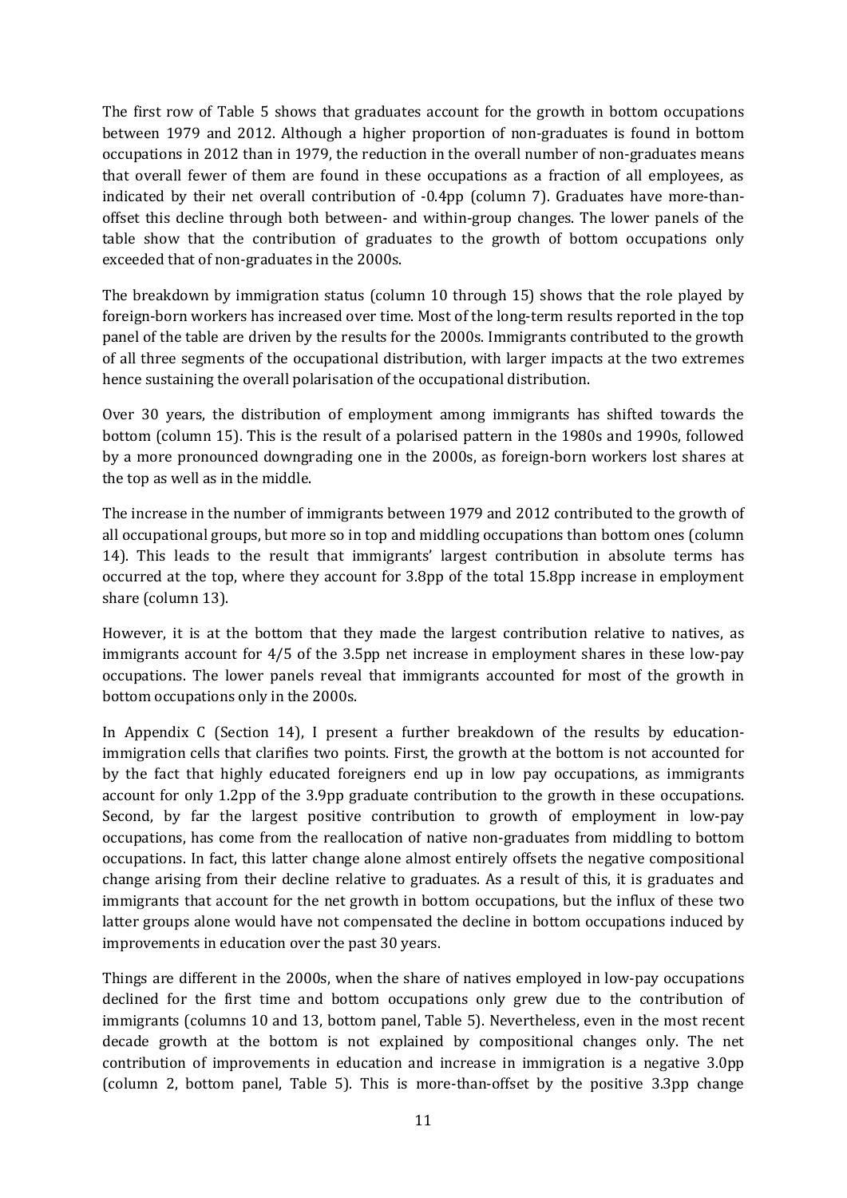The first row of Table 5 shows that graduates account for the growth in bottom occupations between 1979 and 2012. Although a higher proportion of non-graduates is found in bottom occupations in 2012 than in 1979, the reduction in the overall number of non-graduates means that overall fewer of them are found in these occupations as a fraction of all employees, as indicated by their net overall contribution of -0.4pp (column 7). Graduates have more-than-offset this decline through both between- and within-group changes. The lower panels of the table show that the contribution of graduates to the growth of bottom occupations only exceeded that of non-graduates in the 2000s.

The breakdown by immigration status (column 10 through 15) shows that the role played by foreign-born workers has increased over time. Most of the long-term results reported in the top panel of the table are driven by the results for the 2000s. Immigrants contributed to the growth of all three segments of the occupational distribution, with larger impacts at the two extremes hence sustaining the overall polarisation of the occupational distribution.

Over 30 years, the distribution of employment among immigrants has shifted towards the bottom (column 15). This is the result of a polarised pattern in the 1980s and 1990s, followed by a more pronounced downgrading one in the 2000s, as foreign-born workers lost shares at the top as well as in the middle.

The increase in the number of immigrants between 1979 and 2012 contributed to the growth of all occupational groups, but more so in top and middling occupations than bottom ones (column 14). This leads to the result that immigrants' largest contribution in absolute terms has occurred at the top, where they account for 3.8pp of the total 15.8pp increase in employment share (column 13).

However, it is at the bottom that they made the largest contribution relative to natives, as immigrants account for 4/5 of the 3.5pp net increase in employment shares in these low-pay occupations. The lower panels reveal that immigrants accounted for most of the growth in bottom occupations only in the 2000s.

In Appendix C (Section 14), I present a further breakdown of the results by education-immigration cells that clarifies two points. First, the growth at the bottom is not accounted for by the fact that highly educated foreigners end up in low pay occupations, as immigrants account for only 1.2pp of the 3.9pp graduate contribution to the growth in these occupations. Second, by far the largest positive contribution to growth of employment in low-pay occupations, has come from the reallocation of native non-graduates from middling to bottom occupations. In fact, this latter change alone almost entirely offsets the negative compositional change arising from their decline relative to graduates. As a result of this, it is graduates and immigrants that account for the net growth in bottom occupations, but the influx of these two latter groups alone would have not compensated the decline in bottom occupations induced by improvements in education over the past 30 years.

Things are different in the 2000s, when the share of natives employed in low-pay occupations declined for the first time and bottom occupations only grew due to the contribution of immigrants (columns 10 and 13, bottom panel, Table 5). Nevertheless, even in the most recent decade growth at the bottom is not explained by compositional changes only. The net contribution of improvements in education and increase in immigration is a negative 3.0pp (column 2, bottom panel, Table 5). This is more-than-offset by the positive 3.3pp change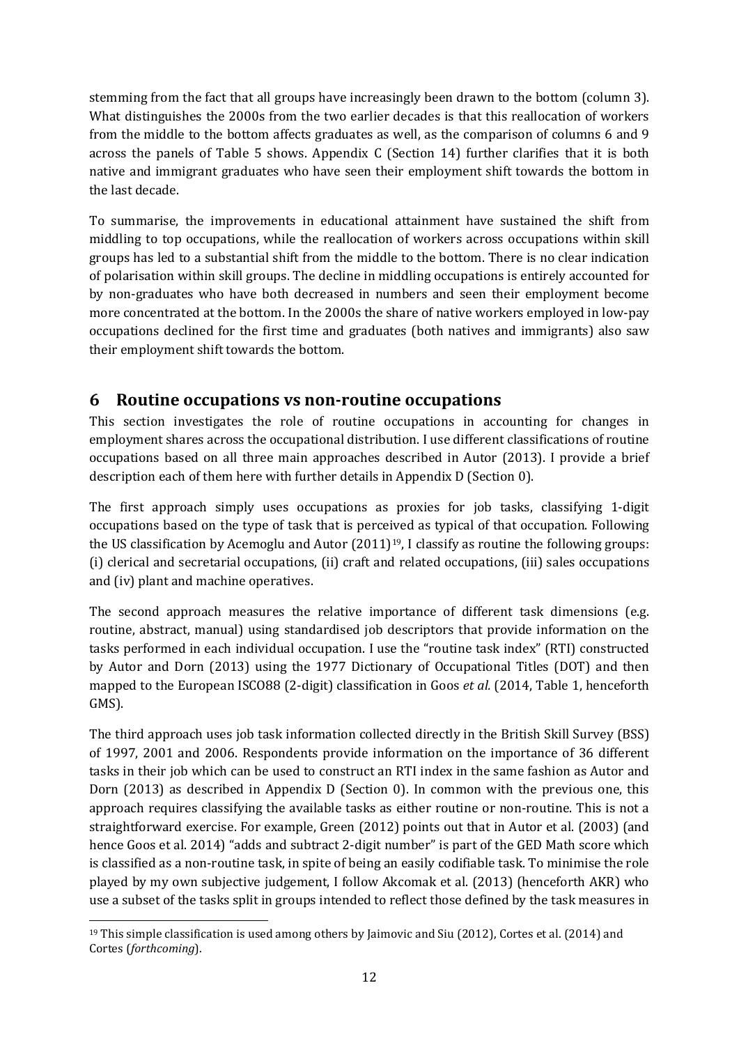stemming from the fact that all groups have increasingly been drawn to the bottom (column 3). What distinguishes the 2000s from the two earlier decades is that this reallocation of workers from the middle to the bottom affects graduates as well, as the comparison of columns 6 and 9 across the panels of Table 5 shows. Appendix C (Section 14) further clarifies that it is both native and immigrant graduates who have seen their employment shift towards the bottom in the last decade.

To summarise, the improvements in educational attainment have sustained the shift from middling to top occupations, while the reallocation of workers across occupations within skill groups has led to a substantial shift from the middle to the bottom. There is no clear indication of polarisation within skill groups. The decline in middling occupations is entirely accounted for by non-graduates who have both decreased in numbers and seen their employment become more concentrated at the bottom. In the 2000s the share of native workers employed in low-pay occupations declined for the first time and graduates (both natives and immigrants) also saw their employment shift towards the bottom.

## 6 Routine occupations vs non-routine occupations

This section investigates the role of routine occupations in accounting for changes in employment shares across the occupational distribution. I use different classifications of routine occupations based on all three main approaches described in Autor (2013). I provide a brief description each of them here with further details in Appendix D (Section 0).

The first approach simply uses occupations as proxies for job tasks, classifying 1-digit occupations based on the type of task that is perceived as typical of that occupation. Following the US classification by Acemoglu and Autor (2011)[19], I classify as routine the following groups: (i) clerical and secretarial occupations, (ii) craft and related occupations, (iii) sales occupations and (iv) plant and machine operatives.

The second approach measures the relative importance of different task dimensions (e.g. routine, abstract, manual) using standardised job descriptors that provide information on the tasks performed in each individual occupation. I use the "routine task index" (RTI) constructed by Autor and Dorn (2013) using the 1977 Dictionary of Occupational Titles (DOT) and then mapped to the European ISCO88 (2-digit) classification in Goos *et al.* (2014, Table 1, henceforth GMS).

The third approach uses job task information collected directly in the British Skill Survey (BSS) of 1997, 2001 and 2006. Respondents provide information on the importance of 36 different tasks in their job which can be used to construct an RTI index in the same fashion as Autor and Dorn (2013) as described in Appendix D (Section 0). In common with the previous one, this approach requires classifying the available tasks as either routine or non-routine. This is not a straightforward exercise. For example, Green (2012) points out that in Autor et al. (2003) (and hence Goos et al. 2014) "adds and subtract 2-digit number" is part of the GED Math score which is classified as a non-routine task, in spite of being an easily codifiable task. To minimise the role played by my own subjective judgement, I follow Akcomak et al. (2013) (henceforth AKR) who use a subset of the tasks split in groups intended to reflect those defined by the task measures in

[19] This simple classification is used among others by Jaimovic and Siu (2012), Cortes et al. (2014) and Cortes (*forthcoming*).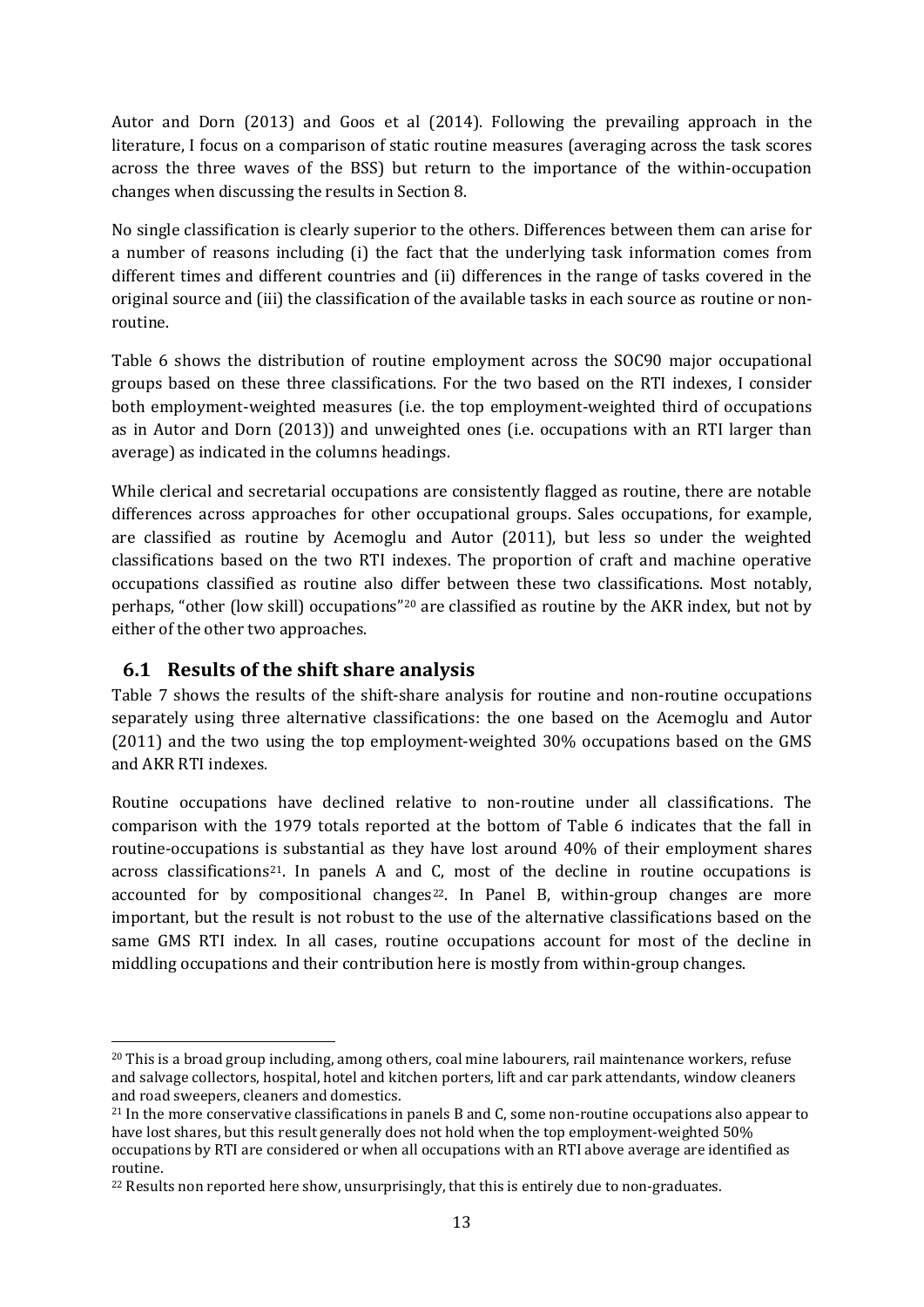Autor and Dorn (2013) and Goos et al (2014). Following the prevailing approach in the literature, I focus on a comparison of static routine measures (averaging across the task scores across the three waves of the BSS) but return to the importance of the within-occupation changes when discussing the results in Section 8.

No single classification is clearly superior to the others. Differences between them can arise for a number of reasons including (i) the fact that the underlying task information comes from different times and different countries and (ii) differences in the range of tasks covered in the original source and (iii) the classification of the available tasks in each source as routine or non-routine.

Table 6 shows the distribution of routine employment across the SOC90 major occupational groups based on these three classifications. For the two based on the RTI indexes, I consider both employment-weighted measures (i.e. the top employment-weighted third of occupations as in Autor and Dorn (2013)) and unweighted ones (i.e. occupations with an RTI larger than average) as indicated in the columns headings.

While clerical and secretarial occupations are consistently flagged as routine, there are notable differences across approaches for other occupational groups. Sales occupations, for example, are classified as routine by Acemoglu and Autor (2011), but less so under the weighted classifications based on the two RTI indexes. The proportion of craft and machine operative occupations classified as routine also differ between these two classifications. Most notably, perhaps, "other (low skill) occupations"[20] are classified as routine by the AKR index, but not by either of the other two approaches.

## 6.1 Results of the shift share analysis

Table 7 shows the results of the shift-share analysis for routine and non-routine occupations separately using three alternative classifications: the one based on the Acemoglu and Autor (2011) and the two using the top employment-weighted 30% occupations based on the GMS and AKR RTI indexes.

Routine occupations have declined relative to non-routine under all classifications. The comparison with the 1979 totals reported at the bottom of Table 6 indicates that the fall in routine-occupations is substantial as they have lost around 40% of their employment shares across classifications[21]. In panels A and C, most of the decline in routine occupations is accounted for by compositional changes[22]. In Panel B, within-group changes are more important, but the result is not robust to the use of the alternative classifications based on the same GMS RTI index. In all cases, routine occupations account for most of the decline in middling occupations and their contribution here is mostly from within-group changes.

---

[20] This is a broad group including, among others, coal mine labourers, rail maintenance workers, refuse and salvage collectors, hospital, hotel and kitchen porters, lift and car park attendants, window cleaners and road sweepers, cleaners and domestics.

[21] In the more conservative classifications in panels B and C, some non-routine occupations also appear to have lost shares, but this result generally does not hold when the top employment-weighted 50% occupations by RTI are considered or when all occupations with an RTI above average are identified as routine.

[22] Results non reported here show, unsurprisingly, that this is entirely due to non-graduates.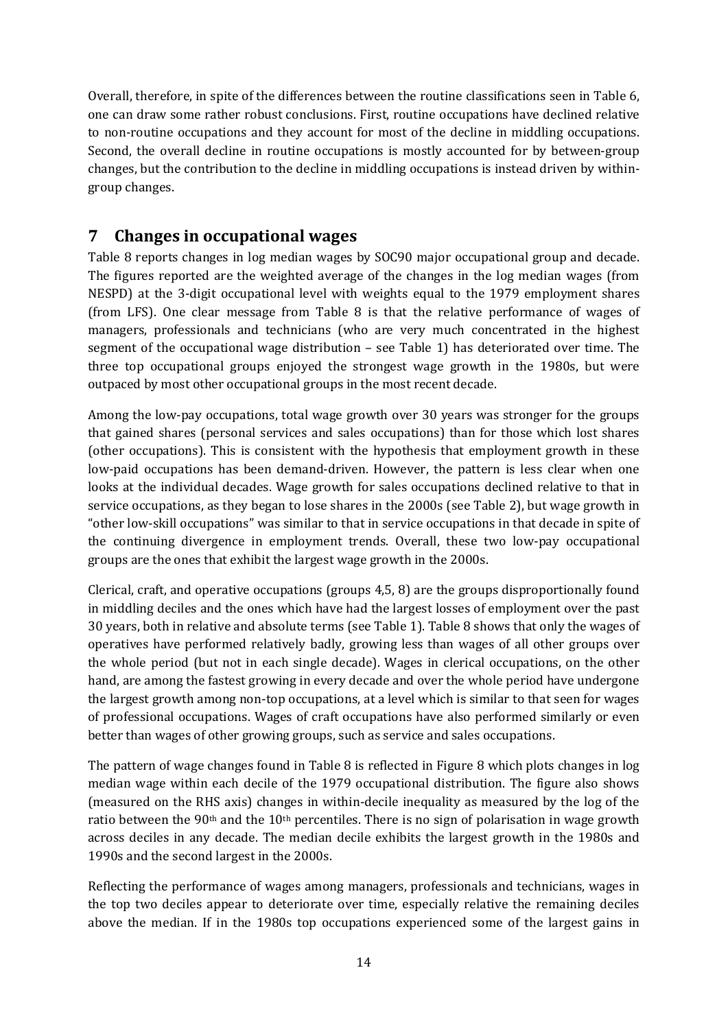Overall, therefore, in spite of the differences between the routine classifications seen in Table 6, one can draw some rather robust conclusions. First, routine occupations have declined relative to non-routine occupations and they account for most of the decline in middling occupations. Second, the overall decline in routine occupations is mostly accounted for by between-group changes, but the contribution to the decline in middling occupations is instead driven by within-group changes.

## 7 Changes in occupational wages

Table 8 reports changes in log median wages by SOC90 major occupational group and decade. The figures reported are the weighted average of the changes in the log median wages (from NESPD) at the 3-digit occupational level with weights equal to the 1979 employment shares (from LFS). One clear message from Table 8 is that the relative performance of wages of managers, professionals and technicians (who are very much concentrated in the highest segment of the occupational wage distribution – see Table 1) has deteriorated over time. The three top occupational groups enjoyed the strongest wage growth in the 1980s, but were outpaced by most other occupational groups in the most recent decade.

Among the low-pay occupations, total wage growth over 30 years was stronger for the groups that gained shares (personal services and sales occupations) than for those which lost shares (other occupations). This is consistent with the hypothesis that employment growth in these low-paid occupations has been demand-driven. However, the pattern is less clear when one looks at the individual decades. Wage growth for sales occupations declined relative to that in service occupations, as they began to lose shares in the 2000s (see Table 2), but wage growth in "other low-skill occupations" was similar to that in service occupations in that decade in spite of the continuing divergence in employment trends. Overall, these two low-pay occupational groups are the ones that exhibit the largest wage growth in the 2000s.

Clerical, craft, and operative occupations (groups 4,5, 8) are the groups disproportionally found in middling deciles and the ones which have had the largest losses of employment over the past 30 years, both in relative and absolute terms (see Table 1). Table 8 shows that only the wages of operatives have performed relatively badly, growing less than wages of all other groups over the whole period (but not in each single decade). Wages in clerical occupations, on the other hand, are among the fastest growing in every decade and over the whole period have undergone the largest growth among non-top occupations, at a level which is similar to that seen for wages of professional occupations. Wages of craft occupations have also performed similarly or even better than wages of other growing groups, such as service and sales occupations.

The pattern of wage changes found in Table 8 is reflected in Figure 8 which plots changes in log median wage within each decile of the 1979 occupational distribution. The figure also shows (measured on the RHS axis) changes in within-decile inequality as measured by the log of the ratio between the 90th and the 10th percentiles. There is no sign of polarisation in wage growth across deciles in any decade. The median decile exhibits the largest growth in the 1980s and 1990s and the second largest in the 2000s.

Reflecting the performance of wages among managers, professionals and technicians, wages in the top two deciles appear to deteriorate over time, especially relative the remaining deciles above the median. If in the 1980s top occupations experienced some of the largest gains in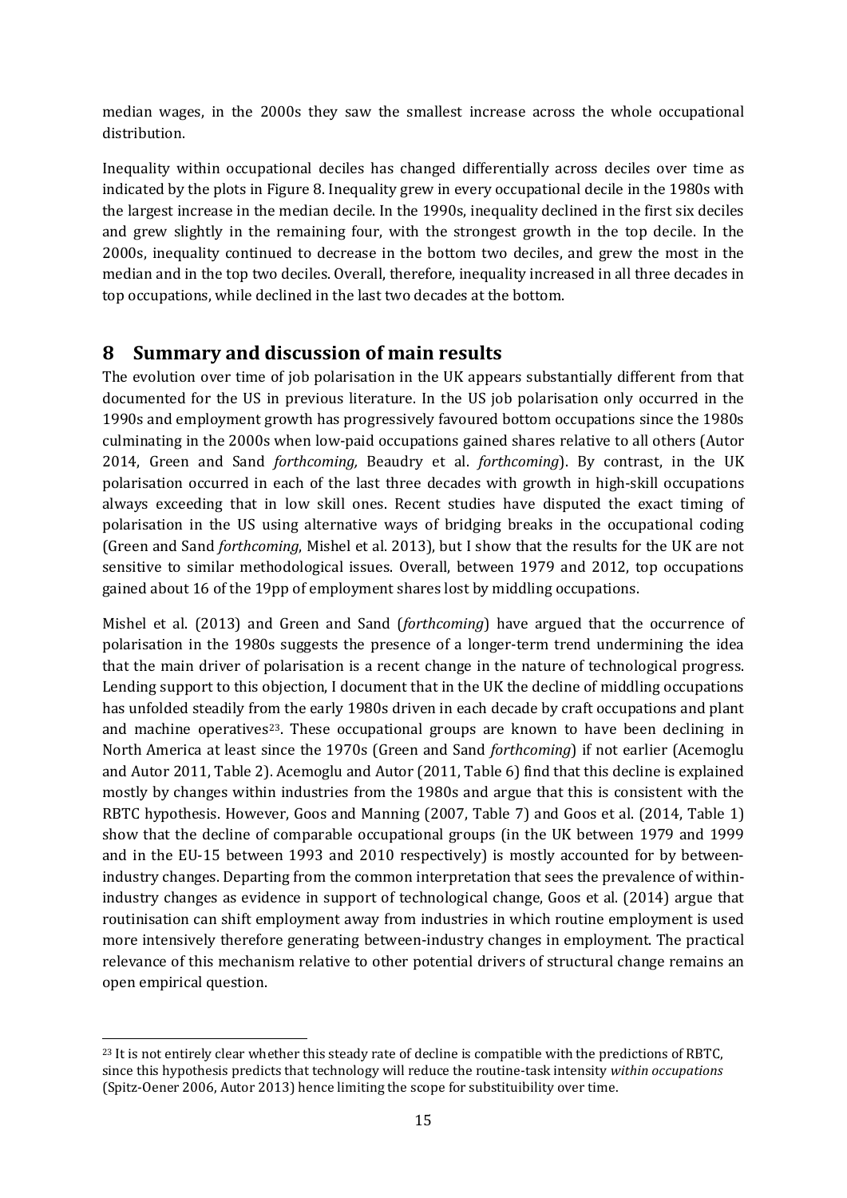median wages, in the 2000s they saw the smallest increase across the whole occupational distribution.

Inequality within occupational deciles has changed differentially across deciles over time as indicated by the plots in Figure 8. Inequality grew in every occupational decile in the 1980s with the largest increase in the median decile. In the 1990s, inequality declined in the first six deciles and grew slightly in the remaining four, with the strongest growth in the top decile. In the 2000s, inequality continued to decrease in the bottom two deciles, and grew the most in the median and in the top two deciles. Overall, therefore, inequality increased in all three decades in top occupations, while declined in the last two decades at the bottom.

## 8 Summary and discussion of main results

The evolution over time of job polarisation in the UK appears substantially different from that documented for the US in previous literature. In the US job polarisation only occurred in the 1990s and employment growth has progressively favoured bottom occupations since the 1980s culminating in the 2000s when low-paid occupations gained shares relative to all others (Autor 2014, Green and Sand *forthcoming,* Beaudry et al. *forthcoming*). By contrast, in the UK polarisation occurred in each of the last three decades with growth in high-skill occupations always exceeding that in low skill ones. Recent studies have disputed the exact timing of polarisation in the US using alternative ways of bridging breaks in the occupational coding (Green and Sand *forthcoming*, Mishel et al. 2013), but I show that the results for the UK are not sensitive to similar methodological issues. Overall, between 1979 and 2012, top occupations gained about 16 of the 19pp of employment shares lost by middling occupations.

Mishel et al. (2013) and Green and Sand (*forthcoming*) have argued that the occurrence of polarisation in the 1980s suggests the presence of a longer-term trend undermining the idea that the main driver of polarisation is a recent change in the nature of technological progress. Lending support to this objection, I document that in the UK the decline of middling occupations has unfolded steadily from the early 1980s driven in each decade by craft occupations and plant and machine operatives[23]. These occupational groups are known to have been declining in North America at least since the 1970s (Green and Sand *forthcoming*) if not earlier (Acemoglu and Autor 2011, Table 2). Acemoglu and Autor (2011, Table 6) find that this decline is explained mostly by changes within industries from the 1980s and argue that this is consistent with the RBTC hypothesis. However, Goos and Manning (2007, Table 7) and Goos et al. (2014, Table 1) show that the decline of comparable occupational groups (in the UK between 1979 and 1999 and in the EU-15 between 1993 and 2010 respectively) is mostly accounted for by between-industry changes. Departing from the common interpretation that sees the prevalence of within-industry changes as evidence in support of technological change, Goos et al. (2014) argue that routinisation can shift employment away from industries in which routine employment is used more intensively therefore generating between-industry changes in employment. The practical relevance of this mechanism relative to other potential drivers of structural change remains an open empirical question.

[23] It is not entirely clear whether this steady rate of decline is compatible with the predictions of RBTC, since this hypothesis predicts that technology will reduce the routine-task intensity *within occupations* (Spitz-Oener 2006, Autor 2013) hence limiting the scope for substituibility over time.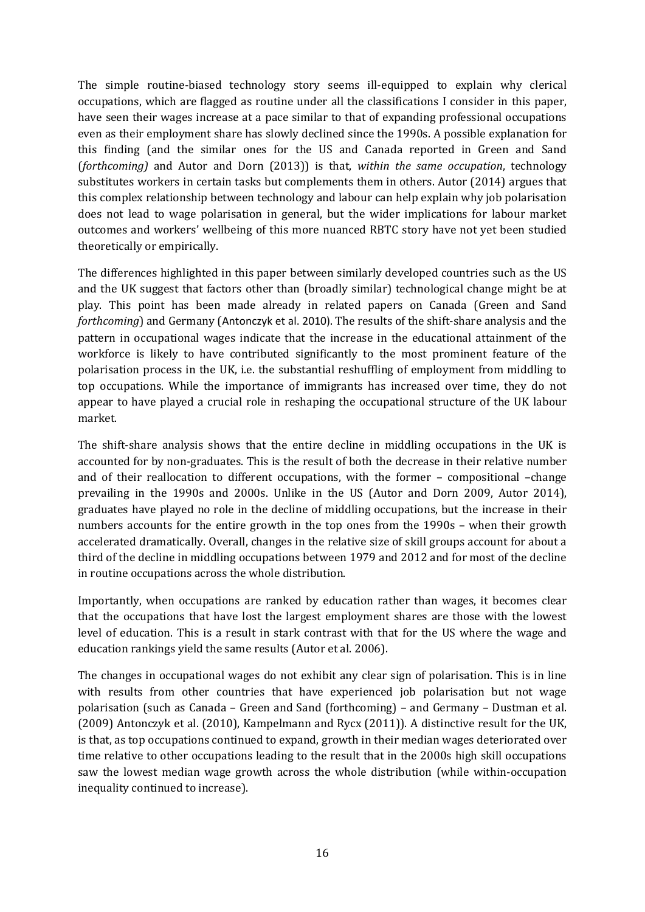The simple routine-biased technology story seems ill-equipped to explain why clerical occupations, which are flagged as routine under all the classifications I consider in this paper, have seen their wages increase at a pace similar to that of expanding professional occupations even as their employment share has slowly declined since the 1990s. A possible explanation for this finding (and the similar ones for the US and Canada reported in Green and Sand (*forthcoming)* and Autor and Dorn (2013)) is that, *within the same occupation*, technology substitutes workers in certain tasks but complements them in others. Autor (2014) argues that this complex relationship between technology and labour can help explain why job polarisation does not lead to wage polarisation in general, but the wider implications for labour market outcomes and workers' wellbeing of this more nuanced RBTC story have not yet been studied theoretically or empirically.

The differences highlighted in this paper between similarly developed countries such as the US and the UK suggest that factors other than (broadly similar) technological change might be at play. This point has been made already in related papers on Canada (Green and Sand *forthcoming*) and Germany (Antonczyk et al. 2010). The results of the shift-share analysis and the pattern in occupational wages indicate that the increase in the educational attainment of the workforce is likely to have contributed significantly to the most prominent feature of the polarisation process in the UK, i.e. the substantial reshuffling of employment from middling to top occupations. While the importance of immigrants has increased over time, they do not appear to have played a crucial role in reshaping the occupational structure of the UK labour market.

The shift-share analysis shows that the entire decline in middling occupations in the UK is accounted for by non-graduates. This is the result of both the decrease in their relative number and of their reallocation to different occupations, with the former – compositional –change prevailing in the 1990s and 2000s. Unlike in the US (Autor and Dorn 2009, Autor 2014), graduates have played no role in the decline of middling occupations, but the increase in their numbers accounts for the entire growth in the top ones from the 1990s – when their growth accelerated dramatically. Overall, changes in the relative size of skill groups account for about a third of the decline in middling occupations between 1979 and 2012 and for most of the decline in routine occupations across the whole distribution.

Importantly, when occupations are ranked by education rather than wages, it becomes clear that the occupations that have lost the largest employment shares are those with the lowest level of education. This is a result in stark contrast with that for the US where the wage and education rankings yield the same results (Autor et al. 2006).

The changes in occupational wages do not exhibit any clear sign of polarisation. This is in line with results from other countries that have experienced job polarisation but not wage polarisation (such as Canada – Green and Sand (forthcoming) – and Germany – Dustman et al. (2009) Antonczyk et al. (2010), Kampelmann and Rycx (2011)). A distinctive result for the UK, is that, as top occupations continued to expand, growth in their median wages deteriorated over time relative to other occupations leading to the result that in the 2000s high skill occupations saw the lowest median wage growth across the whole distribution (while within-occupation inequality continued to increase).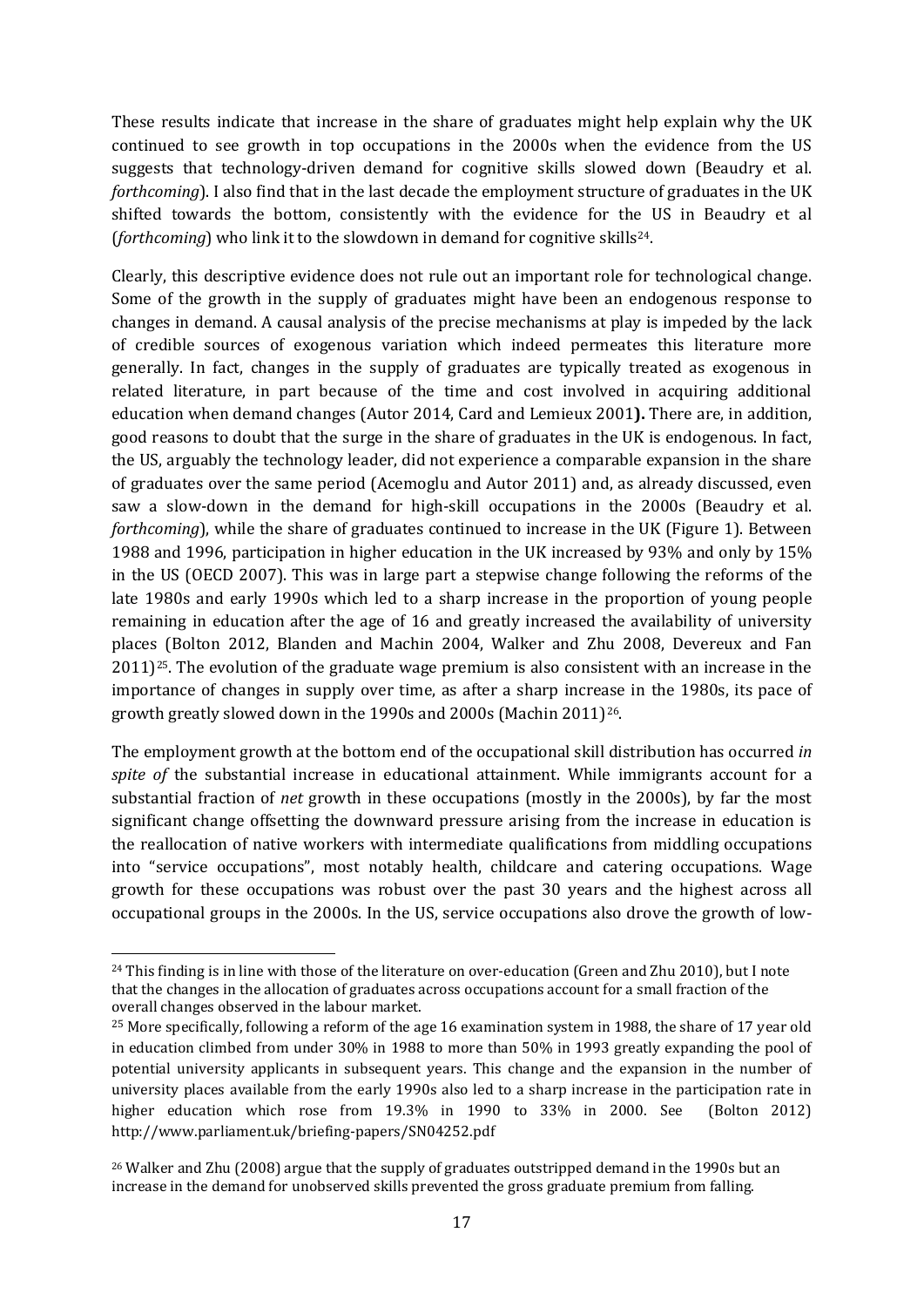These results indicate that increase in the share of graduates might help explain why the UK continued to see growth in top occupations in the 2000s when the evidence from the US suggests that technology-driven demand for cognitive skills slowed down (Beaudry et al. *forthcoming*). I also find that in the last decade the employment structure of graduates in the UK shifted towards the bottom, consistently with the evidence for the US in Beaudry et al (*forthcoming*) who link it to the slowdown in demand for cognitive skills[24].

Clearly, this descriptive evidence does not rule out an important role for technological change. Some of the growth in the supply of graduates might have been an endogenous response to changes in demand. A causal analysis of the precise mechanisms at play is impeded by the lack of credible sources of exogenous variation which indeed permeates this literature more generally. In fact, changes in the supply of graduates are typically treated as exogenous in related literature, in part because of the time and cost involved in acquiring additional education when demand changes (Autor 2014, Card and Lemieux 2001**).** There are, in addition, good reasons to doubt that the surge in the share of graduates in the UK is endogenous. In fact, the US, arguably the technology leader, did not experience a comparable expansion in the share of graduates over the same period (Acemoglu and Autor 2011) and, as already discussed, even saw a slow-down in the demand for high-skill occupations in the 2000s (Beaudry et al. *forthcoming*), while the share of graduates continued to increase in the UK (Figure 1). Between 1988 and 1996, participation in higher education in the UK increased by 93% and only by 15% in the US (OECD 2007). This was in large part a stepwise change following the reforms of the late 1980s and early 1990s which led to a sharp increase in the proportion of young people remaining in education after the age of 16 and greatly increased the availability of university places (Bolton 2012, Blanden and Machin 2004, Walker and Zhu 2008, Devereux and Fan 2011)[25]. The evolution of the graduate wage premium is also consistent with an increase in the importance of changes in supply over time, as after a sharp increase in the 1980s, its pace of growth greatly slowed down in the 1990s and 2000s (Machin 2011)[26].

The employment growth at the bottom end of the occupational skill distribution has occurred *in spite of* the substantial increase in educational attainment. While immigrants account for a substantial fraction of *net* growth in these occupations (mostly in the 2000s), by far the most significant change offsetting the downward pressure arising from the increase in education is the reallocation of native workers with intermediate qualifications from middling occupations into "service occupations", most notably health, childcare and catering occupations. Wage growth for these occupations was robust over the past 30 years and the highest across all occupational groups in the 2000s. In the US, service occupations also drove the growth of low-

---

[24] This finding is in line with those of the literature on over-education (Green and Zhu 2010), but I note that the changes in the allocation of graduates across occupations account for a small fraction of the overall changes observed in the labour market.

[25] More specifically, following a reform of the age 16 examination system in 1988, the share of 17 year old in education climbed from under 30% in 1988 to more than 50% in 1993 greatly expanding the pool of potential university applicants in subsequent years. This change and the expansion in the number of university places available from the early 1990s also led to a sharp increase in the participation rate in higher education which rose from 19.3% in 1990 to 33% in 2000. See (Bolton 2012) http://www.parliament.uk/briefing-papers/SN04252.pdf

[26] Walker and Zhu (2008) argue that the supply of graduates outstripped demand in the 1990s but an increase in the demand for unobserved skills prevented the gross graduate premium from falling.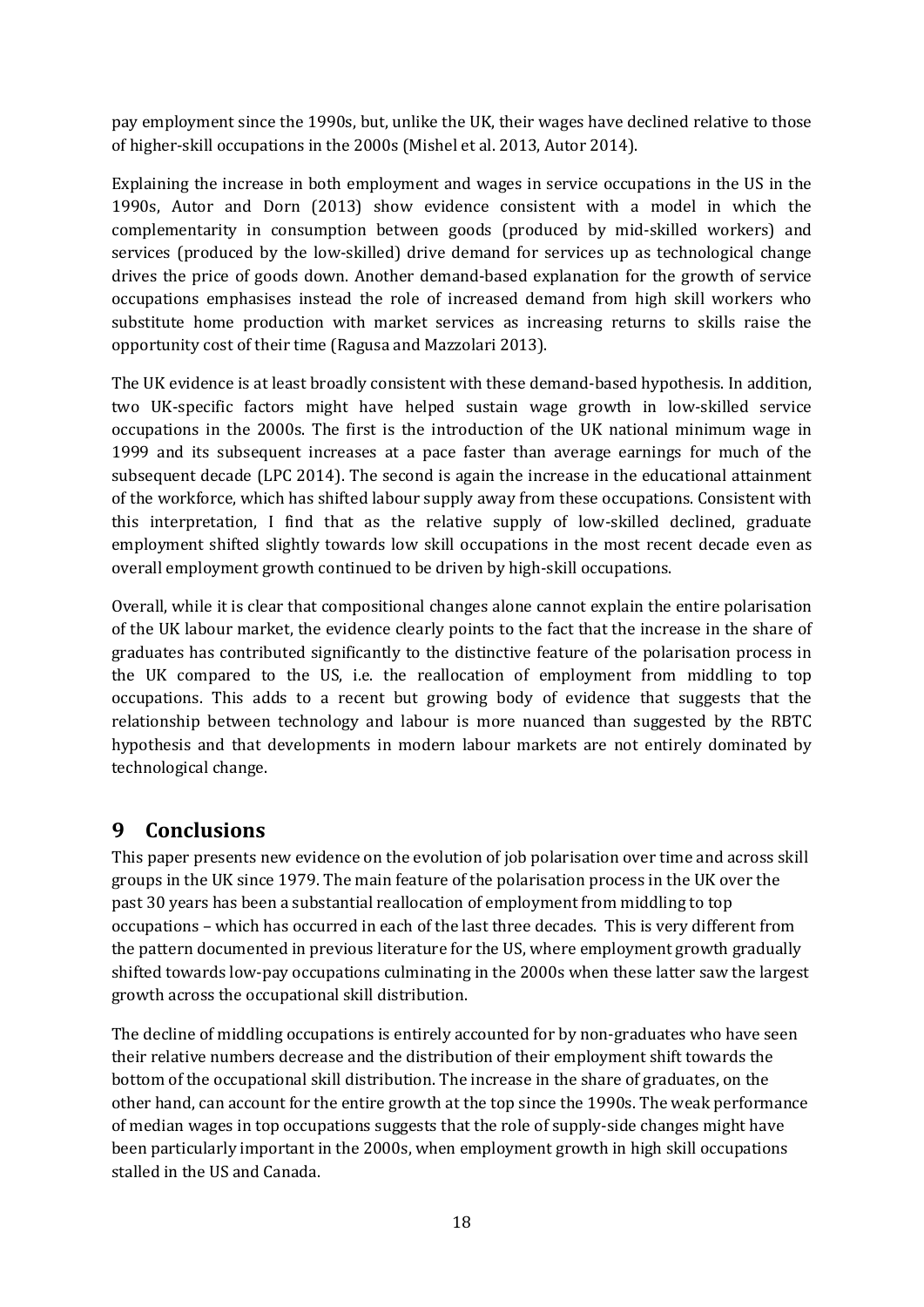pay employment since the 1990s, but, unlike the UK, their wages have declined relative to those of higher-skill occupations in the 2000s (Mishel et al. 2013, Autor 2014).

Explaining the increase in both employment and wages in service occupations in the US in the 1990s, Autor and Dorn (2013) show evidence consistent with a model in which the complementarity in consumption between goods (produced by mid-skilled workers) and services (produced by the low-skilled) drive demand for services up as technological change drives the price of goods down. Another demand-based explanation for the growth of service occupations emphasises instead the role of increased demand from high skill workers who substitute home production with market services as increasing returns to skills raise the opportunity cost of their time (Ragusa and Mazzolari 2013).

The UK evidence is at least broadly consistent with these demand-based hypothesis. In addition, two UK-specific factors might have helped sustain wage growth in low-skilled service occupations in the 2000s. The first is the introduction of the UK national minimum wage in 1999 and its subsequent increases at a pace faster than average earnings for much of the subsequent decade (LPC 2014). The second is again the increase in the educational attainment of the workforce, which has shifted labour supply away from these occupations. Consistent with this interpretation, I find that as the relative supply of low-skilled declined, graduate employment shifted slightly towards low skill occupations in the most recent decade even as overall employment growth continued to be driven by high-skill occupations.

Overall, while it is clear that compositional changes alone cannot explain the entire polarisation of the UK labour market, the evidence clearly points to the fact that the increase in the share of graduates has contributed significantly to the distinctive feature of the polarisation process in the UK compared to the US, i.e. the reallocation of employment from middling to top occupations. This adds to a recent but growing body of evidence that suggests that the relationship between technology and labour is more nuanced than suggested by the RBTC hypothesis and that developments in modern labour markets are not entirely dominated by technological change.

## 9 Conclusions

This paper presents new evidence on the evolution of job polarisation over time and across skill groups in the UK since 1979. The main feature of the polarisation process in the UK over the past 30 years has been a substantial reallocation of employment from middling to top occupations – which has occurred in each of the last three decades. This is very different from the pattern documented in previous literature for the US, where employment growth gradually shifted towards low-pay occupations culminating in the 2000s when these latter saw the largest growth across the occupational skill distribution.

The decline of middling occupations is entirely accounted for by non-graduates who have seen their relative numbers decrease and the distribution of their employment shift towards the bottom of the occupational skill distribution. The increase in the share of graduates, on the other hand, can account for the entire growth at the top since the 1990s. The weak performance of median wages in top occupations suggests that the role of supply-side changes might have been particularly important in the 2000s, when employment growth in high skill occupations stalled in the US and Canada.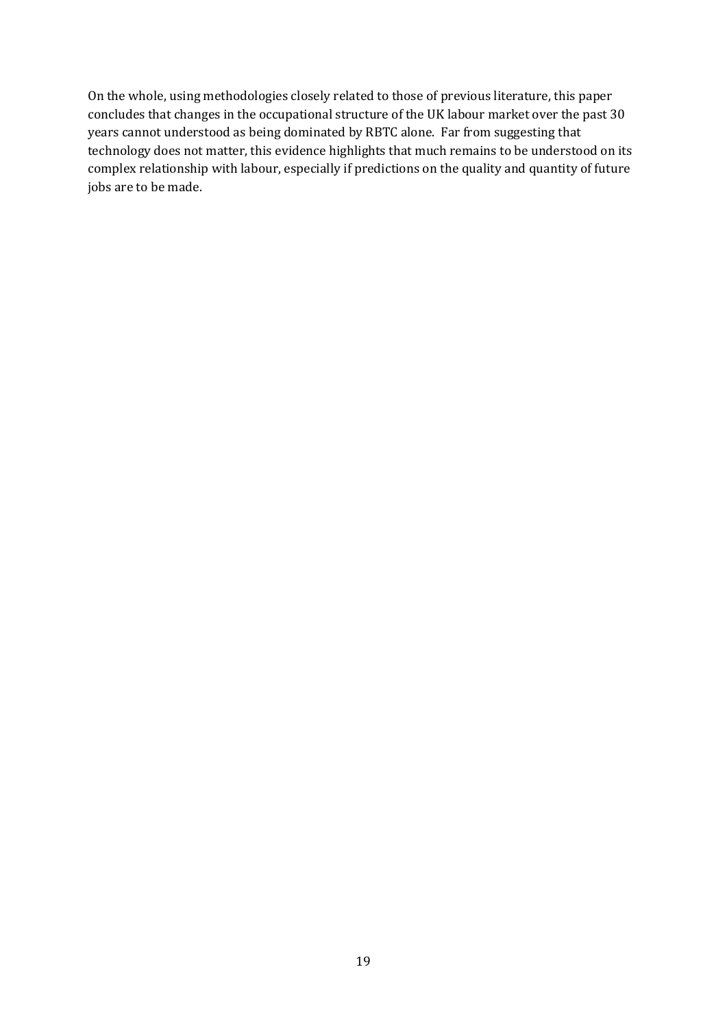On the whole, using methodologies closely related to those of previous literature, this paper concludes that changes in the occupational structure of the UK labour market over the past 30 years cannot understood as being dominated by RBTC alone. Far from suggesting that technology does not matter, this evidence highlights that much remains to be understood on its complex relationship with labour, especially if predictions on the quality and quantity of future jobs are to be made.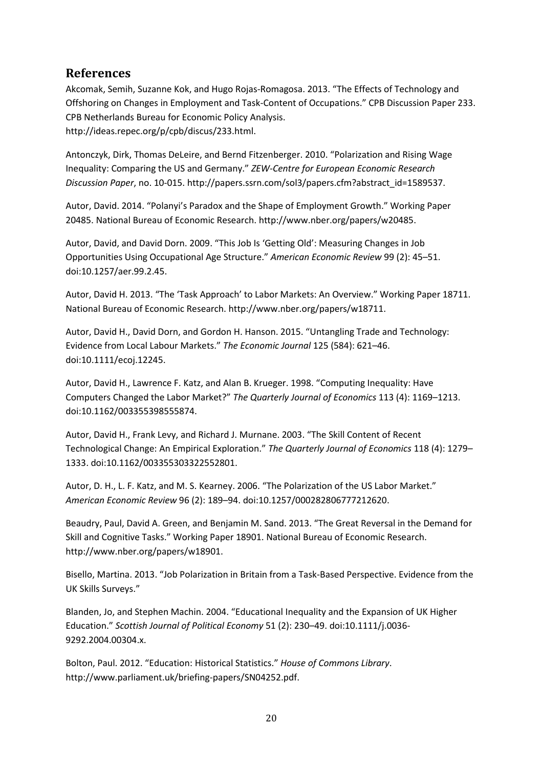## References

Akcomak, Semih, Suzanne Kok, and Hugo Rojas-Romagosa. 2013. "The Effects of Technology and Offshoring on Changes in Employment and Task-Content of Occupations." CPB Discussion Paper 233. CPB Netherlands Bureau for Economic Policy Analysis. http://ideas.repec.org/p/cpb/discus/233.html.

Antonczyk, Dirk, Thomas DeLeire, and Bernd Fitzenberger. 2010. "Polarization and Rising Wage Inequality: Comparing the US and Germany." *ZEW-Centre for European Economic Research Discussion Paper*, no. 10-015. http://papers.ssrn.com/sol3/papers.cfm?abstract_id=1589537.

Autor, David. 2014. "Polanyi's Paradox and the Shape of Employment Growth." Working Paper 20485. National Bureau of Economic Research. http://www.nber.org/papers/w20485.

Autor, David, and David Dorn. 2009. "This Job Is 'Getting Old': Measuring Changes in Job Opportunities Using Occupational Age Structure." *American Economic Review* 99 (2): 45–51. doi:10.1257/aer.99.2.45.

Autor, David H. 2013. "The 'Task Approach' to Labor Markets: An Overview." Working Paper 18711. National Bureau of Economic Research. http://www.nber.org/papers/w18711.

Autor, David H., David Dorn, and Gordon H. Hanson. 2015. "Untangling Trade and Technology: Evidence from Local Labour Markets." *The Economic Journal* 125 (584): 621–46. doi:10.1111/ecoj.12245.

Autor, David H., Lawrence F. Katz, and Alan B. Krueger. 1998. "Computing Inequality: Have Computers Changed the Labor Market?" *The Quarterly Journal of Economics* 113 (4): 1169–1213. doi:10.1162/003355398555874.

Autor, David H., Frank Levy, and Richard J. Murnane. 2003. "The Skill Content of Recent Technological Change: An Empirical Exploration." *The Quarterly Journal of Economics* 118 (4): 1279–1333. doi:10.1162/003355303322552801.

Autor, D. H., L. F. Katz, and M. S. Kearney. 2006. "The Polarization of the US Labor Market." *American Economic Review* 96 (2): 189–94. doi:10.1257/000282806777212620.

Beaudry, Paul, David A. Green, and Benjamin M. Sand. 2013. "The Great Reversal in the Demand for Skill and Cognitive Tasks." Working Paper 18901. National Bureau of Economic Research. http://www.nber.org/papers/w18901.

Bisello, Martina. 2013. "Job Polarization in Britain from a Task-Based Perspective. Evidence from the UK Skills Surveys."

Blanden, Jo, and Stephen Machin. 2004. "Educational Inequality and the Expansion of UK Higher Education." *Scottish Journal of Political Economy* 51 (2): 230–49. doi:10.1111/j.0036-9292.2004.00304.x.

Bolton, Paul. 2012. "Education: Historical Statistics." *House of Commons Library*. http://www.parliament.uk/briefing-papers/SN04252.pdf.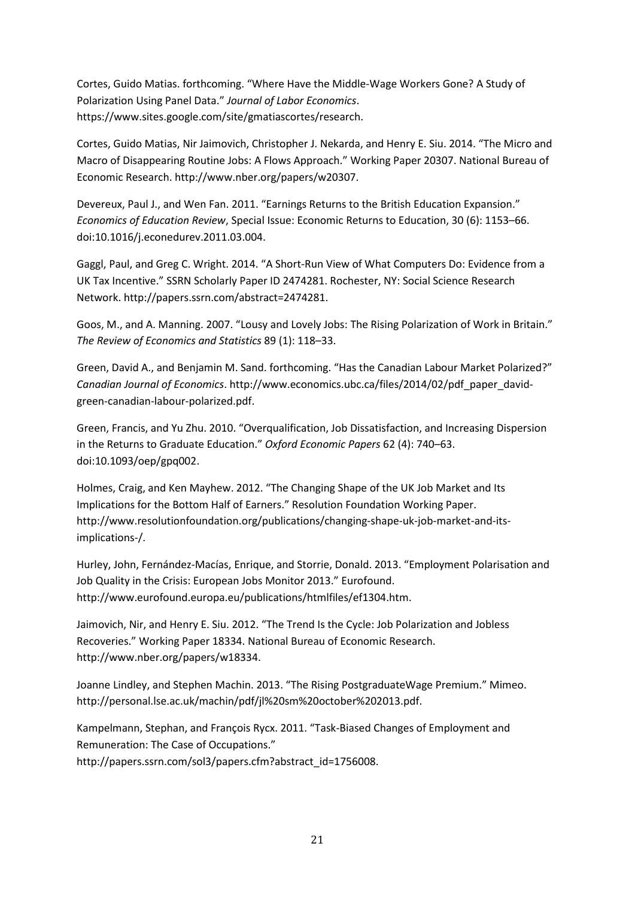Cortes, Guido Matias. forthcoming. “Where Have the Middle-Wage Workers Gone? A Study of Polarization Using Panel Data.” *Journal of Labor Economics*. https://www.sites.google.com/site/gmatiascortes/research.

Cortes, Guido Matias, Nir Jaimovich, Christopher J. Nekarda, and Henry E. Siu. 2014. “The Micro and Macro of Disappearing Routine Jobs: A Flows Approach.” Working Paper 20307. National Bureau of Economic Research. http://www.nber.org/papers/w20307.

Devereux, Paul J., and Wen Fan. 2011. “Earnings Returns to the British Education Expansion.” *Economics of Education Review*, Special Issue: Economic Returns to Education, 30 (6): 1153–66. doi:10.1016/j.econedurev.2011.03.004.

Gaggl, Paul, and Greg C. Wright. 2014. “A Short-Run View of What Computers Do: Evidence from a UK Tax Incentive.” SSRN Scholarly Paper ID 2474281. Rochester, NY: Social Science Research Network. http://papers.ssrn.com/abstract=2474281.

Goos, M., and A. Manning. 2007. “Lousy and Lovely Jobs: The Rising Polarization of Work in Britain.” *The Review of Economics and Statistics* 89 (1): 118–33.

Green, David A., and Benjamin M. Sand. forthcoming. “Has the Canadian Labour Market Polarized?” *Canadian Journal of Economics*. http://www.economics.ubc.ca/files/2014/02/pdf_paper_david-green-canadian-labour-polarized.pdf.

Green, Francis, and Yu Zhu. 2010. “Overqualification, Job Dissatisfaction, and Increasing Dispersion in the Returns to Graduate Education.” *Oxford Economic Papers* 62 (4): 740–63. doi:10.1093/oep/gpq002.

Holmes, Craig, and Ken Mayhew. 2012. “The Changing Shape of the UK Job Market and Its Implications for the Bottom Half of Earners.” Resolution Foundation Working Paper. http://www.resolutionfoundation.org/publications/changing-shape-uk-job-market-and-its-implications-/.

Hurley, John, Fernández-Macías, Enrique, and Storrie, Donald. 2013. “Employment Polarisation and Job Quality in the Crisis: European Jobs Monitor 2013.” Eurofound. http://www.eurofound.europa.eu/publications/htmlfiles/ef1304.htm.

Jaimovich, Nir, and Henry E. Siu. 2012. “The Trend Is the Cycle: Job Polarization and Jobless Recoveries.” Working Paper 18334. National Bureau of Economic Research. http://www.nber.org/papers/w18334.

Joanne Lindley, and Stephen Machin. 2013. “The Rising PostgraduateWage Premium.” Mimeo. http://personal.lse.ac.uk/machin/pdf/jl%20sm%20october%202013.pdf.

Kampelmann, Stephan, and François Rycx. 2011. “Task-Biased Changes of Employment and Remuneration: The Case of Occupations.” http://papers.ssrn.com/sol3/papers.cfm?abstract_id=1756008.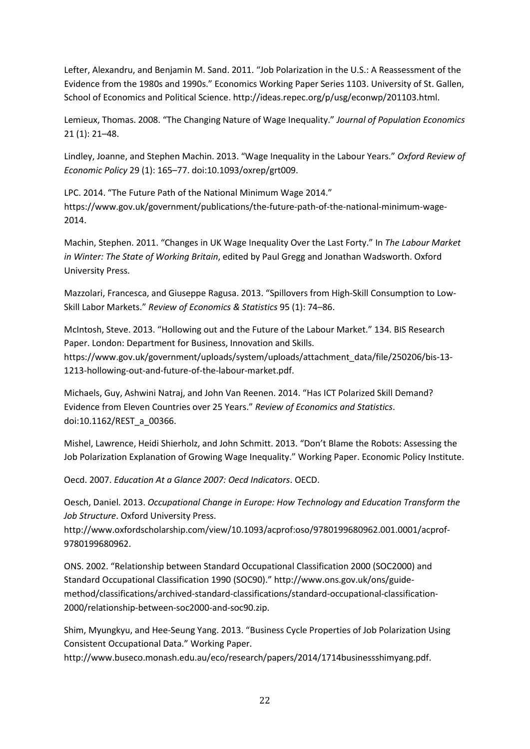Lefter, Alexandru, and Benjamin M. Sand. 2011. "Job Polarization in the U.S.: A Reassessment of the Evidence from the 1980s and 1990s." Economics Working Paper Series 1103. University of St. Gallen, School of Economics and Political Science. http://ideas.repec.org/p/usg/econwp/201103.html.

Lemieux, Thomas. 2008. "The Changing Nature of Wage Inequality." *Journal of Population Economics* 21 (1): 21–48.

Lindley, Joanne, and Stephen Machin. 2013. "Wage Inequality in the Labour Years." *Oxford Review of Economic Policy* 29 (1): 165–77. doi:10.1093/oxrep/grt009.

LPC. 2014. "The Future Path of the National Minimum Wage 2014." https://www.gov.uk/government/publications/the-future-path-of-the-national-minimum-wage-2014.

Machin, Stephen. 2011. "Changes in UK Wage Inequality Over the Last Forty." In *The Labour Market in Winter: The State of Working Britain*, edited by Paul Gregg and Jonathan Wadsworth. Oxford University Press.

Mazzolari, Francesca, and Giuseppe Ragusa. 2013. "Spillovers from High-Skill Consumption to Low-Skill Labor Markets." *Review of Economics & Statistics* 95 (1): 74–86.

McIntosh, Steve. 2013. "Hollowing out and the Future of the Labour Market." 134. BIS Research Paper. London: Department for Business, Innovation and Skills. https://www.gov.uk/government/uploads/system/uploads/attachment_data/file/250206/bis-13-1213-hollowing-out-and-future-of-the-labour-market.pdf.

Michaels, Guy, Ashwini Natraj, and John Van Reenen. 2014. "Has ICT Polarized Skill Demand? Evidence from Eleven Countries over 25 Years." *Review of Economics and Statistics*. doi:10.1162/REST_a_00366.

Mishel, Lawrence, Heidi Shierholz, and John Schmitt. 2013. "Don't Blame the Robots: Assessing the Job Polarization Explanation of Growing Wage Inequality." Working Paper. Economic Policy Institute.

Oecd. 2007. *Education At a Glance 2007: Oecd Indicators*. OECD.

Oesch, Daniel. 2013. *Occupational Change in Europe: How Technology and Education Transform the Job Structure*. Oxford University Press. http://www.oxfordscholarship.com/view/10.1093/acprof:oso/9780199680962.001.0001/acprof-9780199680962.

ONS. 2002. "Relationship between Standard Occupational Classification 2000 (SOC2000) and Standard Occupational Classification 1990 (SOC90)." http://www.ons.gov.uk/ons/guide-method/classifications/archived-standard-classifications/standard-occupational-classification-2000/relationship-between-soc2000-and-soc90.zip.

Shim, Myungkyu, and Hee-Seung Yang. 2013. "Business Cycle Properties of Job Polarization Using Consistent Occupational Data." Working Paper. http://www.buseco.monash.edu.au/eco/research/papers/2014/1714businessshimyang.pdf.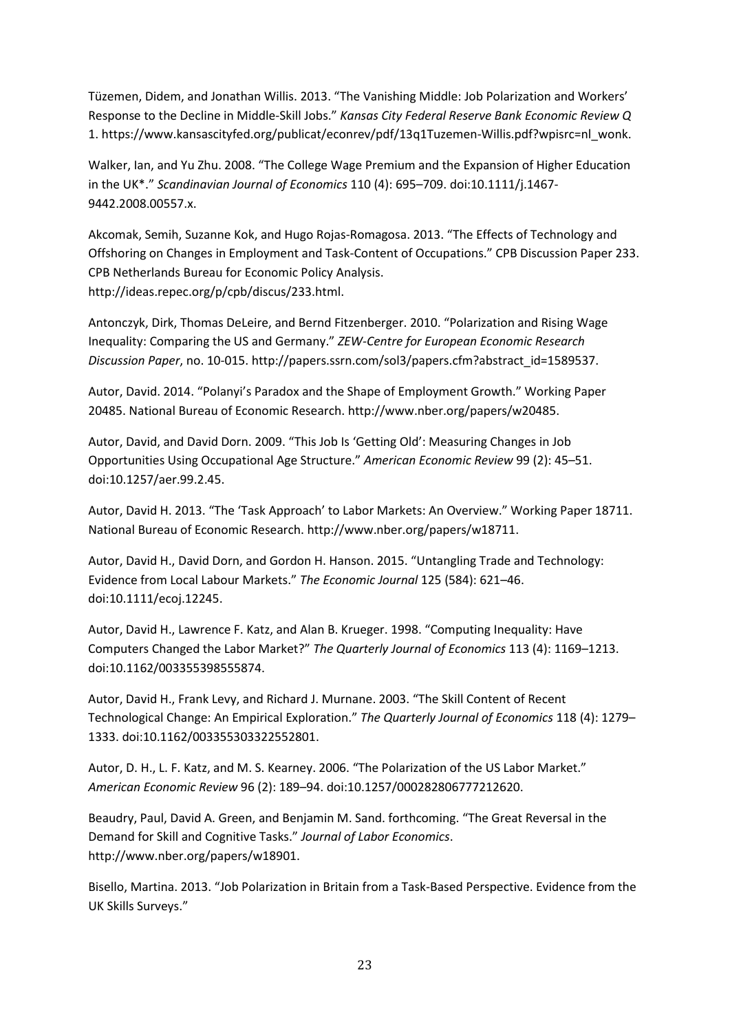Tüzemen, Didem, and Jonathan Willis. 2013. "The Vanishing Middle: Job Polarization and Workers' Response to the Decline in Middle-Skill Jobs." *Kansas City Federal Reserve Bank Economic Review Q* 1. https://www.kansascityfed.org/publicat/econrev/pdf/13q1Tuzemen-Willis.pdf?wpisrc=nl_wonk.

Walker, Ian, and Yu Zhu. 2008. "The College Wage Premium and the Expansion of Higher Education in the UK*." *Scandinavian Journal of Economics* 110 (4): 695–709. doi:10.1111/j.1467-9442.2008.00557.x.

Akcomak, Semih, Suzanne Kok, and Hugo Rojas-Romagosa. 2013. "The Effects of Technology and Offshoring on Changes in Employment and Task-Content of Occupations." CPB Discussion Paper 233. CPB Netherlands Bureau for Economic Policy Analysis. http://ideas.repec.org/p/cpb/discus/233.html.

Antonczyk, Dirk, Thomas DeLeire, and Bernd Fitzenberger. 2010. "Polarization and Rising Wage Inequality: Comparing the US and Germany." *ZEW-Centre for European Economic Research Discussion Paper*, no. 10-015. http://papers.ssrn.com/sol3/papers.cfm?abstract_id=1589537.

Autor, David. 2014. "Polanyi's Paradox and the Shape of Employment Growth." Working Paper 20485. National Bureau of Economic Research. http://www.nber.org/papers/w20485.

Autor, David, and David Dorn. 2009. "This Job Is 'Getting Old': Measuring Changes in Job Opportunities Using Occupational Age Structure." *American Economic Review* 99 (2): 45–51. doi:10.1257/aer.99.2.45.

Autor, David H. 2013. "The 'Task Approach' to Labor Markets: An Overview." Working Paper 18711. National Bureau of Economic Research. http://www.nber.org/papers/w18711.

Autor, David H., David Dorn, and Gordon H. Hanson. 2015. "Untangling Trade and Technology: Evidence from Local Labour Markets." *The Economic Journal* 125 (584): 621–46. doi:10.1111/ecoj.12245.

Autor, David H., Lawrence F. Katz, and Alan B. Krueger. 1998. "Computing Inequality: Have Computers Changed the Labor Market?" *The Quarterly Journal of Economics* 113 (4): 1169–1213. doi:10.1162/003355398555874.

Autor, David H., Frank Levy, and Richard J. Murnane. 2003. "The Skill Content of Recent Technological Change: An Empirical Exploration." *The Quarterly Journal of Economics* 118 (4): 1279–1333. doi:10.1162/003355303322552801.

Autor, D. H., L. F. Katz, and M. S. Kearney. 2006. "The Polarization of the US Labor Market." *American Economic Review* 96 (2): 189–94. doi:10.1257/000282806777212620.

Beaudry, Paul, David A. Green, and Benjamin M. Sand. forthcoming. "The Great Reversal in the Demand for Skill and Cognitive Tasks." *Journal of Labor Economics*. http://www.nber.org/papers/w18901.

Bisello, Martina. 2013. "Job Polarization in Britain from a Task-Based Perspective. Evidence from the UK Skills Surveys."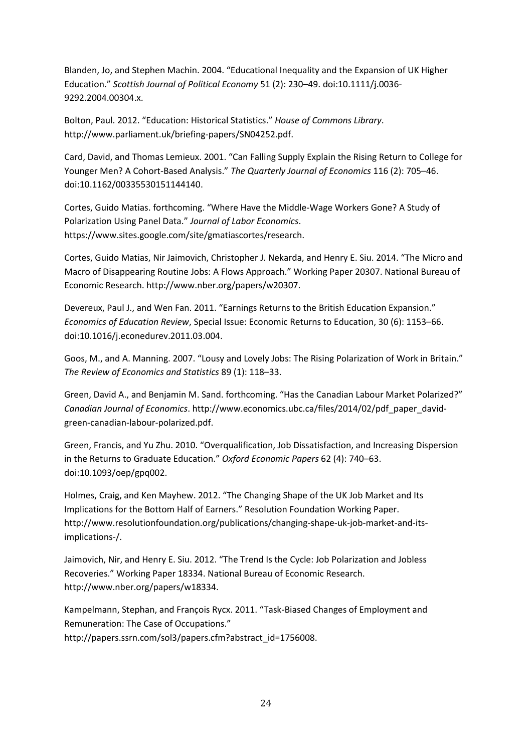Blanden, Jo, and Stephen Machin. 2004. "Educational Inequality and the Expansion of UK Higher Education." *Scottish Journal of Political Economy* 51 (2): 230–49. doi:10.1111/j.0036-9292.2004.00304.x.

Bolton, Paul. 2012. "Education: Historical Statistics." *House of Commons Library*. http://www.parliament.uk/briefing-papers/SN04252.pdf.

Card, David, and Thomas Lemieux. 2001. "Can Falling Supply Explain the Rising Return to College for Younger Men? A Cohort-Based Analysis." *The Quarterly Journal of Economics* 116 (2): 705–46. doi:10.1162/00335530151144140.

Cortes, Guido Matias. forthcoming. "Where Have the Middle-Wage Workers Gone? A Study of Polarization Using Panel Data." *Journal of Labor Economics*. https://www.sites.google.com/site/gmatiascortes/research.

Cortes, Guido Matias, Nir Jaimovich, Christopher J. Nekarda, and Henry E. Siu. 2014. "The Micro and Macro of Disappearing Routine Jobs: A Flows Approach." Working Paper 20307. National Bureau of Economic Research. http://www.nber.org/papers/w20307.

Devereux, Paul J., and Wen Fan. 2011. "Earnings Returns to the British Education Expansion." *Economics of Education Review*, Special Issue: Economic Returns to Education, 30 (6): 1153–66. doi:10.1016/j.econedurev.2011.03.004.

Goos, M., and A. Manning. 2007. "Lousy and Lovely Jobs: The Rising Polarization of Work in Britain." *The Review of Economics and Statistics* 89 (1): 118–33.

Green, David A., and Benjamin M. Sand. forthcoming. "Has the Canadian Labour Market Polarized?" *Canadian Journal of Economics*. http://www.economics.ubc.ca/files/2014/02/pdf_paper_david-green-canadian-labour-polarized.pdf.

Green, Francis, and Yu Zhu. 2010. "Overqualification, Job Dissatisfaction, and Increasing Dispersion in the Returns to Graduate Education." *Oxford Economic Papers* 62 (4): 740–63. doi:10.1093/oep/gpq002.

Holmes, Craig, and Ken Mayhew. 2012. "The Changing Shape of the UK Job Market and Its Implications for the Bottom Half of Earners." Resolution Foundation Working Paper. http://www.resolutionfoundation.org/publications/changing-shape-uk-job-market-and-its-implications-/.

Jaimovich, Nir, and Henry E. Siu. 2012. "The Trend Is the Cycle: Job Polarization and Jobless Recoveries." Working Paper 18334. National Bureau of Economic Research. http://www.nber.org/papers/w18334.

Kampelmann, Stephan, and François Rycx. 2011. "Task-Biased Changes of Employment and Remuneration: The Case of Occupations." http://papers.ssrn.com/sol3/papers.cfm?abstract_id=1756008.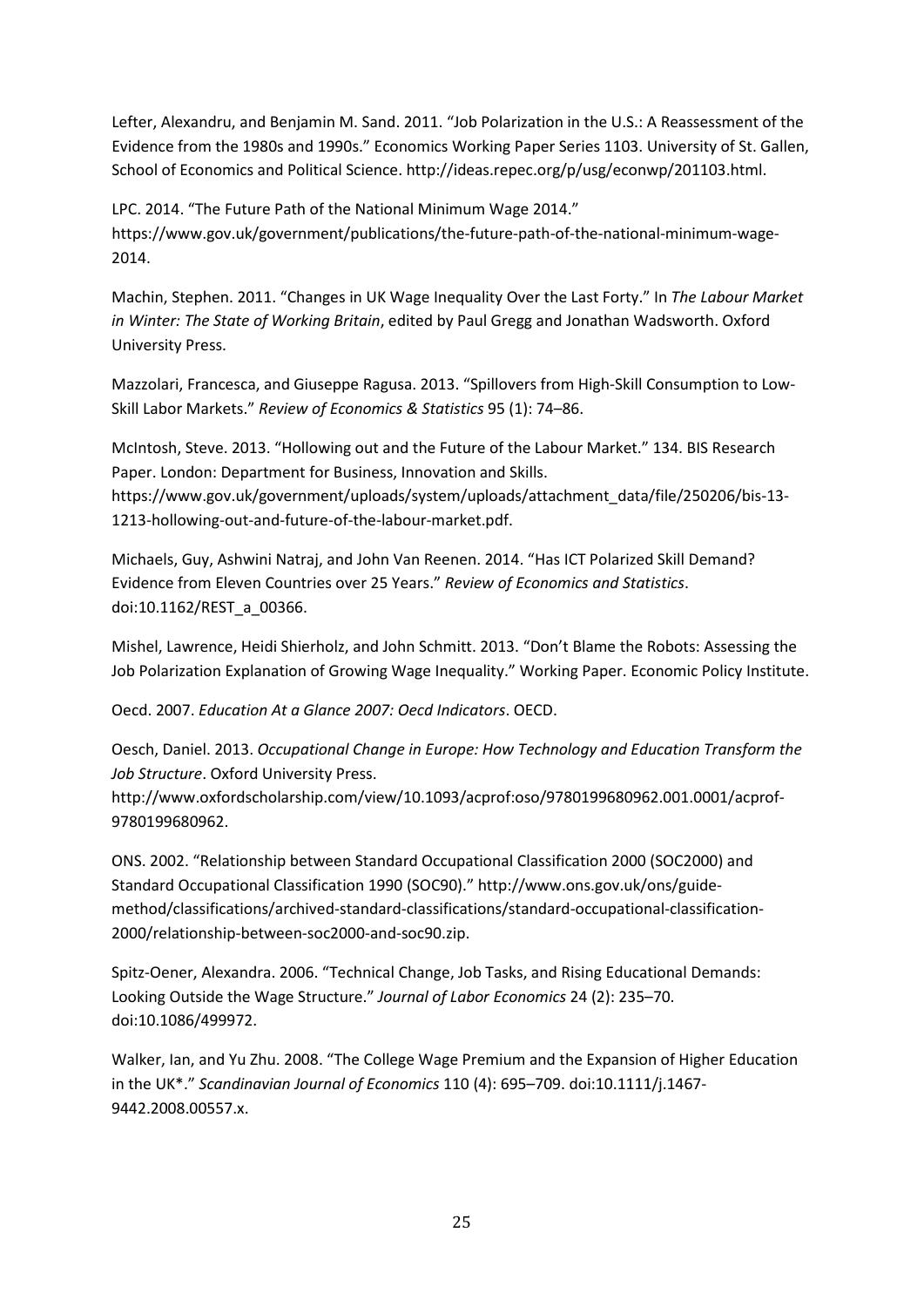Lefter, Alexandru, and Benjamin M. Sand. 2011. "Job Polarization in the U.S.: A Reassessment of the Evidence from the 1980s and 1990s." Economics Working Paper Series 1103. University of St. Gallen, School of Economics and Political Science. http://ideas.repec.org/p/usg/econwp/201103.html.

LPC. 2014. "The Future Path of the National Minimum Wage 2014." https://www.gov.uk/government/publications/the-future-path-of-the-national-minimum-wage-2014.

Machin, Stephen. 2011. "Changes in UK Wage Inequality Over the Last Forty." In *The Labour Market in Winter: The State of Working Britain*, edited by Paul Gregg and Jonathan Wadsworth. Oxford University Press.

Mazzolari, Francesca, and Giuseppe Ragusa. 2013. "Spillovers from High-Skill Consumption to Low-Skill Labor Markets." *Review of Economics & Statistics* 95 (1): 74–86.

McIntosh, Steve. 2013. "Hollowing out and the Future of the Labour Market." 134. BIS Research Paper. London: Department for Business, Innovation and Skills. https://www.gov.uk/government/uploads/system/uploads/attachment_data/file/250206/bis-13-1213-hollowing-out-and-future-of-the-labour-market.pdf.

Michaels, Guy, Ashwini Natraj, and John Van Reenen. 2014. "Has ICT Polarized Skill Demand? Evidence from Eleven Countries over 25 Years." *Review of Economics and Statistics*. doi:10.1162/REST_a_00366.

Mishel, Lawrence, Heidi Shierholz, and John Schmitt. 2013. "Don't Blame the Robots: Assessing the Job Polarization Explanation of Growing Wage Inequality." Working Paper. Economic Policy Institute.

Oecd. 2007. *Education At a Glance 2007: Oecd Indicators*. OECD.

Oesch, Daniel. 2013. *Occupational Change in Europe: How Technology and Education Transform the Job Structure*. Oxford University Press. http://www.oxfordscholarship.com/view/10.1093/acprof:oso/9780199680962.001.0001/acprof-9780199680962.

ONS. 2002. "Relationship between Standard Occupational Classification 2000 (SOC2000) and Standard Occupational Classification 1990 (SOC90)." http://www.ons.gov.uk/ons/guide-method/classifications/archived-standard-classifications/standard-occupational-classification-2000/relationship-between-soc2000-and-soc90.zip.

Spitz-Oener, Alexandra. 2006. "Technical Change, Job Tasks, and Rising Educational Demands: Looking Outside the Wage Structure." *Journal of Labor Economics* 24 (2): 235–70. doi:10.1086/499972.

Walker, Ian, and Yu Zhu. 2008. "The College Wage Premium and the Expansion of Higher Education in the UK*." *Scandinavian Journal of Economics* 110 (4): 695–709. doi:10.1111/j.1467-9442.2008.00557.x.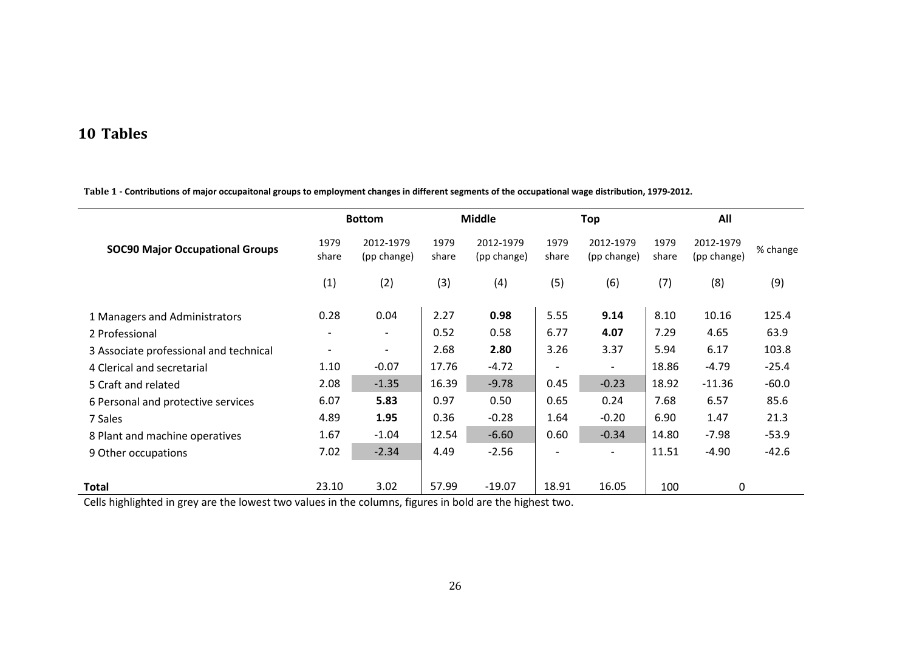# 10 Tables

**Table 1 - Contributions of major occupaitonal groups to employment changes in different segments of the occupational wage distribution, 1979-2012.**

| SOC90 Major Occupational Groups | Bottom | | Middle | | Top | | All | | |
|---|---|---|---|---|---|---|---|---|---|
| | 1979 share | 2012-1979 (pp change) | 1979 share | 2012-1979 (pp change) | 1979 share | 2012-1979 (pp change) | 1979 share | 2012-1979 (pp change) | % change |
| | (1) | (2) | (3) | (4) | (5) | (6) | (7) | (8) | (9) |
| 1 Managers and Administrators | 0.28 | 0.04 | 2.27 | **0.98** | 5.55 | **9.14** | 8.10 | 10.16 | 125.4 |
| 2 Professional | - | - | 0.52 | 0.58 | 6.77 | **4.07** | 7.29 | 4.65 | 63.9 |
| 3 Associate professional and technical | - | - | 2.68 | **2.80** | 3.26 | 3.37 | 5.94 | 6.17 | 103.8 |
| 4 Clerical and secretarial | 1.10 | -0.07 | 17.76 | -4.72 | - | - | 18.86 | -4.79 | -25.4 |
| 5 Craft and related | 2.08 | -1.35 | 16.39 | -9.78 | 0.45 | -0.23 | 18.92 | -11.36 | -60.0 |
| 6 Personal and protective services | 6.07 | **5.83** | 0.97 | 0.50 | 0.65 | 0.24 | 7.68 | 6.57 | 85.6 |
| 7 Sales | 4.89 | **1.95** | 0.36 | -0.28 | 1.64 | -0.20 | 6.90 | 1.47 | 21.3 |
| 8 Plant and machine operatives | 1.67 | -1.04 | 12.54 | -6.60 | 0.60 | -0.34 | 14.80 | -7.98 | -53.9 |
| 9 Other occupations | 7.02 | -2.34 | 4.49 | -2.56 | - | - | 11.51 | -4.90 | -42.6 |
| **Total** | 23.10 | 3.02 | 57.99 | -19.07 | 18.91 | 16.05 | 100 | 0 | |

Cells highlighted in grey are the lowest two values in the columns, figures in bold are the highest two.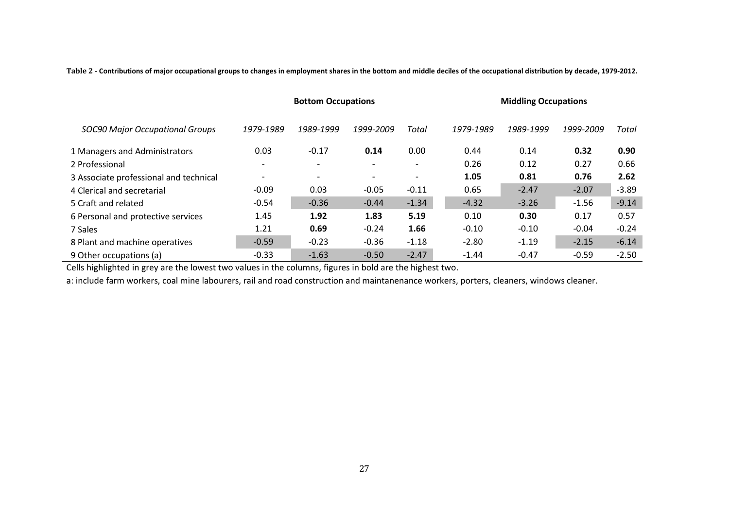**Table 2 - Contributions of major occupational groups to changes in employment shares in the bottom and middle deciles of the occupational distribution by decade, 1979-2012.**

| | Bottom Occupations | | | | Middling Occupations | | | |
|---|---|---|---|---|---|---|---|---|
| *SOC90 Major Occupational Groups* | *1979-1989* | *1989-1999* | *1999-2009* | *Total* | *1979-1989* | *1989-1999* | *1999-2009* | *Total* |
| 1 Managers and Administrators | 0.03 | -0.17 | **0.14** | 0.00 | 0.44 | 0.14 | **0.32** | **0.90** |
| 2 Professional | - | - | - | - | 0.26 | 0.12 | 0.27 | 0.66 |
| 3 Associate professional and technical | - | - | - | - | **1.05** | **0.81** | **0.76** | **2.62** |
| 4 Clerical and secretarial | -0.09 | 0.03 | -0.05 | -0.11 | 0.65 | -2.47 | -2.07 | -3.89 |
| 5 Craft and related | -0.54 | -0.36 | -0.44 | -1.34 | -4.32 | -3.26 | -1.56 | -9.14 |
| 6 Personal and protective services | 1.45 | **1.92** | **1.83** | **5.19** | 0.10 | **0.30** | 0.17 | 0.57 |
| 7 Sales | 1.21 | **0.69** | -0.24 | **1.66** | -0.10 | -0.10 | -0.04 | -0.24 |
| 8 Plant and machine operatives | -0.59 | -0.23 | -0.36 | -1.18 | -2.80 | -1.19 | -2.15 | -6.14 |
| 9 Other occupations (a) | -0.33 | -1.63 | -0.50 | -2.47 | -1.44 | -0.47 | -0.59 | -2.50 |

Cells highlighted in grey are the lowest two values in the columns, figures in bold are the highest two.

a: include farm workers, coal mine labourers, rail and road construction and maintanenance workers, porters, cleaners, windows cleaner.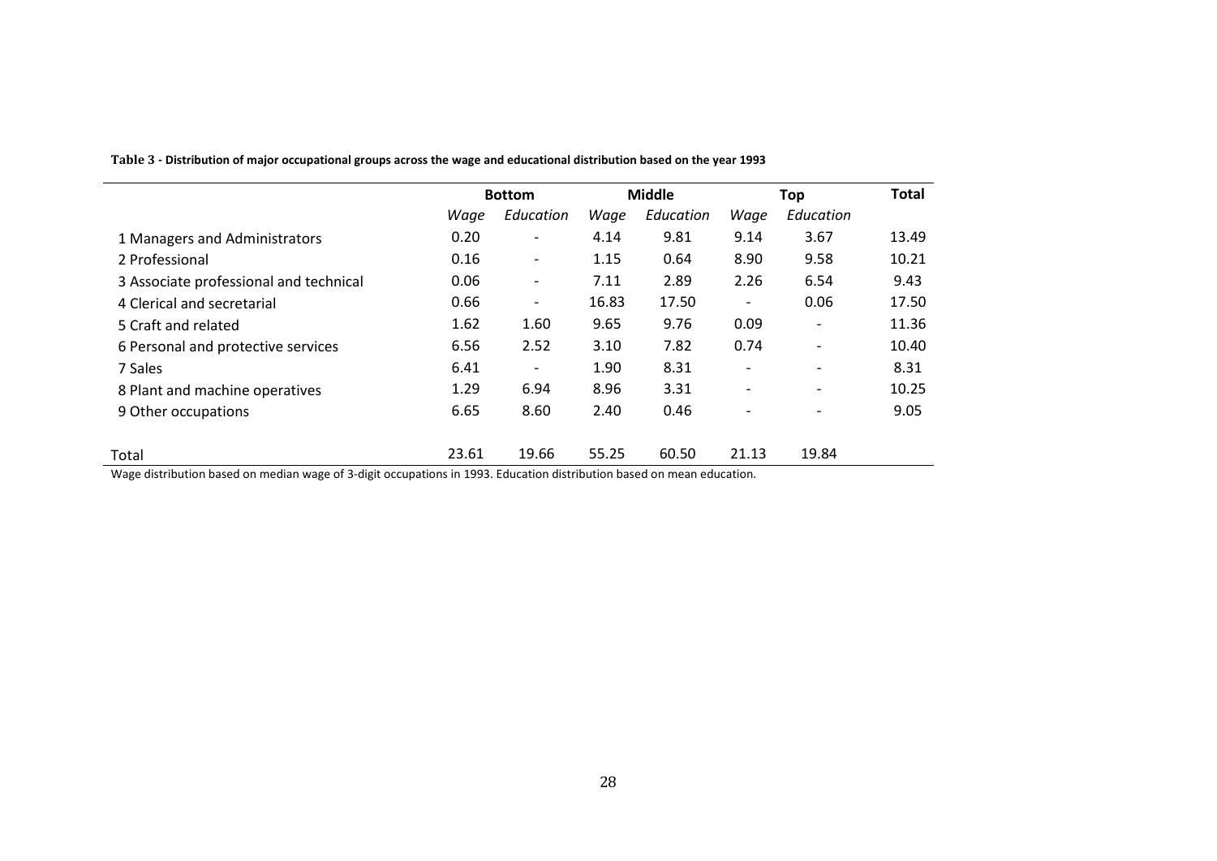**Table 3 - Distribution of major occupational groups across the wage and educational distribution based on the year 1993**

| | Bottom | | Middle | | Top | | Total |
|---|---|---|---|---|---|---|---|
| | *Wage* | *Education* | *Wage* | *Education* | *Wage* | *Education* | |
| 1 Managers and Administrators | 0.20 | - | 4.14 | 9.81 | 9.14 | 3.67 | 13.49 |
| 2 Professional | 0.16 | - | 1.15 | 0.64 | 8.90 | 9.58 | 10.21 |
| 3 Associate professional and technical | 0.06 | - | 7.11 | 2.89 | 2.26 | 6.54 | 9.43 |
| 4 Clerical and secretarial | 0.66 | - | 16.83 | 17.50 | - | 0.06 | 17.50 |
| 5 Craft and related | 1.62 | 1.60 | 9.65 | 9.76 | 0.09 | - | 11.36 |
| 6 Personal and protective services | 6.56 | 2.52 | 3.10 | 7.82 | 0.74 | - | 10.40 |
| 7 Sales | 6.41 | - | 1.90 | 8.31 | - | - | 8.31 |
| 8 Plant and machine operatives | 1.29 | 6.94 | 8.96 | 3.31 | - | - | 10.25 |
| 9 Other occupations | 6.65 | 8.60 | 2.40 | 0.46 | - | - | 9.05 |
| Total | 23.61 | 19.66 | 55.25 | 60.50 | 21.13 | 19.84 | |

Wage distribution based on median wage of 3-digit occupations in 1993. Education distribution based on mean education.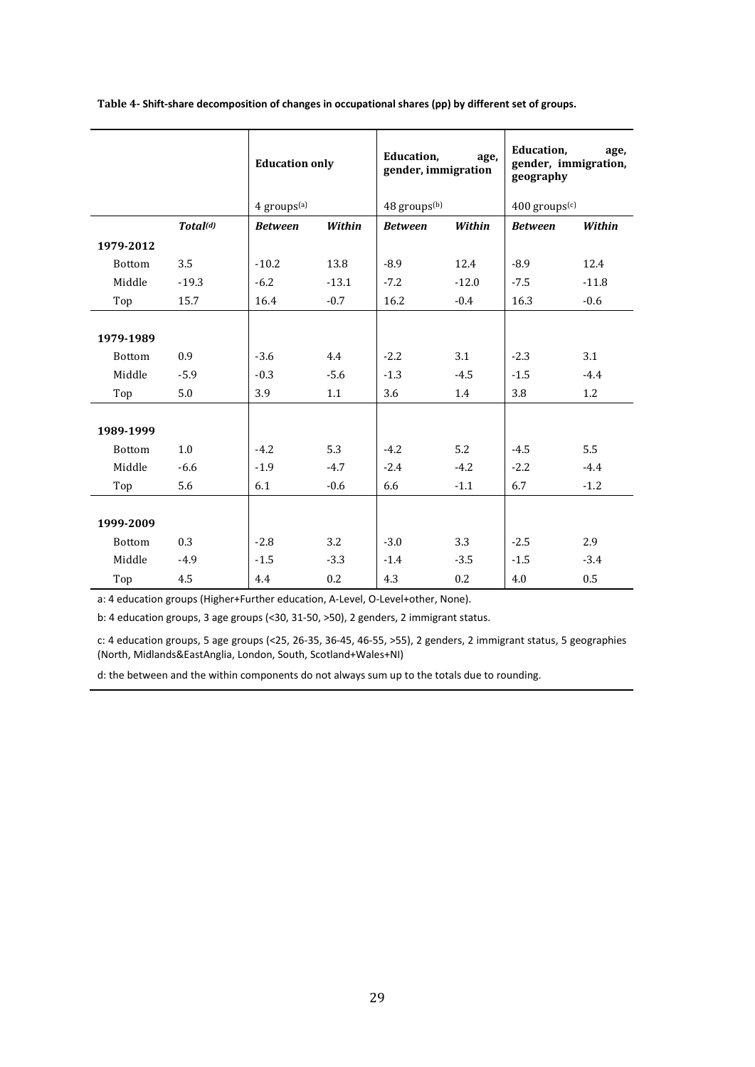**Table 4- Shift-share decomposition of changes in occupational shares (pp) by different set of groups.**

| | | Education only | | Education, age, gender, immigration | | Education, age, gender, immigration, geography | |
|---|---|---|---|---|---|---|---|
| | | 4 groups[(a)] | | 48 groups[(b)] | | 400 groups[(c)] | |
| | ***Total[(d)]*** | ***Between*** | ***Within*** | ***Between*** | ***Within*** | ***Between*** | ***Within*** |
| **1979-2012** | | | | | | | |
| Bottom | 3.5 | -10.2 | 13.8 | -8.9 | 12.4 | -8.9 | 12.4 |
| Middle | -19.3 | -6.2 | -13.1 | -7.2 | -12.0 | -7.5 | -11.8 |
| Top | 15.7 | 16.4 | -0.7 | 16.2 | -0.4 | 16.3 | -0.6 |
| **1979-1989** | | | | | | | |
| Bottom | 0.9 | -3.6 | 4.4 | -2.2 | 3.1 | -2.3 | 3.1 |
| Middle | -5.9 | -0.3 | -5.6 | -1.3 | -4.5 | -1.5 | -4.4 |
| Top | 5.0 | 3.9 | 1.1 | 3.6 | 1.4 | 3.8 | 1.2 |
| **1989-1999** | | | | | | | |
| Bottom | 1.0 | -4.2 | 5.3 | -4.2 | 5.2 | -4.5 | 5.5 |
| Middle | -6.6 | -1.9 | -4.7 | -2.4 | -4.2 | -2.2 | -4.4 |
| Top | 5.6 | 6.1 | -0.6 | 6.6 | -1.1 | 6.7 | -1.2 |
| **1999-2009** | | | | | | | |
| Bottom | 0.3 | -2.8 | 3.2 | -3.0 | 3.3 | -2.5 | 2.9 |
| Middle | -4.9 | -1.5 | -3.3 | -1.4 | -3.5 | -1.5 | -3.4 |
| Top | 4.5 | 4.4 | 0.2 | 4.3 | 0.2 | 4.0 | 0.5 |

a: 4 education groups (Higher+Further education, A-Level, O-Level+other, None).

b: 4 education groups, 3 age groups (<30, 31-50, >50), 2 genders, 2 immigrant status.

c: 4 education groups, 5 age groups (<25, 26-35, 36-45, 46-55, >55), 2 genders, 2 immigrant status, 5 geographies (North, Midlands&EastAnglia, London, South, Scotland+Wales+NI)

d: the between and the within components do not always sum up to the totals due to rounding.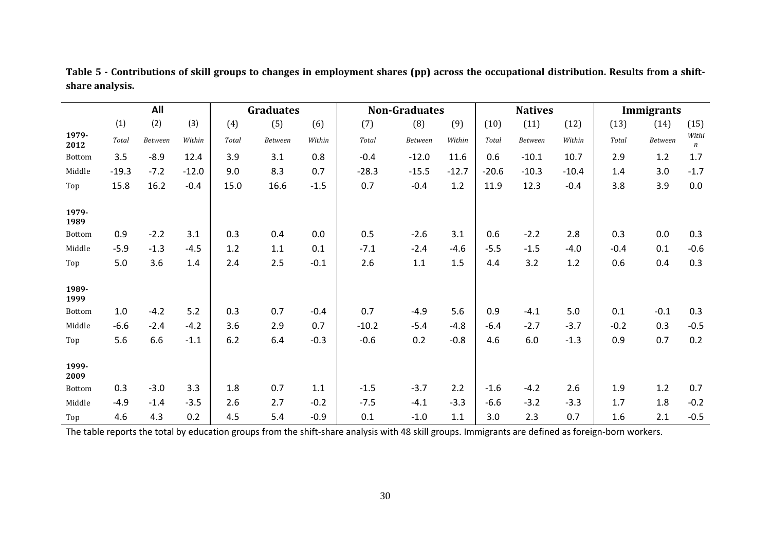**Table 5 - Contributions of skill groups to changes in employment shares (pp) across the occupational distribution. Results from a shift-share analysis.**

| | All | | | Graduates | | | Non-Graduates | | | Natives | | | Immigrants | | |
|---|---|---|---|---|---|---|---|---|---|---|---|---|---|---|---|
| | (1) | (2) | (3) | (4) | (5) | (6) | (7) | (8) | (9) | (10) | (11) | (12) | (13) | (14) | (15) |
| **1979-2012** | *Total* | *Between* | *Within* | *Total* | *Between* | *Within* | *Total* | *Between* | *Within* | *Total* | *Between* | *Within* | *Total* | *Between* | *Within* |
| Bottom | 3.5 | -8.9 | 12.4 | 3.9 | 3.1 | 0.8 | -0.4 | -12.0 | 11.6 | 0.6 | -10.1 | 10.7 | 2.9 | 1.2 | 1.7 |
| Middle | -19.3 | -7.2 | -12.0 | 9.0 | 8.3 | 0.7 | -28.3 | -15.5 | -12.7 | -20.6 | -10.3 | -10.4 | 1.4 | 3.0 | -1.7 |
| Top | 15.8 | 16.2 | -0.4 | 15.0 | 16.6 | -1.5 | 0.7 | -0.4 | 1.2 | 11.9 | 12.3 | -0.4 | 3.8 | 3.9 | 0.0 |
| **1979-1989** | | | | | | | | | | | | | | | |
| Bottom | 0.9 | -2.2 | 3.1 | 0.3 | 0.4 | 0.0 | 0.5 | -2.6 | 3.1 | 0.6 | -2.2 | 2.8 | 0.3 | 0.0 | 0.3 |
| Middle | -5.9 | -1.3 | -4.5 | 1.2 | 1.1 | 0.1 | -7.1 | -2.4 | -4.6 | -5.5 | -1.5 | -4.0 | -0.4 | 0.1 | -0.6 |
| Top | 5.0 | 3.6 | 1.4 | 2.4 | 2.5 | -0.1 | 2.6 | 1.1 | 1.5 | 4.4 | 3.2 | 1.2 | 0.6 | 0.4 | 0.3 |
| **1989-1999** | | | | | | | | | | | | | | | |
| Bottom | 1.0 | -4.2 | 5.2 | 0.3 | 0.7 | -0.4 | 0.7 | -4.9 | 5.6 | 0.9 | -4.1 | 5.0 | 0.1 | -0.1 | 0.3 |
| Middle | -6.6 | -2.4 | -4.2 | 3.6 | 2.9 | 0.7 | -10.2 | -5.4 | -4.8 | -6.4 | -2.7 | -3.7 | -0.2 | 0.3 | -0.5 |
| Top | 5.6 | 6.6 | -1.1 | 6.2 | 6.4 | -0.3 | -0.6 | 0.2 | -0.8 | 4.6 | 6.0 | -1.3 | 0.9 | 0.7 | 0.2 |
| **1999-2009** | | | | | | | | | | | | | | | |
| Bottom | 0.3 | -3.0 | 3.3 | 1.8 | 0.7 | 1.1 | -1.5 | -3.7 | 2.2 | -1.6 | -4.2 | 2.6 | 1.9 | 1.2 | 0.7 |
| Middle | -4.9 | -1.4 | -3.5 | 2.6 | 2.7 | -0.2 | -7.5 | -4.1 | -3.3 | -6.6 | -3.2 | -3.3 | 1.7 | 1.8 | -0.2 |
| Top | 4.6 | 4.3 | 0.2 | 4.5 | 5.4 | -0.9 | 0.1 | -1.0 | 1.1 | 3.0 | 2.3 | 0.7 | 1.6 | 2.1 | -0.5 |

The table reports the total by education groups from the shift-share analysis with 48 skill groups. Immigrants are defined as foreign-born workers.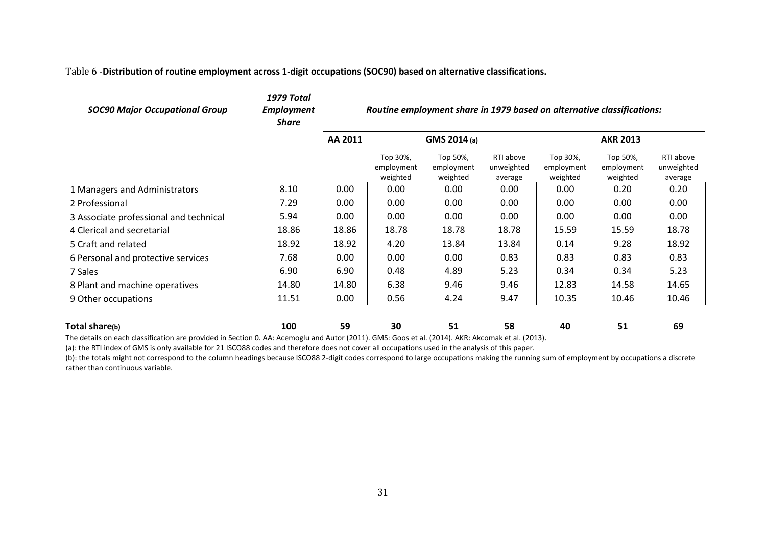Table 6 -**Distribution of routine employment across 1-digit occupations (SOC90) based on alternative classifications.**

| *SOC90 Major Occupational Group* | *1979 Total Employment Share* | *Routine employment share in 1979 based on alternative classifications:* | | | | | | |
|---|---|---|---|---|---|---|---|---|
| | | **AA 2011** | **GMS 2014 (a)** | | | **AKR 2013** | | |
| | | | Top 30%, employment weighted | Top 50%, employment weighted | RTI above unweighted average | Top 30%, employment weighted | Top 50%, employment weighted | RTI above unweighted average |
| 1 Managers and Administrators | 8.10 | 0.00 | 0.00 | 0.00 | 0.00 | 0.00 | 0.20 | 0.20 |
| 2 Professional | 7.29 | 0.00 | 0.00 | 0.00 | 0.00 | 0.00 | 0.00 | 0.00 |
| 3 Associate professional and technical | 5.94 | 0.00 | 0.00 | 0.00 | 0.00 | 0.00 | 0.00 | 0.00 |
| 4 Clerical and secretarial | 18.86 | 18.86 | 18.78 | 18.78 | 18.78 | 15.59 | 15.59 | 18.78 |
| 5 Craft and related | 18.92 | 18.92 | 4.20 | 13.84 | 13.84 | 0.14 | 9.28 | 18.92 |
| 6 Personal and protective services | 7.68 | 0.00 | 0.00 | 0.00 | 0.83 | 0.83 | 0.83 | 0.83 |
| 7 Sales | 6.90 | 6.90 | 0.48 | 4.89 | 5.23 | 0.34 | 0.34 | 5.23 |
| 8 Plant and machine operatives | 14.80 | 14.80 | 6.38 | 9.46 | 9.46 | 12.83 | 14.58 | 14.65 |
| 9 Other occupations | 11.51 | 0.00 | 0.56 | 4.24 | 9.47 | 10.35 | 10.46 | 10.46 |
| **Total share(b)** | **100** | **59** | **30** | **51** | **58** | **40** | **51** | **69** |

The details on each classification are provided in Section 0. AA: Acemoglu and Autor (2011). GMS: Goos et al. (2014). AKR: Akcomak et al. (2013).

(a): the RTI index of GMS is only available for 21 ISCO88 codes and therefore does not cover all occupations used in the analysis of this paper.

(b): the totals might not correspond to the column headings because ISCO88 2-digit codes correspond to large occupations making the running sum of employment by occupations a discrete rather than continuous variable.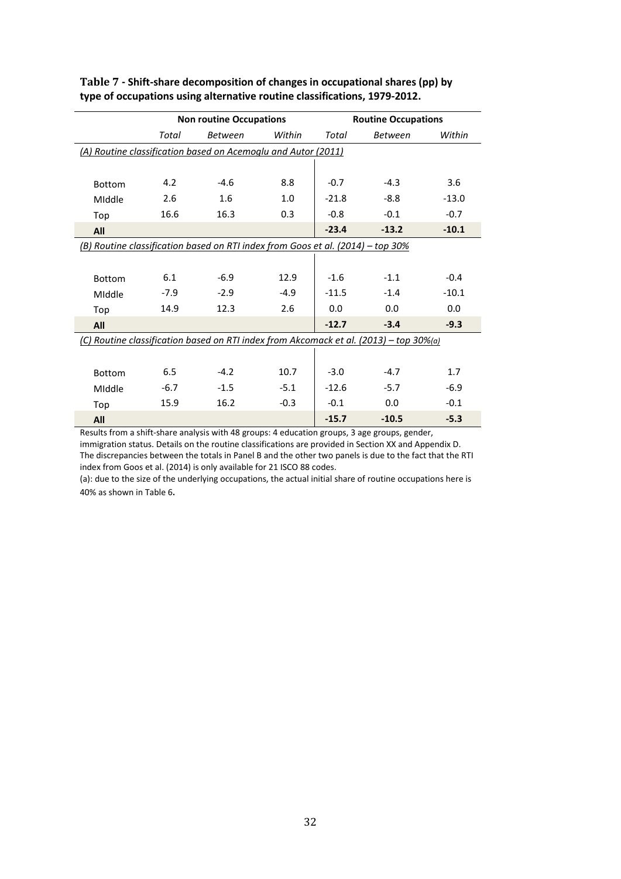**Table 7 - Shift-share decomposition of changes in occupational shares (pp) by type of occupations using alternative routine classifications, 1979-2012.**

| | Non routine Occupations | | | Routine Occupations | | |
|---|---|---|---|---|---|---|
| | *Total* | *Between* | *Within* | *Total* | *Between* | *Within* |
| *(A) Routine classification based on Acemoglu and Autor (2011)* | | | | | | |
| Bottom | 4.2 | -4.6 | 8.8 | -0.7 | -4.3 | 3.6 |
| MIddle | 2.6 | 1.6 | 1.0 | -21.8 | -8.8 | -13.0 |
| Top | 16.6 | 16.3 | 0.3 | -0.8 | -0.1 | -0.7 |
| **All** | | | | **-23.4** | **-13.2** | **-10.1** |
| *(B) Routine classification based on RTI index from Goos et al. (2014) – top 30%* | | | | | | |
| Bottom | 6.1 | -6.9 | 12.9 | -1.6 | -1.1 | -0.4 |
| MIddle | -7.9 | -2.9 | -4.9 | -11.5 | -1.4 | -10.1 |
| Top | 14.9 | 12.3 | 2.6 | 0.0 | 0.0 | 0.0 |
| **All** | | | | **-12.7** | **-3.4** | **-9.3** |
| *(C) Routine classification based on RTI index from Akcomack et al. (2013) – top 30%(a)* | | | | | | |
| Bottom | 6.5 | -4.2 | 10.7 | -3.0 | -4.7 | 1.7 |
| MIddle | -6.7 | -1.5 | -5.1 | -12.6 | -5.7 | -6.9 |
| Top | 15.9 | 16.2 | -0.3 | -0.1 | 0.0 | -0.1 |
| **All** | | | | **-15.7** | **-10.5** | **-5.3** |

Results from a shift-share analysis with 48 groups: 4 education groups, 3 age groups, gender, immigration status. Details on the routine classifications are provided in Section XX and Appendix D. The discrepancies between the totals in Panel B and the other two panels is due to the fact that the RTI index from Goos et al. (2014) is only available for 21 ISCO 88 codes.

(a): due to the size of the underlying occupations, the actual initial share of routine occupations here is 40% as shown in Table 6.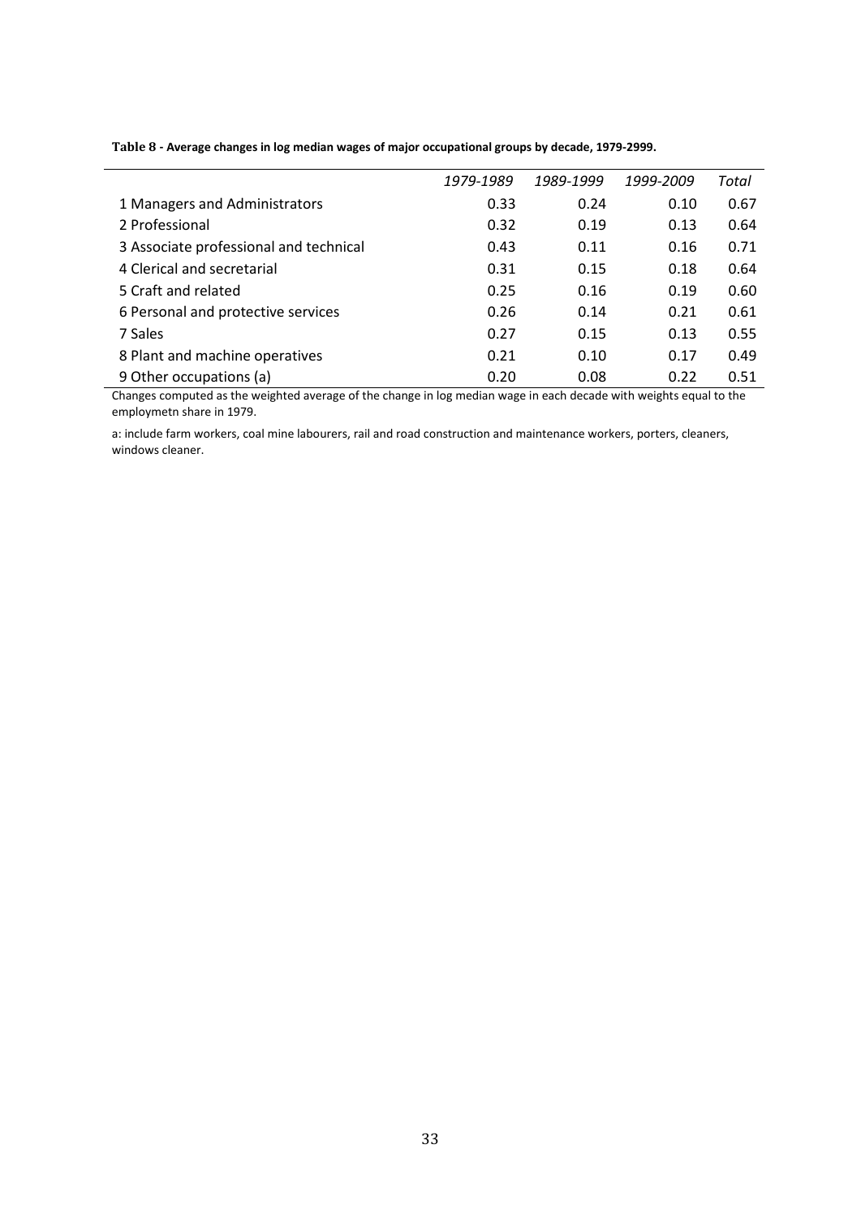**Table 8 - Average changes in log median wages of major occupational groups by decade, 1979-2999.**

| | *1979-1989* | *1989-1999* | *1999-2009* | *Total* |
|---|---|---|---|---|
| 1 Managers and Administrators | 0.33 | 0.24 | 0.10 | 0.67 |
| 2 Professional | 0.32 | 0.19 | 0.13 | 0.64 |
| 3 Associate professional and technical | 0.43 | 0.11 | 0.16 | 0.71 |
| 4 Clerical and secretarial | 0.31 | 0.15 | 0.18 | 0.64 |
| 5 Craft and related | 0.25 | 0.16 | 0.19 | 0.60 |
| 6 Personal and protective services | 0.26 | 0.14 | 0.21 | 0.61 |
| 7 Sales | 0.27 | 0.15 | 0.13 | 0.55 |
| 8 Plant and machine operatives | 0.21 | 0.10 | 0.17 | 0.49 |
| 9 Other occupations (a) | 0.20 | 0.08 | 0.22 | 0.51 |

Changes computed as the weighted average of the change in log median wage in each decade with weights equal to the employmetn share in 1979.

a: include farm workers, coal mine labourers, rail and road construction and maintenance workers, porters, cleaners, windows cleaner.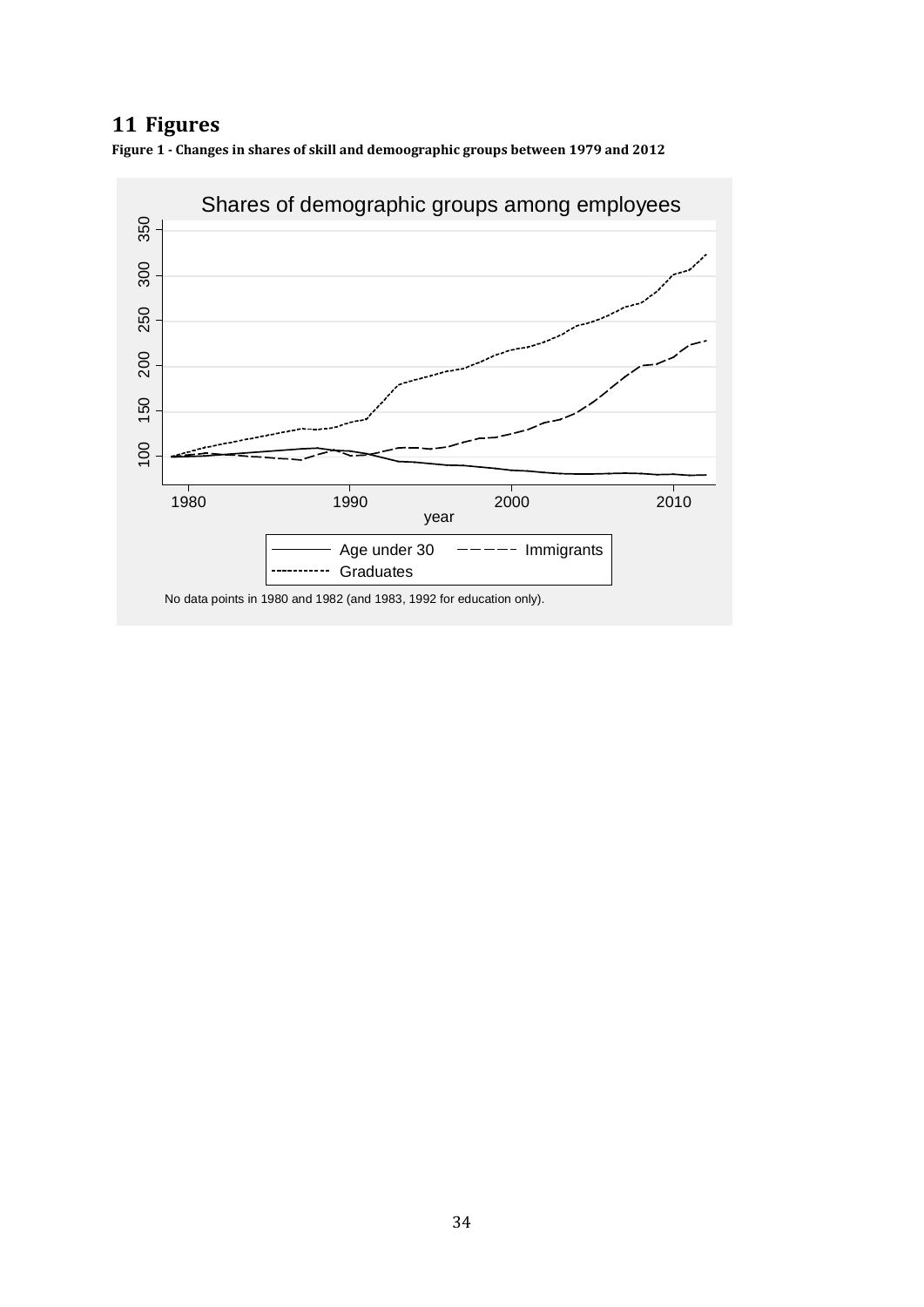# 11 Figures

**Figure 1 - Changes in shares of skill and demoographic groups between 1979 and 2012**

Shares of demographic groups among employees

No data points in 1980 and 1982 (and 1983, 1992 for education only).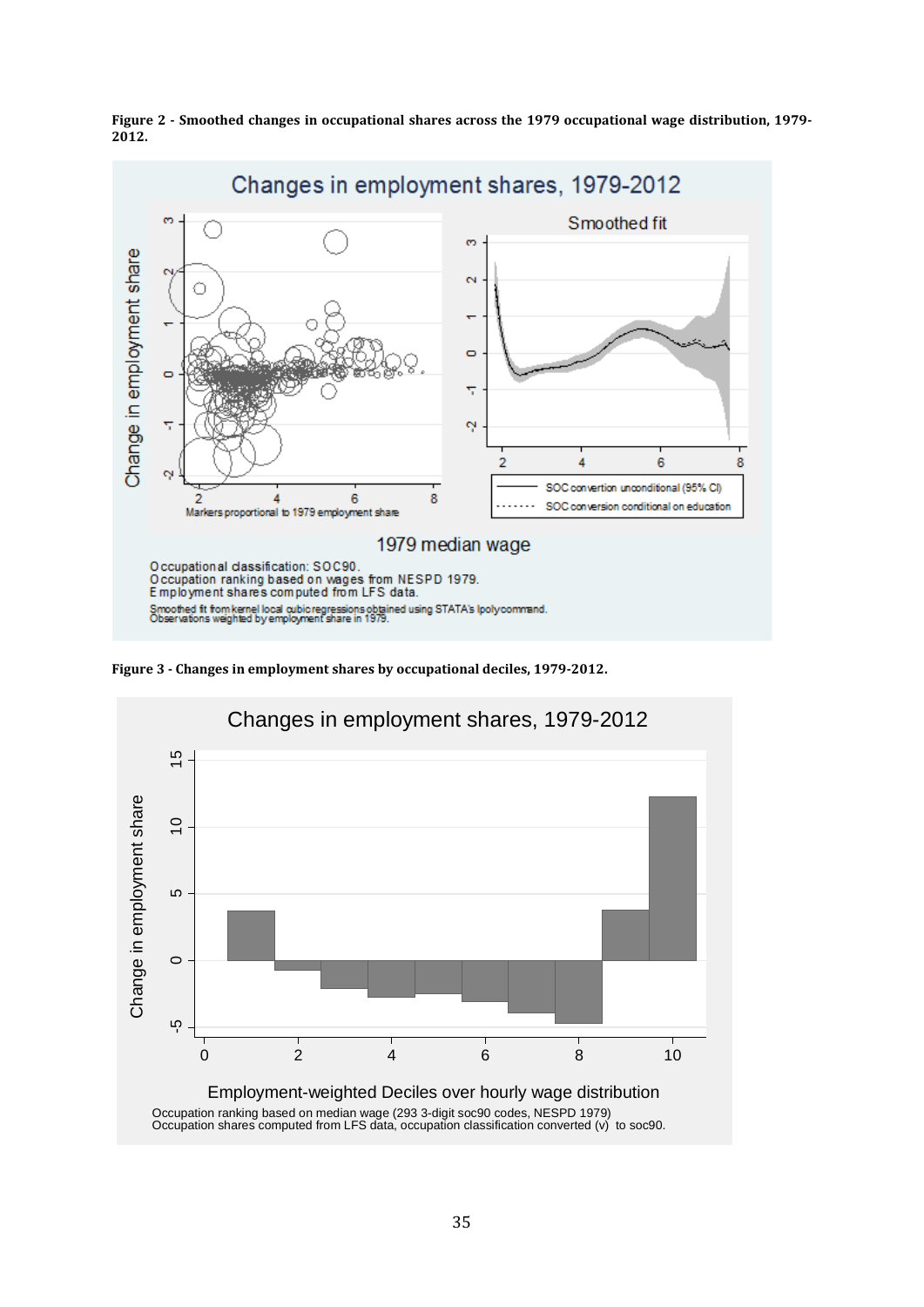**Figure 2 - Smoothed changes in occupational shares across the 1979 occupational wage distribution, 1979-2012.**

**Figure 3 - Changes in employment shares by occupational deciles, 1979-2012.**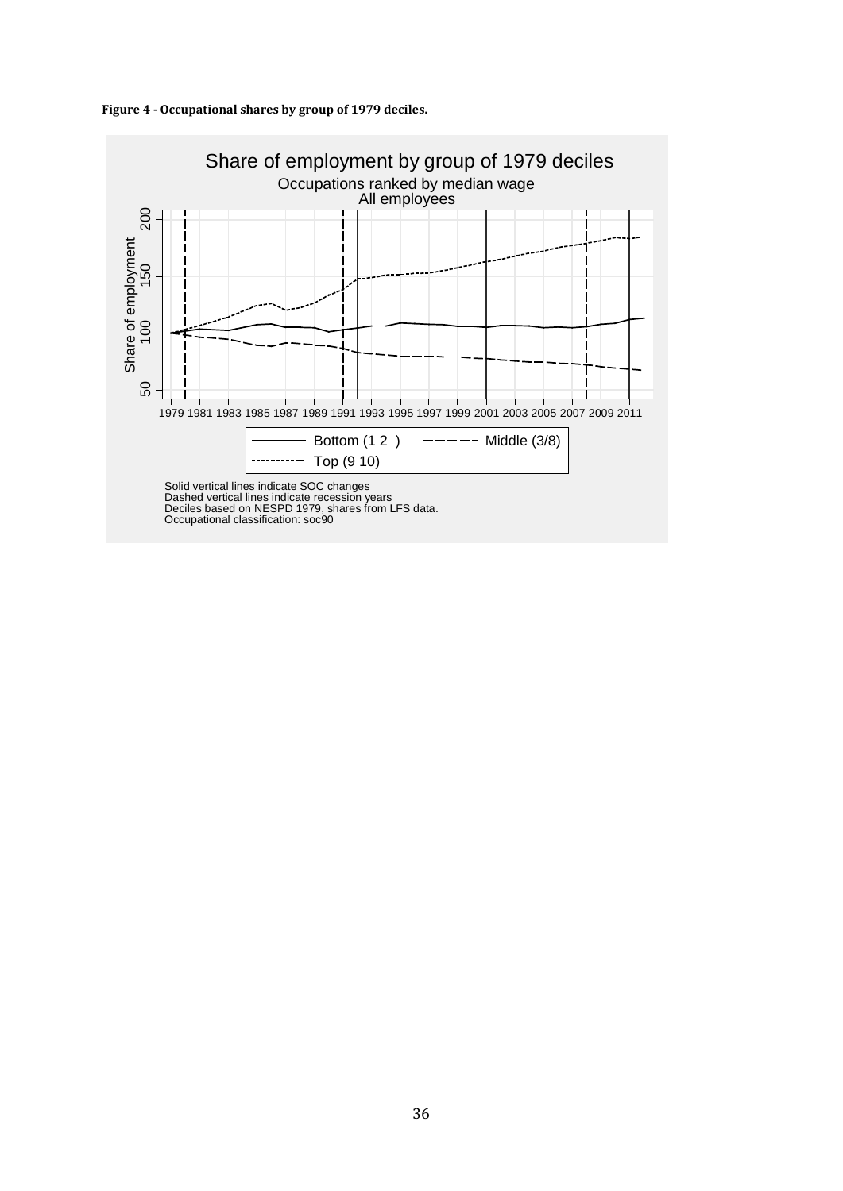**Figure 4 - Occupational shares by group of 1979 deciles.**

Share of employment by group of 1979 deciles

Occupations ranked by median wage

All employees

Solid vertical lines indicate SOC changes
Dashed vertical lines indicate recession years
Deciles based on NESPD 1979, shares from LFS data.
Occupational classification: soc90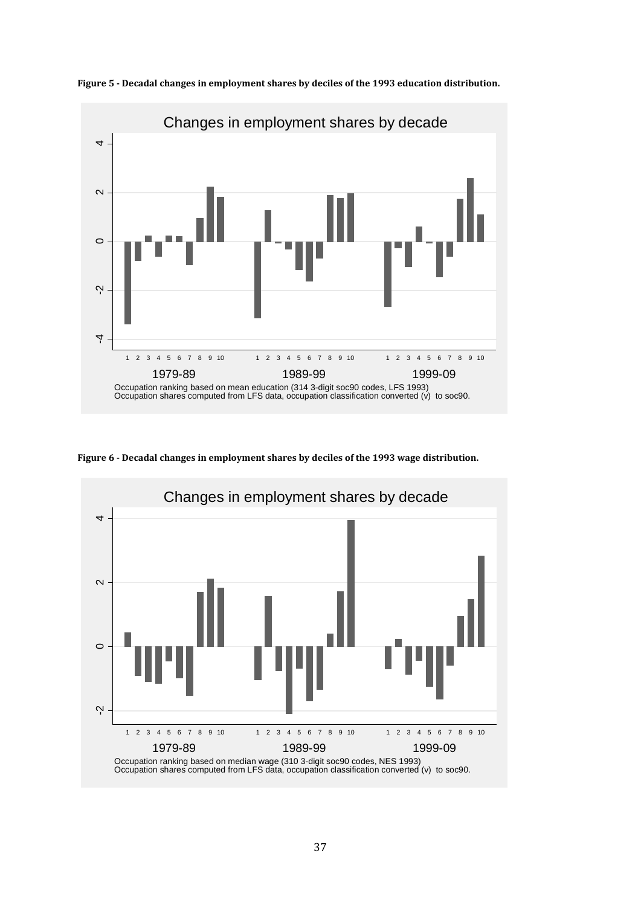**Figure 5 - Decadal changes in employment shares by deciles of the 1993 education distribution.**

Changes in employment shares by decade

Occupation ranking based on mean education (314 3-digit soc90 codes, LFS 1993)
Occupation shares computed from LFS data, occupation classification converted (v) to soc90.

**Figure 6 - Decadal changes in employment shares by deciles of the 1993 wage distribution.**

Changes in employment shares by decade

Occupation ranking based on median wage (310 3-digit soc90 codes, NES 1993)
Occupation shares computed from LFS data, occupation classification converted (v) to soc90.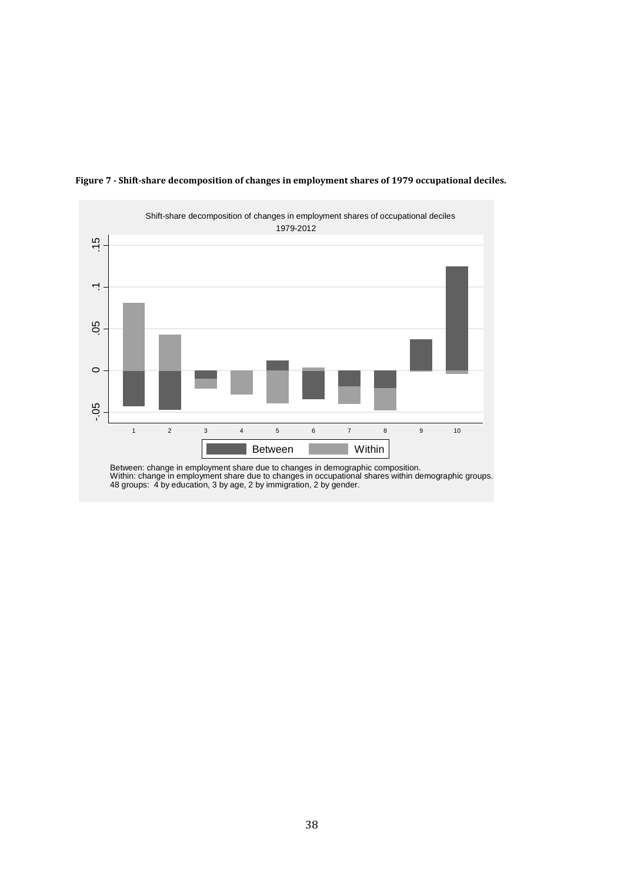**Figure 7 - Shift-share decomposition of changes in employment shares of 1979 occupational deciles.**

Shift-share decomposition of changes in employment shares of occupational deciles
1979-2012

Between: change in employment share due to changes in demographic composition.
Within: change in employment share due to changes in occupational shares within demographic groups.
48 groups: 4 by education, 3 by age, 2 by immigration, 2 by gender.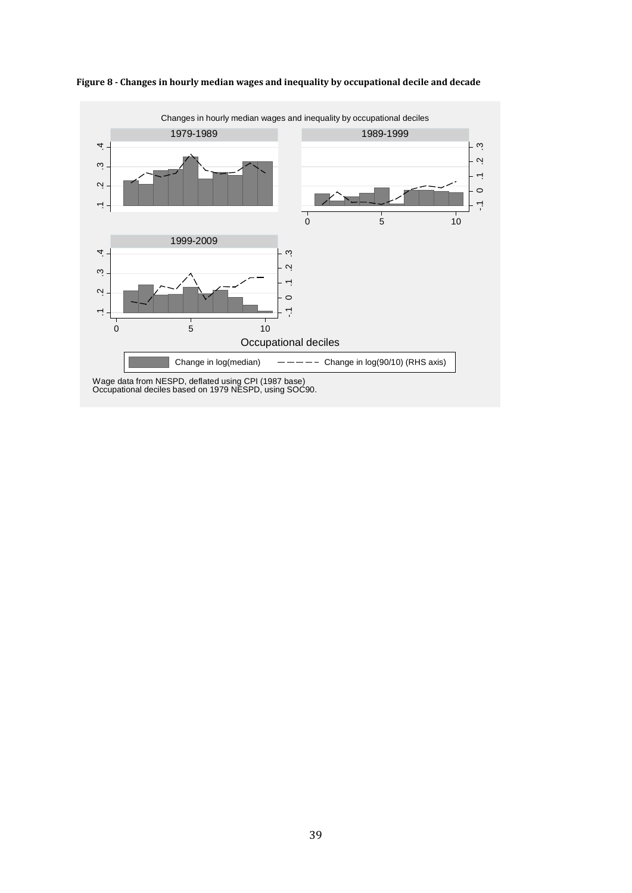**Figure 8 - Changes in hourly median wages and inequality by occupational decile and decade**

Changes in hourly median wages and inequality by occupational deciles

Wage data from NESPD, deflated using CPI (1987 base)
Occupational deciles based on 1979 NESPD, using SOC90.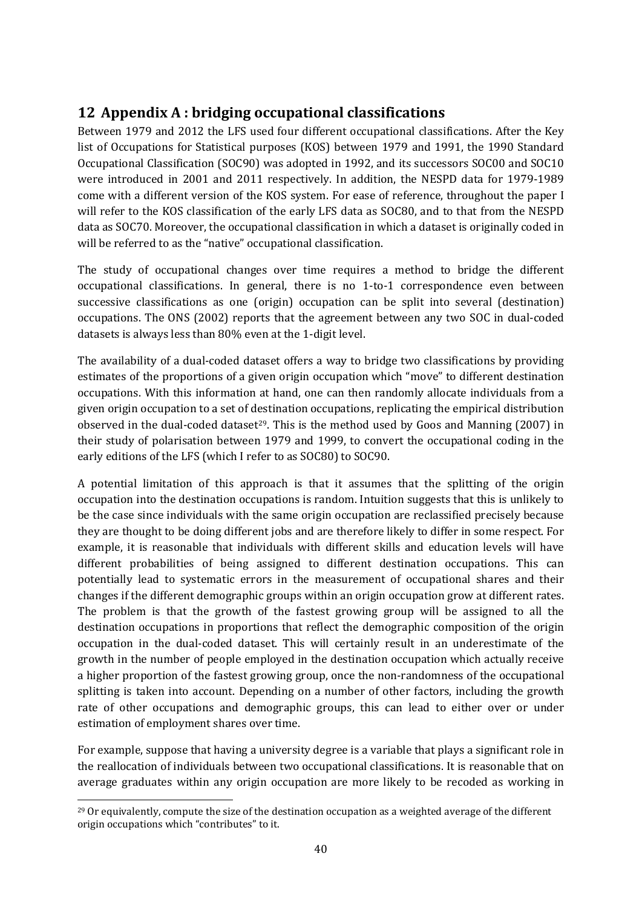# 12 Appendix A : bridging occupational classifications

Between 1979 and 2012 the LFS used four different occupational classifications. After the Key list of Occupations for Statistical purposes (KOS) between 1979 and 1991, the 1990 Standard Occupational Classification (SOC90) was adopted in 1992, and its successors SOC00 and SOC10 were introduced in 2001 and 2011 respectively. In addition, the NESPD data for 1979-1989 come with a different version of the KOS system. For ease of reference, throughout the paper I will refer to the KOS classification of the early LFS data as SOC80, and to that from the NESPD data as SOC70. Moreover, the occupational classification in which a dataset is originally coded in will be referred to as the "native" occupational classification.

The study of occupational changes over time requires a method to bridge the different occupational classifications. In general, there is no 1-to-1 correspondence even between successive classifications as one (origin) occupation can be split into several (destination) occupations. The ONS (2002) reports that the agreement between any two SOC in dual-coded datasets is always less than 80% even at the 1-digit level.

The availability of a dual-coded dataset offers a way to bridge two classifications by providing estimates of the proportions of a given origin occupation which "move" to different destination occupations. With this information at hand, one can then randomly allocate individuals from a given origin occupation to a set of destination occupations, replicating the empirical distribution observed in the dual-coded dataset[29]. This is the method used by Goos and Manning (2007) in their study of polarisation between 1979 and 1999, to convert the occupational coding in the early editions of the LFS (which I refer to as SOC80) to SOC90.

A potential limitation of this approach is that it assumes that the splitting of the origin occupation into the destination occupations is random. Intuition suggests that this is unlikely to be the case since individuals with the same origin occupation are reclassified precisely because they are thought to be doing different jobs and are therefore likely to differ in some respect. For example, it is reasonable that individuals with different skills and education levels will have different probabilities of being assigned to different destination occupations. This can potentially lead to systematic errors in the measurement of occupational shares and their changes if the different demographic groups within an origin occupation grow at different rates. The problem is that the growth of the fastest growing group will be assigned to all the destination occupations in proportions that reflect the demographic composition of the origin occupation in the dual-coded dataset. This will certainly result in an underestimate of the growth in the number of people employed in the destination occupation which actually receive a higher proportion of the fastest growing group, once the non-randomness of the occupational splitting is taken into account. Depending on a number of other factors, including the growth rate of other occupations and demographic groups, this can lead to either over or under estimation of employment shares over time.

For example, suppose that having a university degree is a variable that plays a significant role in the reallocation of individuals between two occupational classifications. It is reasonable that on average graduates within any origin occupation are more likely to be recoded as working in

[29] Or equivalently, compute the size of the destination occupation as a weighted average of the different origin occupations which "contributes" to it.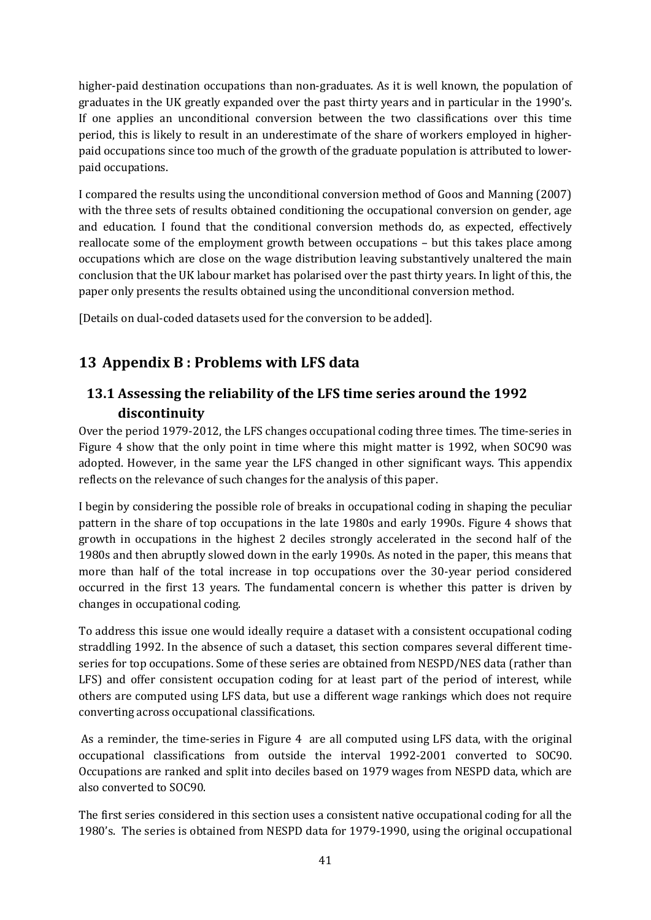higher-paid destination occupations than non-graduates. As it is well known, the population of graduates in the UK greatly expanded over the past thirty years and in particular in the 1990's. If one applies an unconditional conversion between the two classifications over this time period, this is likely to result in an underestimate of the share of workers employed in higher-paid occupations since too much of the growth of the graduate population is attributed to lower-paid occupations.

I compared the results using the unconditional conversion method of Goos and Manning (2007) with the three sets of results obtained conditioning the occupational conversion on gender, age and education. I found that the conditional conversion methods do, as expected, effectively reallocate some of the employment growth between occupations – but this takes place among occupations which are close on the wage distribution leaving substantively unaltered the main conclusion that the UK labour market has polarised over the past thirty years. In light of this, the paper only presents the results obtained using the unconditional conversion method.

[Details on dual-coded datasets used for the conversion to be added].

# 13 Appendix B : Problems with LFS data

## 13.1 Assessing the reliability of the LFS time series around the 1992 discontinuity

Over the period 1979-2012, the LFS changes occupational coding three times. The time-series in Figure 4 show that the only point in time where this might matter is 1992, when SOC90 was adopted. However, in the same year the LFS changed in other significant ways. This appendix reflects on the relevance of such changes for the analysis of this paper.

I begin by considering the possible role of breaks in occupational coding in shaping the peculiar pattern in the share of top occupations in the late 1980s and early 1990s. Figure 4 shows that growth in occupations in the highest 2 deciles strongly accelerated in the second half of the 1980s and then abruptly slowed down in the early 1990s. As noted in the paper, this means that more than half of the total increase in top occupations over the 30-year period considered occurred in the first 13 years. The fundamental concern is whether this patter is driven by changes in occupational coding.

To address this issue one would ideally require a dataset with a consistent occupational coding straddling 1992. In the absence of such a dataset, this section compares several different time-series for top occupations. Some of these series are obtained from NESPD/NES data (rather than LFS) and offer consistent occupation coding for at least part of the period of interest, while others are computed using LFS data, but use a different wage rankings which does not require converting across occupational classifications.

As a reminder, the time-series in Figure 4 are all computed using LFS data, with the original occupational classifications from outside the interval 1992-2001 converted to SOC90. Occupations are ranked and split into deciles based on 1979 wages from NESPD data, which are also converted to SOC90.

The first series considered in this section uses a consistent native occupational coding for all the 1980's. The series is obtained from NESPD data for 1979-1990, using the original occupational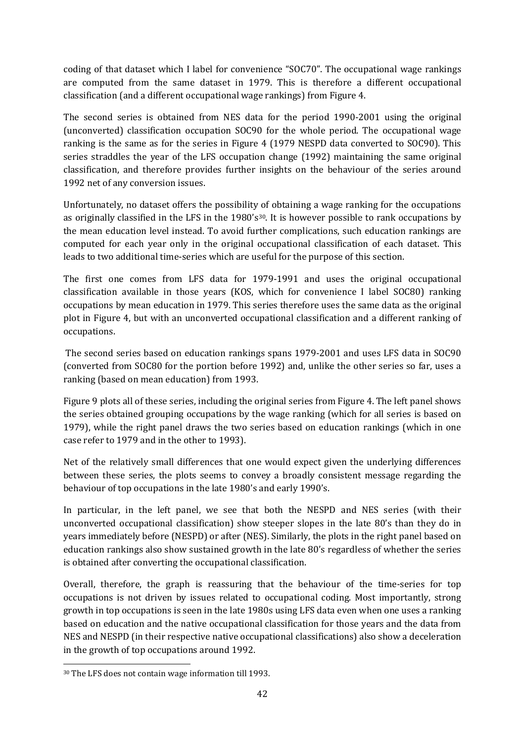coding of that dataset which I label for convenience "SOC70". The occupational wage rankings are computed from the same dataset in 1979. This is therefore a different occupational classification (and a different occupational wage rankings) from Figure 4.

The second series is obtained from NES data for the period 1990-2001 using the original (unconverted) classification occupation SOC90 for the whole period. The occupational wage ranking is the same as for the series in Figure 4 (1979 NESPD data converted to SOC90). This series straddles the year of the LFS occupation change (1992) maintaining the same original classification, and therefore provides further insights on the behaviour of the series around 1992 net of any conversion issues.

Unfortunately, no dataset offers the possibility of obtaining a wage ranking for the occupations as originally classified in the LFS in the 1980's[30]. It is however possible to rank occupations by the mean education level instead. To avoid further complications, such education rankings are computed for each year only in the original occupational classification of each dataset. This leads to two additional time-series which are useful for the purpose of this section.

The first one comes from LFS data for 1979-1991 and uses the original occupational classification available in those years (KOS, which for convenience I label SOC80) ranking occupations by mean education in 1979. This series therefore uses the same data as the original plot in Figure 4, but with an unconverted occupational classification and a different ranking of occupations.

The second series based on education rankings spans 1979-2001 and uses LFS data in SOC90 (converted from SOC80 for the portion before 1992) and, unlike the other series so far, uses a ranking (based on mean education) from 1993.

Figure 9 plots all of these series, including the original series from Figure 4. The left panel shows the series obtained grouping occupations by the wage ranking (which for all series is based on 1979), while the right panel draws the two series based on education rankings (which in one case refer to 1979 and in the other to 1993).

Net of the relatively small differences that one would expect given the underlying differences between these series, the plots seems to convey a broadly consistent message regarding the behaviour of top occupations in the late 1980's and early 1990's.

In particular, in the left panel, we see that both the NESPD and NES series (with their unconverted occupational classification) show steeper slopes in the late 80's than they do in years immediately before (NESPD) or after (NES). Similarly, the plots in the right panel based on education rankings also show sustained growth in the late 80's regardless of whether the series is obtained after converting the occupational classification.

Overall, therefore, the graph is reassuring that the behaviour of the time-series for top occupations is not driven by issues related to occupational coding. Most importantly, strong growth in top occupations is seen in the late 1980s using LFS data even when one uses a ranking based on education and the native occupational classification for those years and the data from NES and NESPD (in their respective native occupational classifications) also show a deceleration in the growth of top occupations around 1992.

[30] The LFS does not contain wage information till 1993.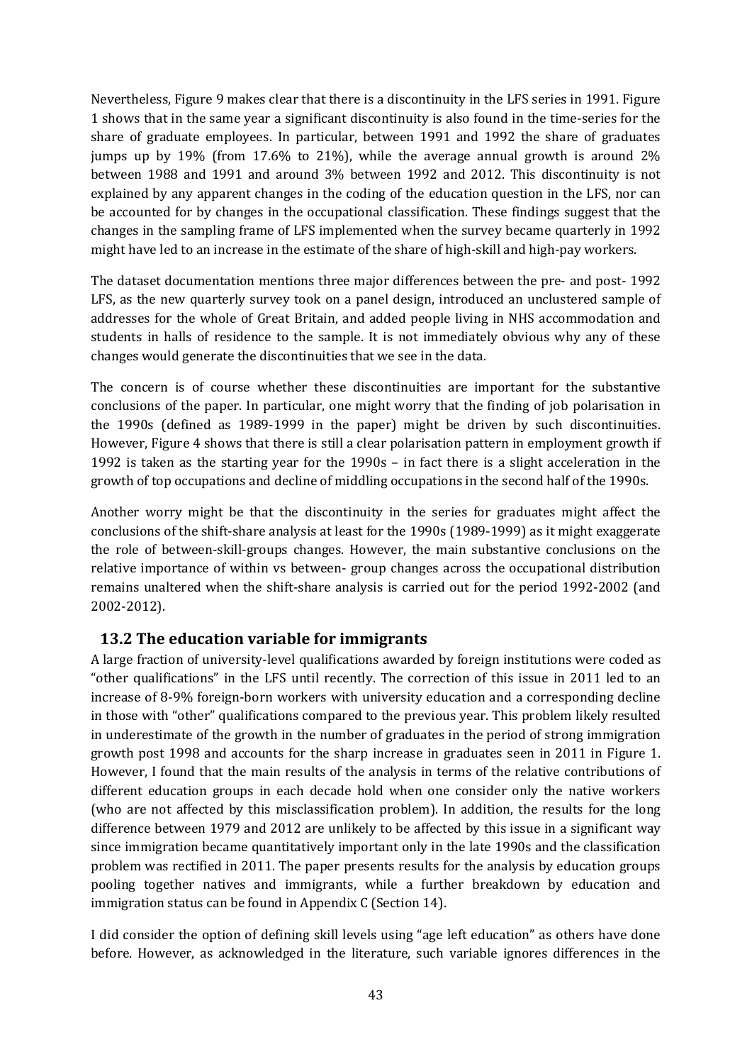Nevertheless, Figure 9 makes clear that there is a discontinuity in the LFS series in 1991. Figure 1 shows that in the same year a significant discontinuity is also found in the time-series for the share of graduate employees. In particular, between 1991 and 1992 the share of graduates jumps up by 19% (from 17.6% to 21%), while the average annual growth is around 2% between 1988 and 1991 and around 3% between 1992 and 2012. This discontinuity is not explained by any apparent changes in the coding of the education question in the LFS, nor can be accounted for by changes in the occupational classification. These findings suggest that the changes in the sampling frame of LFS implemented when the survey became quarterly in 1992 might have led to an increase in the estimate of the share of high-skill and high-pay workers.

The dataset documentation mentions three major differences between the pre- and post- 1992 LFS, as the new quarterly survey took on a panel design, introduced an unclustered sample of addresses for the whole of Great Britain, and added people living in NHS accommodation and students in halls of residence to the sample. It is not immediately obvious why any of these changes would generate the discontinuities that we see in the data.

The concern is of course whether these discontinuities are important for the substantive conclusions of the paper. In particular, one might worry that the finding of job polarisation in the 1990s (defined as 1989-1999 in the paper) might be driven by such discontinuities. However, Figure 4 shows that there is still a clear polarisation pattern in employment growth if 1992 is taken as the starting year for the 1990s – in fact there is a slight acceleration in the growth of top occupations and decline of middling occupations in the second half of the 1990s.

Another worry might be that the discontinuity in the series for graduates might affect the conclusions of the shift-share analysis at least for the 1990s (1989-1999) as it might exaggerate the role of between-skill-groups changes. However, the main substantive conclusions on the relative importance of within vs between- group changes across the occupational distribution remains unaltered when the shift-share analysis is carried out for the period 1992-2002 (and 2002-2012).

## 13.2 The education variable for immigrants

A large fraction of university-level qualifications awarded by foreign institutions were coded as "other qualifications" in the LFS until recently. The correction of this issue in 2011 led to an increase of 8-9% foreign-born workers with university education and a corresponding decline in those with "other" qualifications compared to the previous year. This problem likely resulted in underestimate of the growth in the number of graduates in the period of strong immigration growth post 1998 and accounts for the sharp increase in graduates seen in 2011 in Figure 1. However, I found that the main results of the analysis in terms of the relative contributions of different education groups in each decade hold when one consider only the native workers (who are not affected by this misclassification problem). In addition, the results for the long difference between 1979 and 2012 are unlikely to be affected by this issue in a significant way since immigration became quantitatively important only in the late 1990s and the classification problem was rectified in 2011. The paper presents results for the analysis by education groups pooling together natives and immigrants, while a further breakdown by education and immigration status can be found in Appendix C (Section 14).

I did consider the option of defining skill levels using "age left education" as others have done before. However, as acknowledged in the literature, such variable ignores differences in the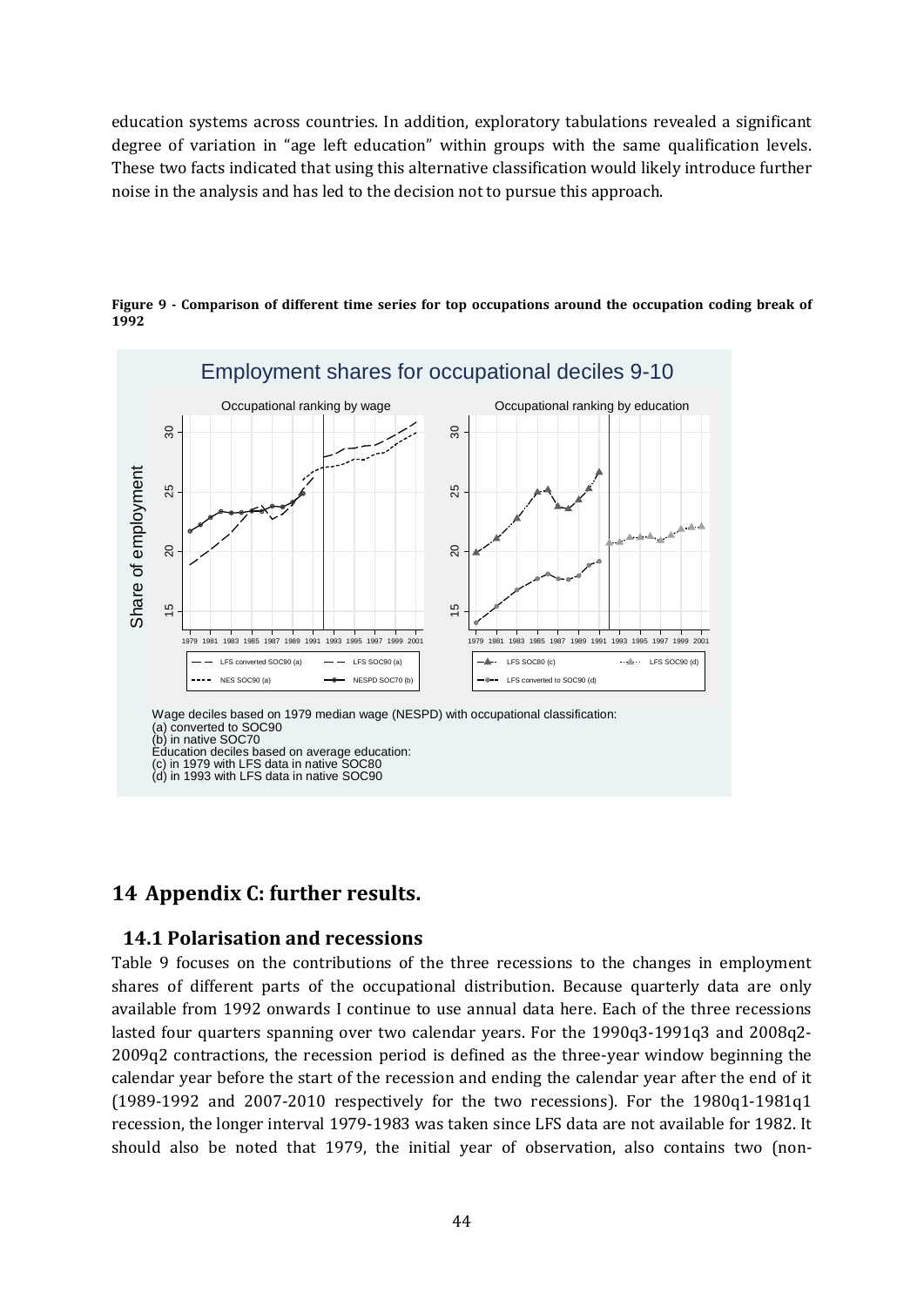education systems across countries. In addition, exploratory tabulations revealed a significant degree of variation in "age left education" within groups with the same qualification levels. These two facts indicated that using this alternative classification would likely introduce further noise in the analysis and has led to the decision not to pursue this approach.

**Figure 9 - Comparison of different time series for top occupations around the occupation coding break of 1992**

Employment shares for occupational deciles 9-10

Wage deciles based on 1979 median wage (NESPD) with occupational classification:
(a) converted to SOC90
(b) in native SOC70
Education deciles based on average education:
(c) in 1979 with LFS data in native SOC80
(d) in 1993 with LFS data in native SOC90

# 14 Appendix C: further results.

## 14.1 Polarisation and recessions

Table 9 focuses on the contributions of the three recessions to the changes in employment shares of different parts of the occupational distribution. Because quarterly data are only available from 1992 onwards I continue to use annual data here. Each of the three recessions lasted four quarters spanning over two calendar years. For the 1990q3-1991q3 and 2008q2-2009q2 contractions, the recession period is defined as the three-year window beginning the calendar year before the start of the recession and ending the calendar year after the end of it (1989-1992 and 2007-2010 respectively for the two recessions). For the 1980q1-1981q1 recession, the longer interval 1979-1983 was taken since LFS data are not available for 1982. It should also be noted that 1979, the initial year of observation, also contains two (non-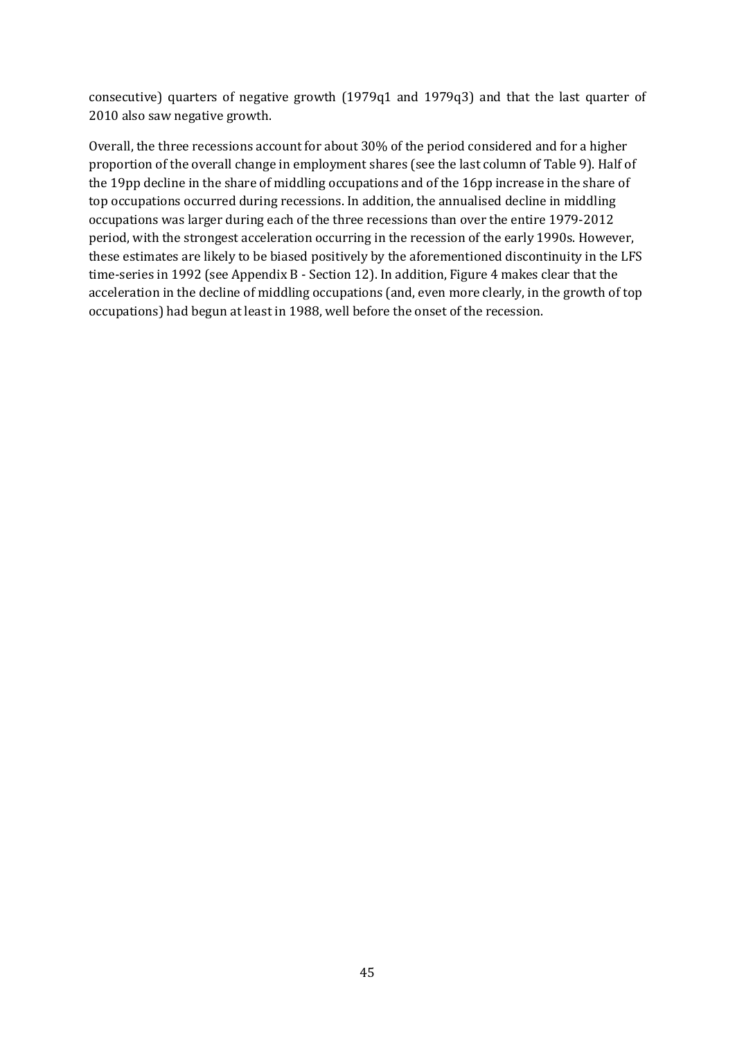consecutive) quarters of negative growth (1979q1 and 1979q3) and that the last quarter of 2010 also saw negative growth.

Overall, the three recessions account for about 30% of the period considered and for a higher proportion of the overall change in employment shares (see the last column of Table 9). Half of the 19pp decline in the share of middling occupations and of the 16pp increase in the share of top occupations occurred during recessions. In addition, the annualised decline in middling occupations was larger during each of the three recessions than over the entire 1979-2012 period, with the strongest acceleration occurring in the recession of the early 1990s. However, these estimates are likely to be biased positively by the aforementioned discontinuity in the LFS time-series in 1992 (see Appendix B - Section 12). In addition, Figure 4 makes clear that the acceleration in the decline of middling occupations (and, even more clearly, in the growth of top occupations) had begun at least in 1988, well before the onset of the recession.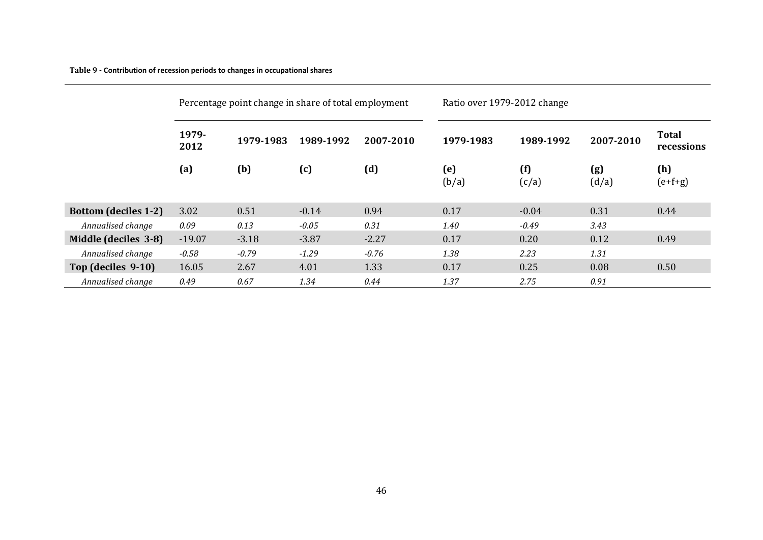**Table 9 - Contribution of recession periods to changes in occupational shares**

| | Percentage point change in share of total employment | | | | Ratio over 1979-2012 change | | | |
|---|---|---|---|---|---|---|---|---|
| | **1979-2012** | **1979-1983** | **1989-1992** | **2007-2010** | **1979-1983** | **1989-1992** | **2007-2010** | **Total recessions** |
| | **(a)** | **(b)** | **(c)** | **(d)** | **(e)** (b/a) | **(f)** (c/a) | **(g)** (d/a) | **(h)** (e+f+g) |
| **Bottom (deciles 1-2)** | 3.02 | 0.51 | -0.14 | 0.94 | 0.17 | -0.04 | 0.31 | 0.44 |
| *Annualised change* | *0.09* | *0.13* | *-0.05* | *0.31* | *1.40* | *-0.49* | *3.43* | |
| **Middle (deciles 3-8)** | -19.07 | -3.18 | -3.87 | -2.27 | 0.17 | 0.20 | 0.12 | 0.49 |
| *Annualised change* | *-0.58* | *-0.79* | *-1.29* | *-0.76* | *1.38* | *2.23* | *1.31* | |
| **Top (deciles 9-10)** | 16.05 | 2.67 | 4.01 | 1.33 | 0.17 | 0.25 | 0.08 | 0.50 |
| *Annualised change* | *0.49* | *0.67* | *1.34* | *0.44* | *1.37* | *2.75* | *0.91* | |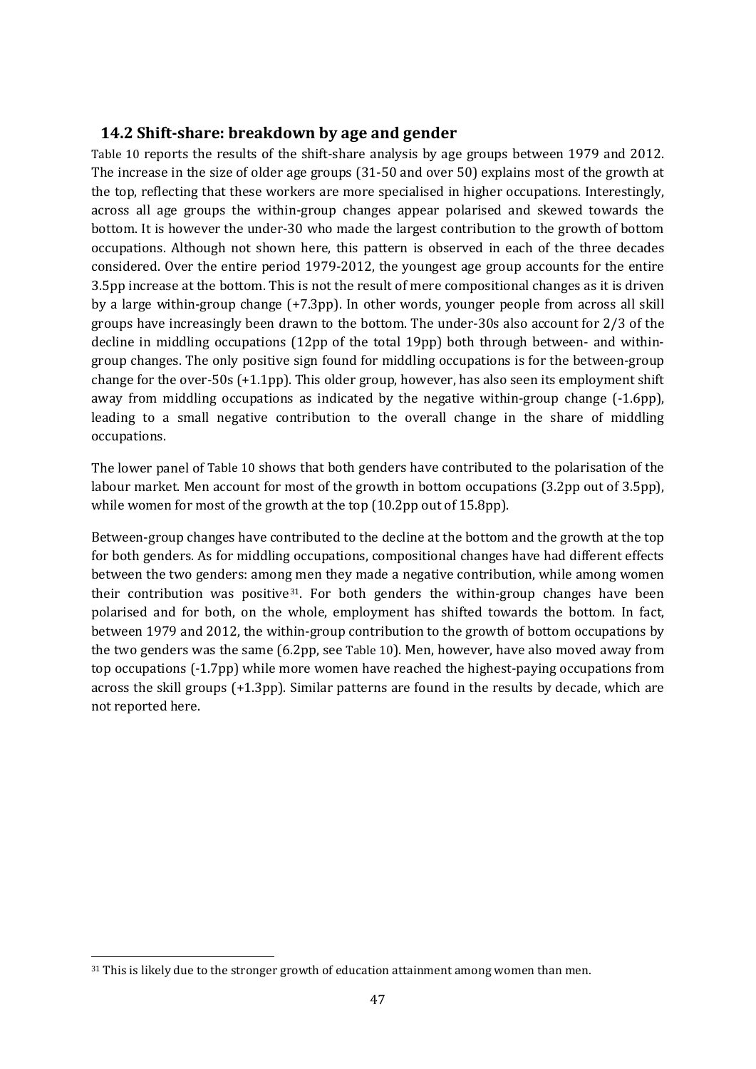## 14.2 Shift-share: breakdown by age and gender

Table 10 reports the results of the shift-share analysis by age groups between 1979 and 2012. The increase in the size of older age groups (31-50 and over 50) explains most of the growth at the top, reflecting that these workers are more specialised in higher occupations. Interestingly, across all age groups the within-group changes appear polarised and skewed towards the bottom. It is however the under-30 who made the largest contribution to the growth of bottom occupations. Although not shown here, this pattern is observed in each of the three decades considered. Over the entire period 1979-2012, the youngest age group accounts for the entire 3.5pp increase at the bottom. This is not the result of mere compositional changes as it is driven by a large within-group change (+7.3pp). In other words, younger people from across all skill groups have increasingly been drawn to the bottom. The under-30s also account for 2/3 of the decline in middling occupations (12pp of the total 19pp) both through between- and within-group changes. The only positive sign found for middling occupations is for the between-group change for the over-50s (+1.1pp). This older group, however, has also seen its employment shift away from middling occupations as indicated by the negative within-group change (-1.6pp), leading to a small negative contribution to the overall change in the share of middling occupations.

The lower panel of Table 10 shows that both genders have contributed to the polarisation of the labour market. Men account for most of the growth in bottom occupations (3.2pp out of 3.5pp), while women for most of the growth at the top (10.2pp out of 15.8pp).

Between-group changes have contributed to the decline at the bottom and the growth at the top for both genders. As for middling occupations, compositional changes have had different effects between the two genders: among men they made a negative contribution, while among women their contribution was positive[31]. For both genders the within-group changes have been polarised and for both, on the whole, employment has shifted towards the bottom. In fact, between 1979 and 2012, the within-group contribution to the growth of bottom occupations by the two genders was the same (6.2pp, see Table 10). Men, however, have also moved away from top occupations (-1.7pp) while more women have reached the highest-paying occupations from across the skill groups (+1.3pp). Similar patterns are found in the results by decade, which are not reported here.

[31] This is likely due to the stronger growth of education attainment among women than men.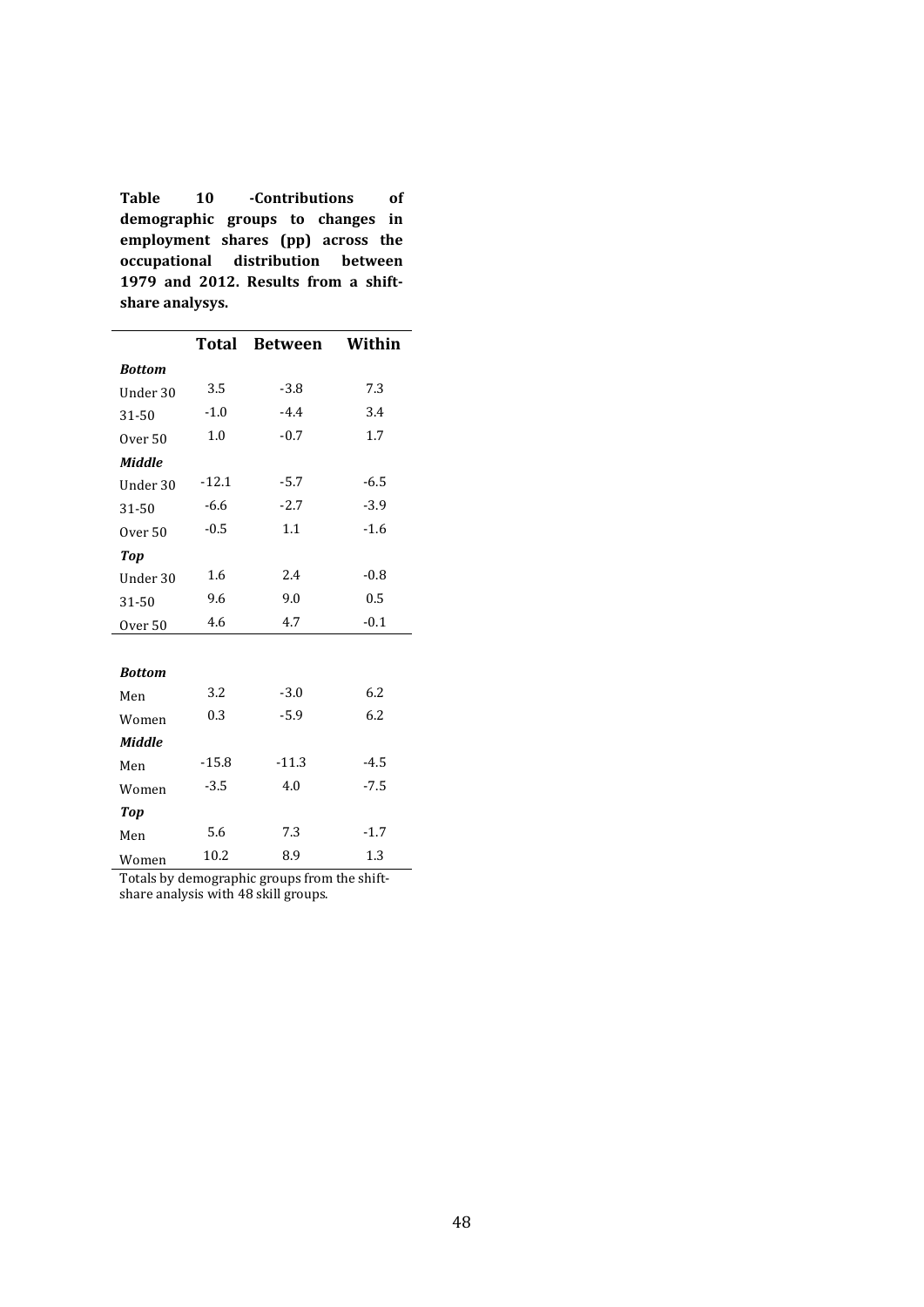**Table 10 -Contributions of demographic groups to changes in employment shares (pp) across the occupational distribution between 1979 and 2012. Results from a shift-share analysys.**

| | Total | Between | Within |
|---|---|---|---|
| ***Bottom*** | | | |
| Under 30 | 3.5 | -3.8 | 7.3 |
| 31-50 | -1.0 | -4.4 | 3.4 |
| Over 50 | 1.0 | -0.7 | 1.7 |
| ***Middle*** | | | |
| Under 30 | -12.1 | -5.7 | -6.5 |
| 31-50 | -6.6 | -2.7 | -3.9 |
| Over 50 | -0.5 | 1.1 | -1.6 |
| ***Top*** | | | |
| Under 30 | 1.6 | 2.4 | -0.8 |
| 31-50 | 9.6 | 9.0 | 0.5 |
| Over 50 | 4.6 | 4.7 | -0.1 |
| | | | |
| ***Bottom*** | | | |
| Men | 3.2 | -3.0 | 6.2 |
| Women | 0.3 | -5.9 | 6.2 |
| ***Middle*** | | | |
| Men | -15.8 | -11.3 | -4.5 |
| Women | -3.5 | 4.0 | -7.5 |
| ***Top*** | | | |
| Men | 5.6 | 7.3 | -1.7 |
| Women | 10.2 | 8.9 | 1.3 |

Totals by demographic groups from the shift-share analysis with 48 skill groups.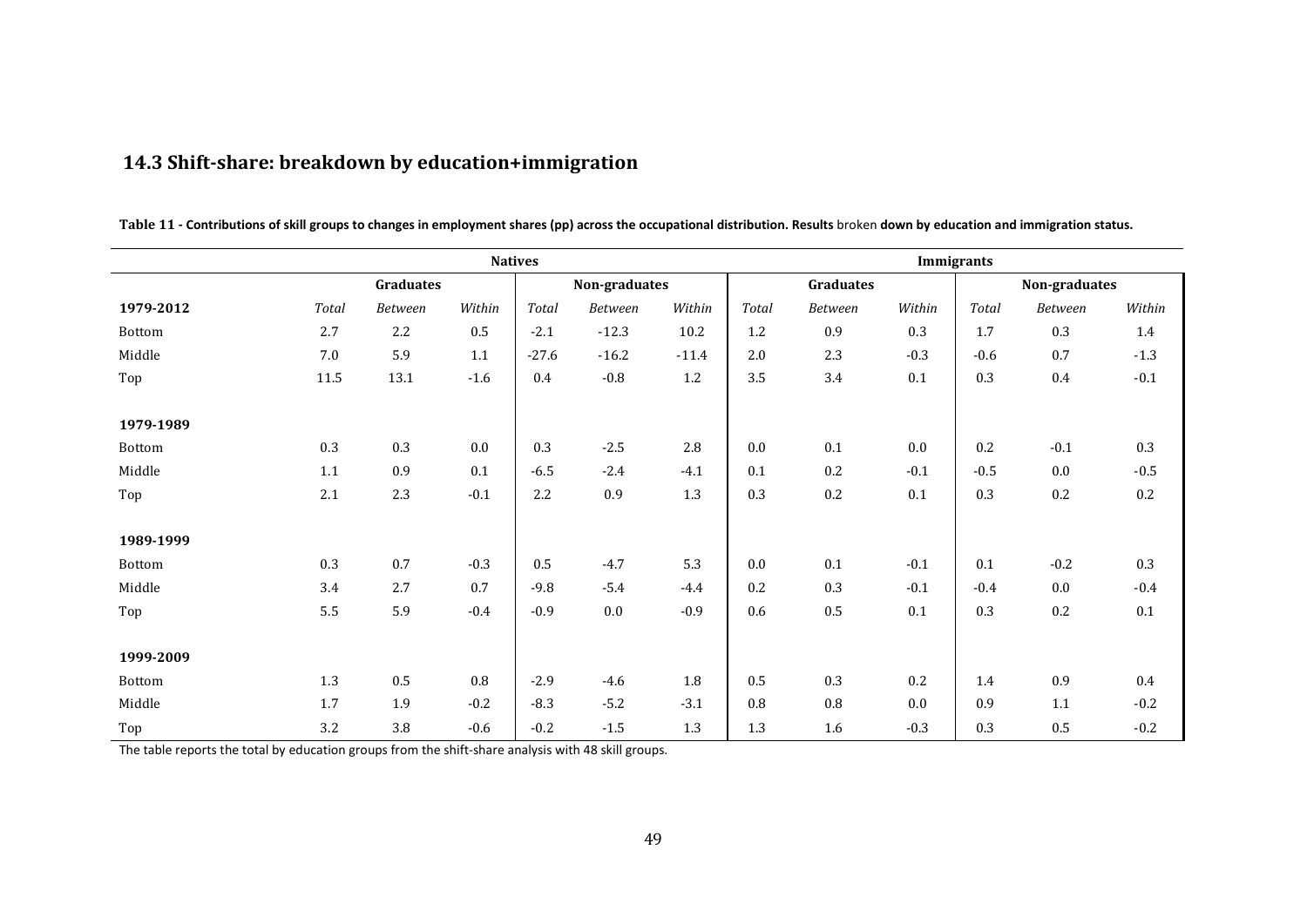### 14.3 Shift-share: breakdown by education+immigration

**Table 11 - Contributions of skill groups to changes in employment shares (pp) across the occupational distribution. Results** broken **down by education and immigration status.**

| | Natives | | | | | | Immigrants | | | | | |
|---|---|---|---|---|---|---|---|---|---|---|---|---|
| | Graduates | | | Non-graduates | | | Graduates | | | Non-graduates | | |
| **1979-2012** | *Total* | *Between* | *Within* | *Total* | *Between* | *Within* | *Total* | *Between* | *Within* | *Total* | *Between* | *Within* |
| Bottom | 2.7 | 2.2 | 0.5 | -2.1 | -12.3 | 10.2 | 1.2 | 0.9 | 0.3 | 1.7 | 0.3 | 1.4 |
| Middle | 7.0 | 5.9 | 1.1 | -27.6 | -16.2 | -11.4 | 2.0 | 2.3 | -0.3 | -0.6 | 0.7 | -1.3 |
| Top | 11.5 | 13.1 | -1.6 | 0.4 | -0.8 | 1.2 | 3.5 | 3.4 | 0.1 | 0.3 | 0.4 | -0.1 |
| **1979-1989** | | | | | | | | | | | | |
| Bottom | 0.3 | 0.3 | 0.0 | 0.3 | -2.5 | 2.8 | 0.0 | 0.1 | 0.0 | 0.2 | -0.1 | 0.3 |
| Middle | 1.1 | 0.9 | 0.1 | -6.5 | -2.4 | -4.1 | 0.1 | 0.2 | -0.1 | -0.5 | 0.0 | -0.5 |
| Top | 2.1 | 2.3 | -0.1 | 2.2 | 0.9 | 1.3 | 0.3 | 0.2 | 0.1 | 0.3 | 0.2 | 0.2 |
| **1989-1999** | | | | | | | | | | | | |
| Bottom | 0.3 | 0.7 | -0.3 | 0.5 | -4.7 | 5.3 | 0.0 | 0.1 | -0.1 | 0.1 | -0.2 | 0.3 |
| Middle | 3.4 | 2.7 | 0.7 | -9.8 | -5.4 | -4.4 | 0.2 | 0.3 | -0.1 | -0.4 | 0.0 | -0.4 |
| Top | 5.5 | 5.9 | -0.4 | -0.9 | 0.0 | -0.9 | 0.6 | 0.5 | 0.1 | 0.3 | 0.2 | 0.1 |
| **1999-2009** | | | | | | | | | | | | |
| Bottom | 1.3 | 0.5 | 0.8 | -2.9 | -4.6 | 1.8 | 0.5 | 0.3 | 0.2 | 1.4 | 0.9 | 0.4 |
| Middle | 1.7 | 1.9 | -0.2 | -8.3 | -5.2 | -3.1 | 0.8 | 0.8 | 0.0 | 0.9 | 1.1 | -0.2 |
| Top | 3.2 | 3.8 | -0.6 | -0.2 | -1.5 | 1.3 | 1.3 | 1.6 | -0.3 | 0.3 | 0.5 | -0.2 |

The table reports the total by education groups from the shift-share analysis with 48 skill groups.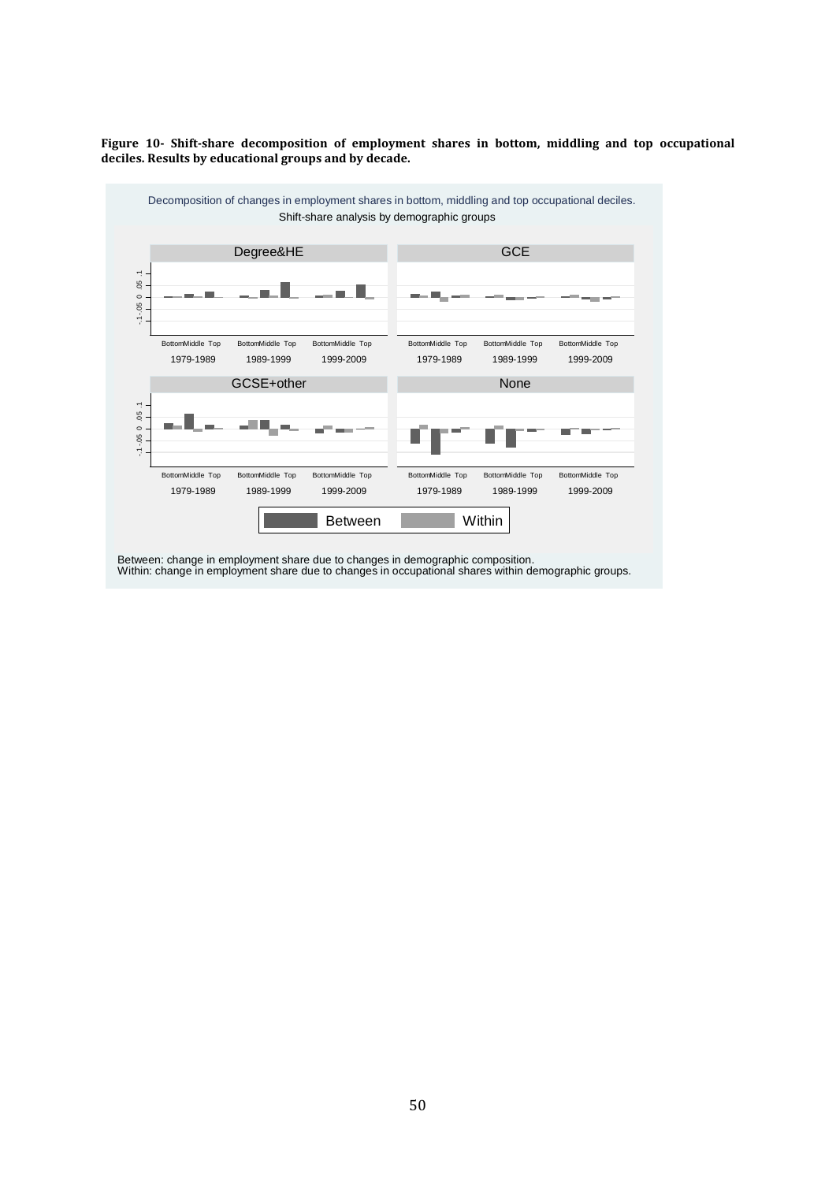**Figure 10- Shift-share decomposition of employment shares in bottom, middling and top occupational deciles. Results by educational groups and by decade.**

Decomposition of changes in employment shares in bottom, middling and top occupational deciles.
Shift-share analysis by demographic groups

Degree&HE | GCE | GCSE+other | None

Bottom Middle Top — 1979-1989, 1989-1999, 1999-2009

Between | Within

Between: change in employment share due to changes in demographic composition.
Within: change in employment share due to changes in occupational shares within demographic groups.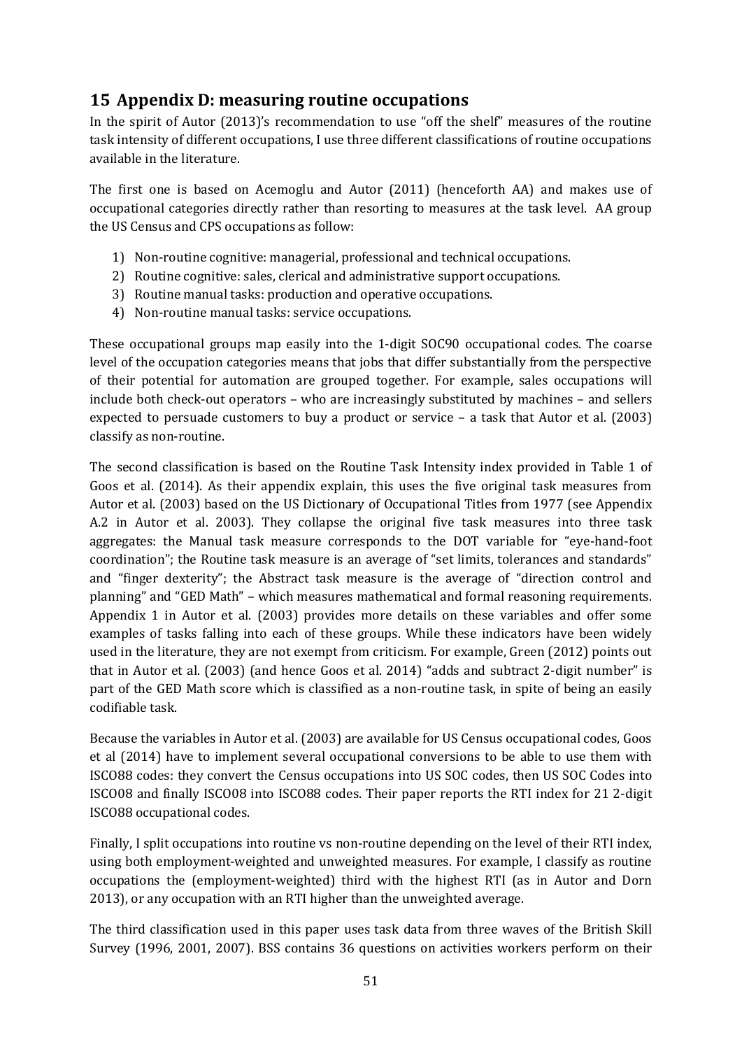## 15 Appendix D: measuring routine occupations

In the spirit of Autor (2013)'s recommendation to use "off the shelf" measures of the routine task intensity of different occupations, I use three different classifications of routine occupations available in the literature.

The first one is based on Acemoglu and Autor (2011) (henceforth AA) and makes use of occupational categories directly rather than resorting to measures at the task level. AA group the US Census and CPS occupations as follow:

1) Non-routine cognitive: managerial, professional and technical occupations.
2) Routine cognitive: sales, clerical and administrative support occupations.
3) Routine manual tasks: production and operative occupations.
4) Non-routine manual tasks: service occupations.

These occupational groups map easily into the 1-digit SOC90 occupational codes. The coarse level of the occupation categories means that jobs that differ substantially from the perspective of their potential for automation are grouped together. For example, sales occupations will include both check-out operators – who are increasingly substituted by machines – and sellers expected to persuade customers to buy a product or service – a task that Autor et al. (2003) classify as non-routine.

The second classification is based on the Routine Task Intensity index provided in Table 1 of Goos et al. (2014). As their appendix explain, this uses the five original task measures from Autor et al. (2003) based on the US Dictionary of Occupational Titles from 1977 (see Appendix A.2 in Autor et al. 2003). They collapse the original five task measures into three task aggregates: the Manual task measure corresponds to the DOT variable for "eye-hand-foot coordination"; the Routine task measure is an average of "set limits, tolerances and standards" and "finger dexterity"; the Abstract task measure is the average of "direction control and planning" and "GED Math" – which measures mathematical and formal reasoning requirements. Appendix 1 in Autor et al. (2003) provides more details on these variables and offer some examples of tasks falling into each of these groups. While these indicators have been widely used in the literature, they are not exempt from criticism. For example, Green (2012) points out that in Autor et al. (2003) (and hence Goos et al. 2014) "adds and subtract 2-digit number" is part of the GED Math score which is classified as a non-routine task, in spite of being an easily codifiable task.

Because the variables in Autor et al. (2003) are available for US Census occupational codes, Goos et al (2014) have to implement several occupational conversions to be able to use them with ISCO88 codes: they convert the Census occupations into US SOC codes, then US SOC Codes into ISCO08 and finally ISCO08 into ISCO88 codes. Their paper reports the RTI index for 21 2-digit ISCO88 occupational codes.

Finally, I split occupations into routine vs non-routine depending on the level of their RTI index, using both employment-weighted and unweighted measures. For example, I classify as routine occupations the (employment-weighted) third with the highest RTI (as in Autor and Dorn 2013), or any occupation with an RTI higher than the unweighted average.

The third classification used in this paper uses task data from three waves of the British Skill Survey (1996, 2001, 2007). BSS contains 36 questions on activities workers perform on their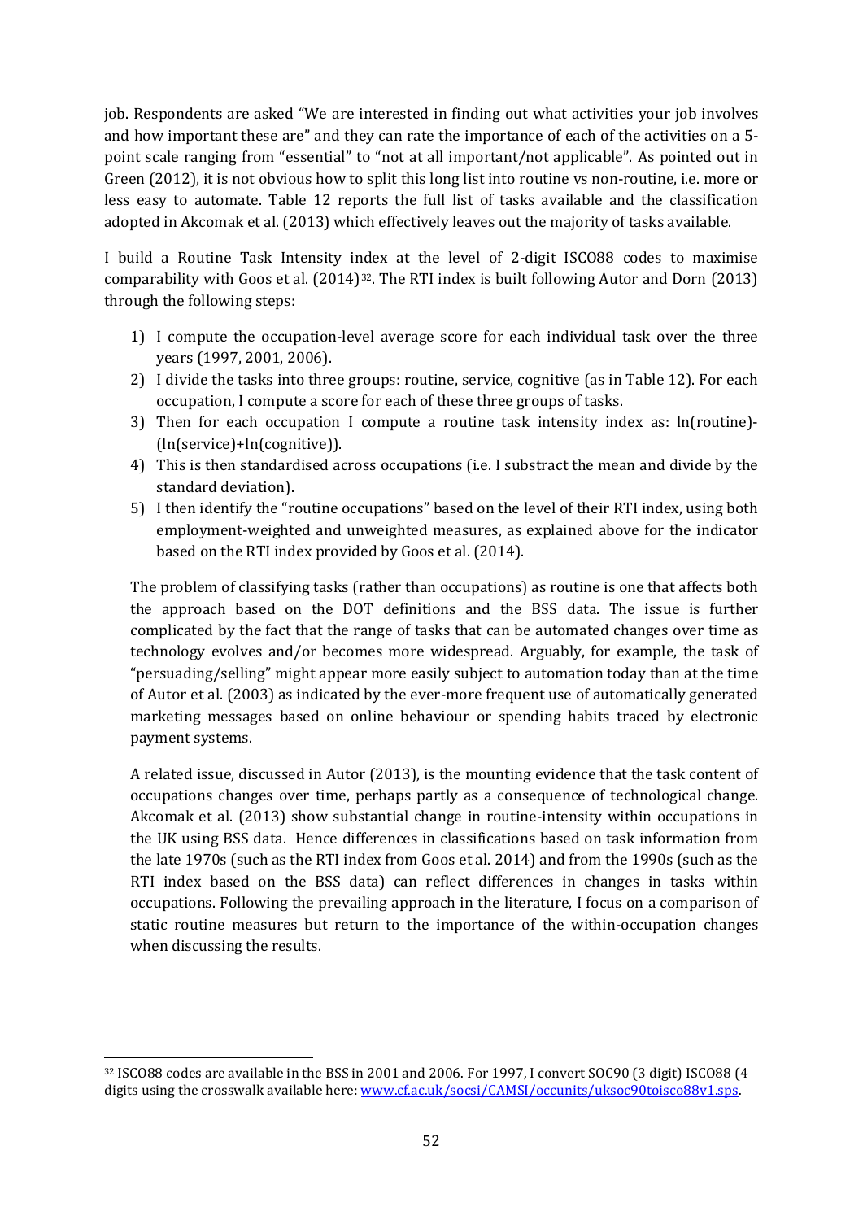job. Respondents are asked "We are interested in finding out what activities your job involves and how important these are" and they can rate the importance of each of the activities on a 5-point scale ranging from "essential" to "not at all important/not applicable". As pointed out in Green (2012), it is not obvious how to split this long list into routine vs non-routine, i.e. more or less easy to automate. Table 12 reports the full list of tasks available and the classification adopted in Akcomak et al. (2013) which effectively leaves out the majority of tasks available.

I build a Routine Task Intensity index at the level of 2-digit ISCO88 codes to maximise comparability with Goos et al. (2014)[32]. The RTI index is built following Autor and Dorn (2013) through the following steps:

1) I compute the occupation-level average score for each individual task over the three years (1997, 2001, 2006).
2) I divide the tasks into three groups: routine, service, cognitive (as in Table 12). For each occupation, I compute a score for each of these three groups of tasks.
3) Then for each occupation I compute a routine task intensity index as: ln(routine)-(ln(service)+ln(cognitive)).
4) This is then standardised across occupations (i.e. I substract the mean and divide by the standard deviation).
5) I then identify the "routine occupations" based on the level of their RTI index, using both employment-weighted and unweighted measures, as explained above for the indicator based on the RTI index provided by Goos et al. (2014).

The problem of classifying tasks (rather than occupations) as routine is one that affects both the approach based on the DOT definitions and the BSS data. The issue is further complicated by the fact that the range of tasks that can be automated changes over time as technology evolves and/or becomes more widespread. Arguably, for example, the task of "persuading/selling" might appear more easily subject to automation today than at the time of Autor et al. (2003) as indicated by the ever-more frequent use of automatically generated marketing messages based on online behaviour or spending habits traced by electronic payment systems.

A related issue, discussed in Autor (2013), is the mounting evidence that the task content of occupations changes over time, perhaps partly as a consequence of technological change. Akcomak et al. (2013) show substantial change in routine-intensity within occupations in the UK using BSS data. Hence differences in classifications based on task information from the late 1970s (such as the RTI index from Goos et al. 2014) and from the 1990s (such as the RTI index based on the BSS data) can reflect differences in changes in tasks within occupations. Following the prevailing approach in the literature, I focus on a comparison of static routine measures but return to the importance of the within-occupation changes when discussing the results.

[32] ISCO88 codes are available in the BSS in 2001 and 2006. For 1997, I convert SOC90 (3 digit) ISCO88 (4 digits using the crosswalk available here: www.cf.ac.uk/socsi/CAMSI/occunits/uksoc90toisco88v1.sps.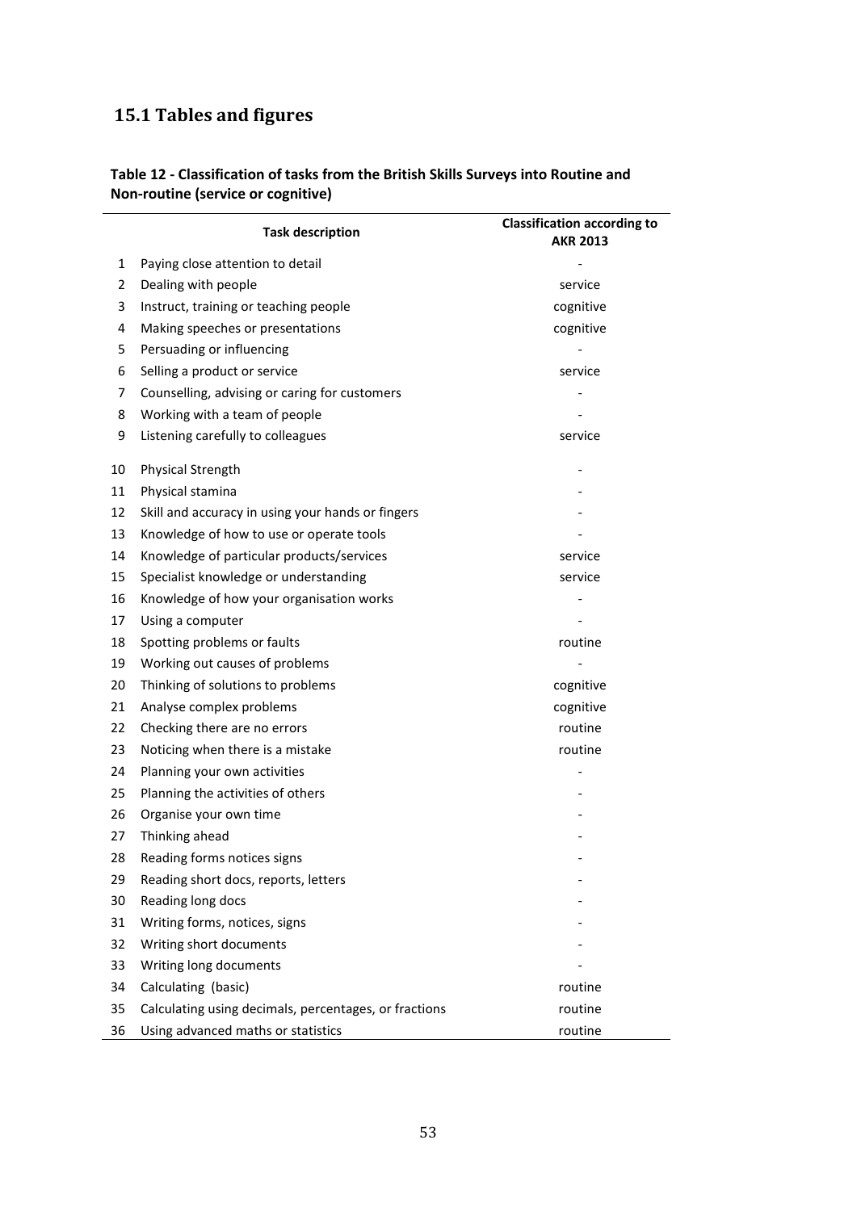## 15.1 Tables and figures

**Table 12 - Classification of tasks from the British Skills Surveys into Routine and Non-routine (service or cognitive)**

| | Task description | Classification according to AKR 2013 |
|---|---|---|
| 1 | Paying close attention to detail | - |
| 2 | Dealing with people | service |
| 3 | Instruct, training or teaching people | cognitive |
| 4 | Making speeches or presentations | cognitive |
| 5 | Persuading or influencing | - |
| 6 | Selling a product or service | service |
| 7 | Counselling, advising or caring for customers | - |
| 8 | Working with a team of people | - |
| 9 | Listening carefully to colleagues | service |
| 10 | Physical Strength | - |
| 11 | Physical stamina | - |
| 12 | Skill and accuracy in using your hands or fingers | - |
| 13 | Knowledge of how to use or operate tools | - |
| 14 | Knowledge of particular products/services | service |
| 15 | Specialist knowledge or understanding | service |
| 16 | Knowledge of how your organisation works | - |
| 17 | Using a computer | - |
| 18 | Spotting problems or faults | routine |
| 19 | Working out causes of problems | - |
| 20 | Thinking of solutions to problems | cognitive |
| 21 | Analyse complex problems | cognitive |
| 22 | Checking there are no errors | routine |
| 23 | Noticing when there is a mistake | routine |
| 24 | Planning your own activities | - |
| 25 | Planning the activities of others | - |
| 26 | Organise your own time | - |
| 27 | Thinking ahead | - |
| 28 | Reading forms notices signs | - |
| 29 | Reading short docs, reports, letters | - |
| 30 | Reading long docs | - |
| 31 | Writing forms, notices, signs | - |
| 32 | Writing short documents | - |
| 33 | Writing long documents | - |
| 34 | Calculating (basic) | routine |
| 35 | Calculating using decimals, percentages, or fractions | routine |
| 36 | Using advanced maths or statistics | routine |